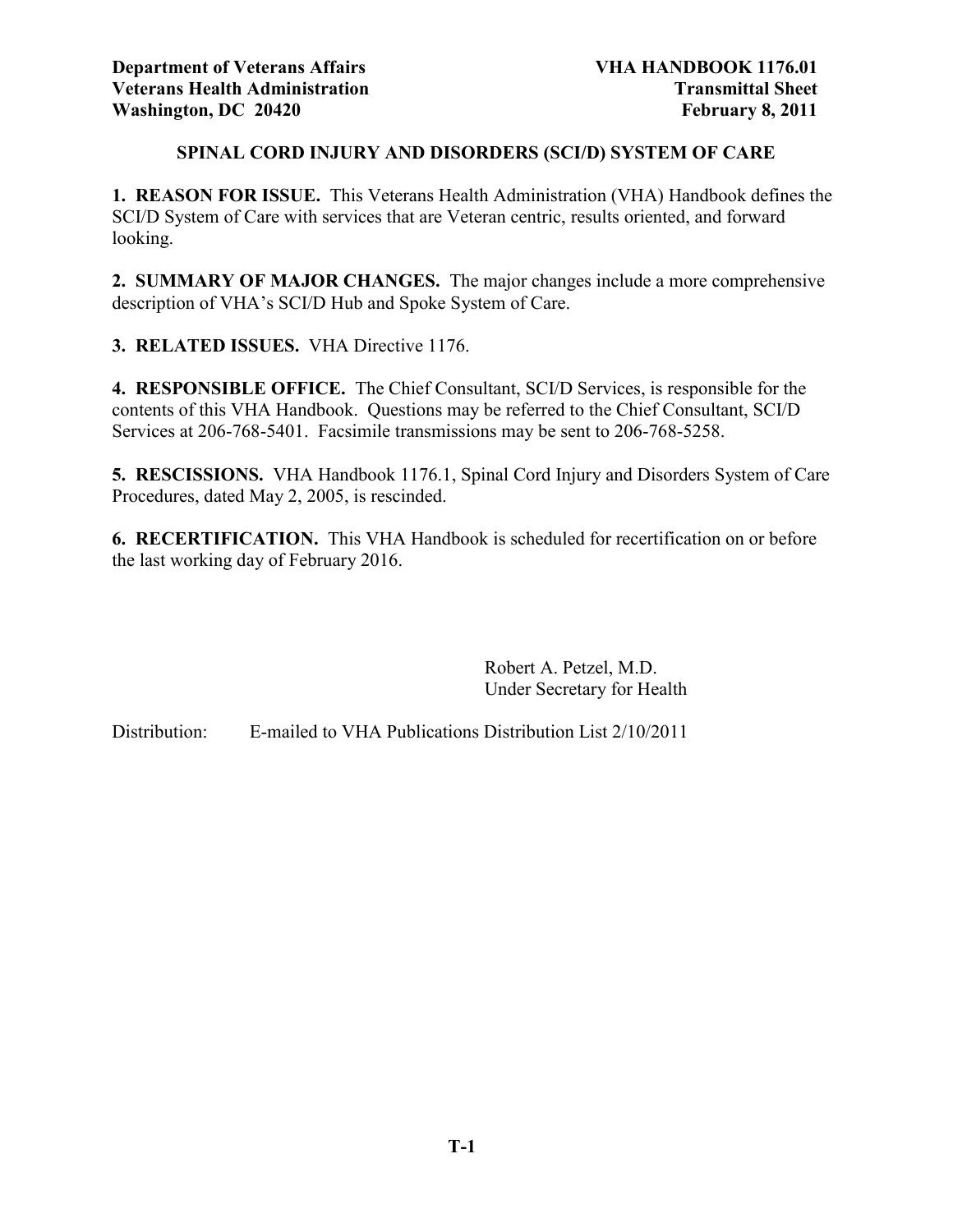**Department of Veterans Affairs**
**Veterans Health Administration**
**Washington, DC 20420**

**VHA HANDBOOK 1176.01**
**Transmittal Sheet**
**February 8, 2011**

## SPINAL CORD INJURY AND DISORDERS (SCI/D) SYSTEM OF CARE

**1. REASON FOR ISSUE.** This Veterans Health Administration (VHA) Handbook defines the SCI/D System of Care with services that are Veteran centric, results oriented, and forward looking.

**2. SUMMARY OF MAJOR CHANGES.** The major changes include a more comprehensive description of VHA's SCI/D Hub and Spoke System of Care.

**3. RELATED ISSUES.** VHA Directive 1176.

**4. RESPONSIBLE OFFICE.** The Chief Consultant, SCI/D Services, is responsible for the contents of this VHA Handbook. Questions may be referred to the Chief Consultant, SCI/D Services at 206-768-5401. Facsimile transmissions may be sent to 206-768-5258.

**5. RESCISSIONS.** VHA Handbook 1176.1, Spinal Cord Injury and Disorders System of Care Procedures, dated May 2, 2005, is rescinded.

**6. RECERTIFICATION.** This VHA Handbook is scheduled for recertification on or before the last working day of February 2016.

Robert A. Petzel, M.D.
Under Secretary for Health

Distribution: E-mailed to VHA Publications Distribution List 2/10/2011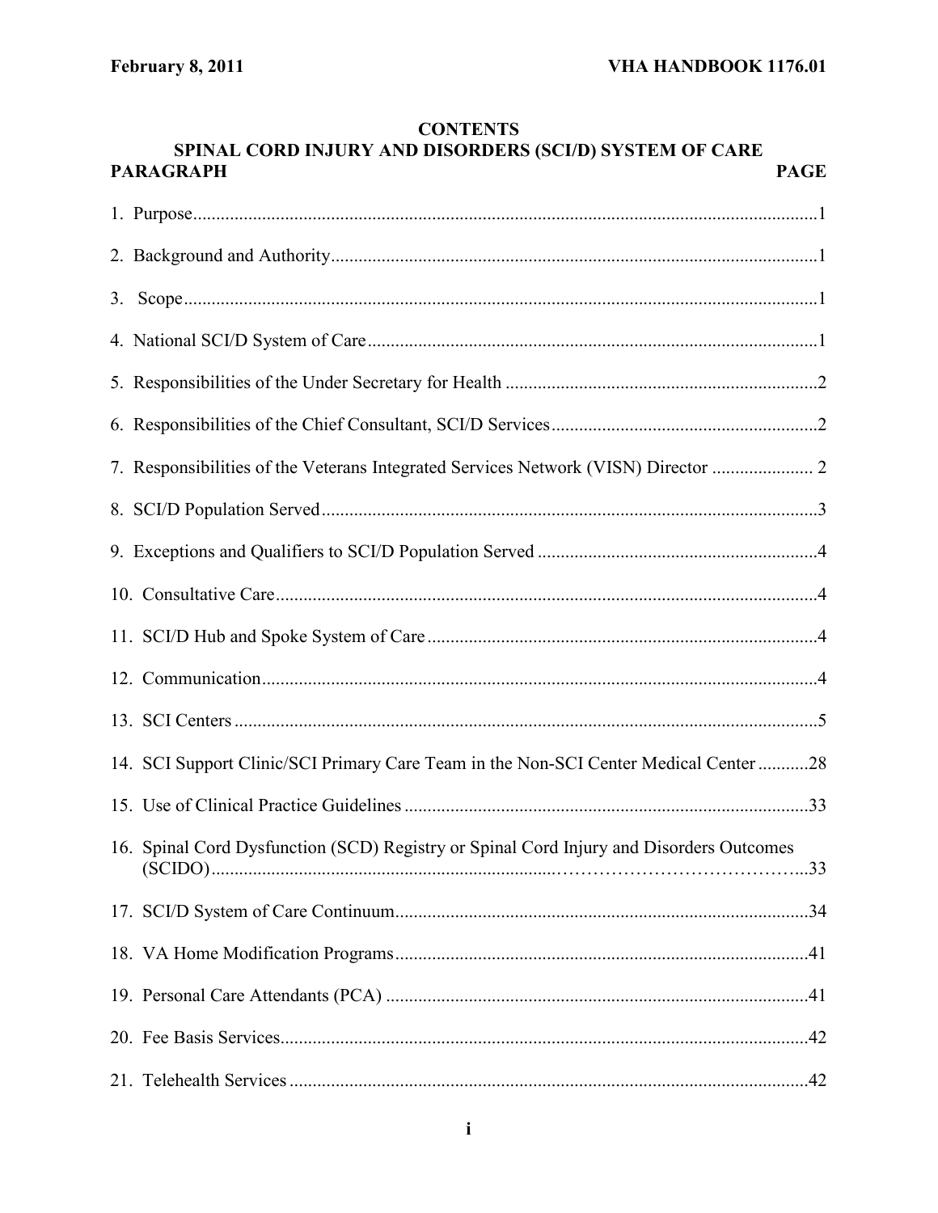# CONTENTS

## SPINAL CORD INJURY AND DISORDERS (SCI/D) SYSTEM OF CARE

| PARAGRAPH | PAGE |
|---|---|
| 1. Purpose | 1 |
| 2. Background and Authority | 1 |
| 3. Scope | 1 |
| 4. National SCI/D System of Care | 1 |
| 5. Responsibilities of the Under Secretary for Health | 2 |
| 6. Responsibilities of the Chief Consultant, SCI/D Services | 2 |
| 7. Responsibilities of the Veterans Integrated Services Network (VISN) Director | 2 |
| 8. SCI/D Population Served | 3 |
| 9. Exceptions and Qualifiers to SCI/D Population Served | 4 |
| 10. Consultative Care | 4 |
| 11. SCI/D Hub and Spoke System of Care | 4 |
| 12. Communication | 4 |
| 13. SCI Centers | 5 |
| 14. SCI Support Clinic/SCI Primary Care Team in the Non-SCI Center Medical Center | 28 |
| 15. Use of Clinical Practice Guidelines | 33 |
| 16. Spinal Cord Dysfunction (SCD) Registry or Spinal Cord Injury and Disorders Outcomes (SCIDO) | 33 |
| 17. SCI/D System of Care Continuum | 34 |
| 18. VA Home Modification Programs | 41 |
| 19. Personal Care Attendants (PCA) | 41 |
| 20. Fee Basis Services | 42 |
| 21. Telehealth Services | 42 |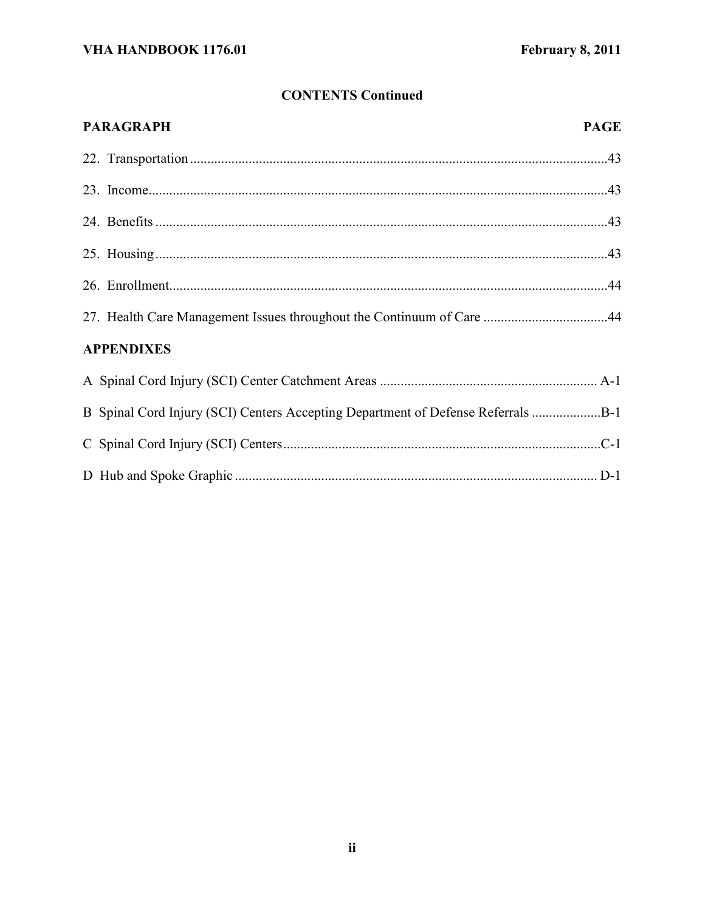## CONTENTS Continued

| PARAGRAPH | PAGE |
|---|---|
| 22. Transportation | 43 |
| 23. Income | 43 |
| 24. Benefits | 43 |
| 25. Housing | 43 |
| 26. Enrollment | 44 |
| 27. Health Care Management Issues throughout the Continuum of Care | 44 |
| **APPENDIXES** | |
| A Spinal Cord Injury (SCI) Center Catchment Areas | A-1 |
| B Spinal Cord Injury (SCI) Centers Accepting Department of Defense Referrals | B-1 |
| C Spinal Cord Injury (SCI) Centers | C-1 |
| D Hub and Spoke Graphic | D-1 |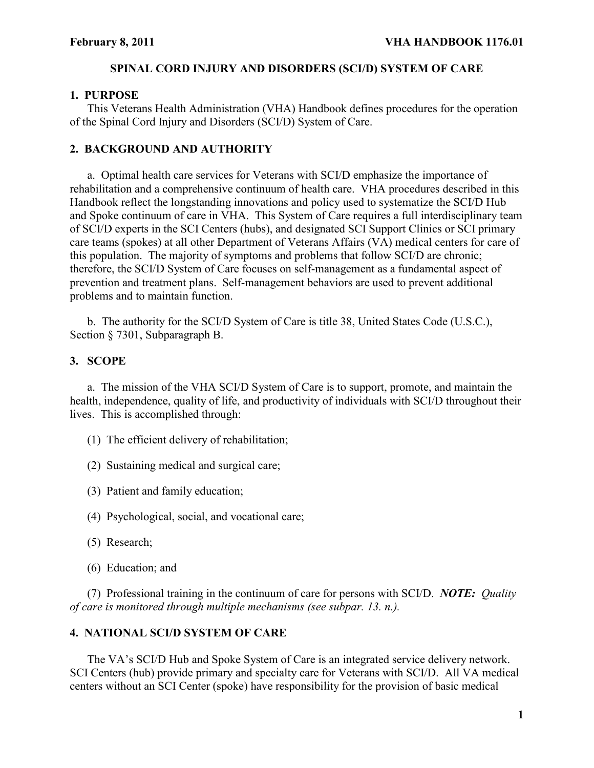## SPINAL CORD INJURY AND DISORDERS (SCI/D) SYSTEM OF CARE

### 1. PURPOSE

This Veterans Health Administration (VHA) Handbook defines procedures for the operation of the Spinal Cord Injury and Disorders (SCI/D) System of Care.

### 2. BACKGROUND AND AUTHORITY

a. Optimal health care services for Veterans with SCI/D emphasize the importance of rehabilitation and a comprehensive continuum of health care. VHA procedures described in this Handbook reflect the longstanding innovations and policy used to systematize the SCI/D Hub and Spoke continuum of care in VHA. This System of Care requires a full interdisciplinary team of SCI/D experts in the SCI Centers (hubs), and designated SCI Support Clinics or SCI primary care teams (spokes) at all other Department of Veterans Affairs (VA) medical centers for care of this population. The majority of symptoms and problems that follow SCI/D are chronic; therefore, the SCI/D System of Care focuses on self-management as a fundamental aspect of prevention and treatment plans. Self-management behaviors are used to prevent additional problems and to maintain function.

b. The authority for the SCI/D System of Care is title 38, United States Code (U.S.C.), Section § 7301, Subparagraph B.

### 3. SCOPE

a. The mission of the VHA SCI/D System of Care is to support, promote, and maintain the health, independence, quality of life, and productivity of individuals with SCI/D throughout their lives. This is accomplished through:

(1) The efficient delivery of rehabilitation;

(2) Sustaining medical and surgical care;

(3) Patient and family education;

(4) Psychological, social, and vocational care;

(5) Research;

(6) Education; and

(7) Professional training in the continuum of care for persons with SCI/D. ***NOTE:*** *Quality of care is monitored through multiple mechanisms (see subpar. 13. n.).*

### 4. NATIONAL SCI/D SYSTEM OF CARE

The VA's SCI/D Hub and Spoke System of Care is an integrated service delivery network. SCI Centers (hub) provide primary and specialty care for Veterans with SCI/D. All VA medical centers without an SCI Center (spoke) have responsibility for the provision of basic medical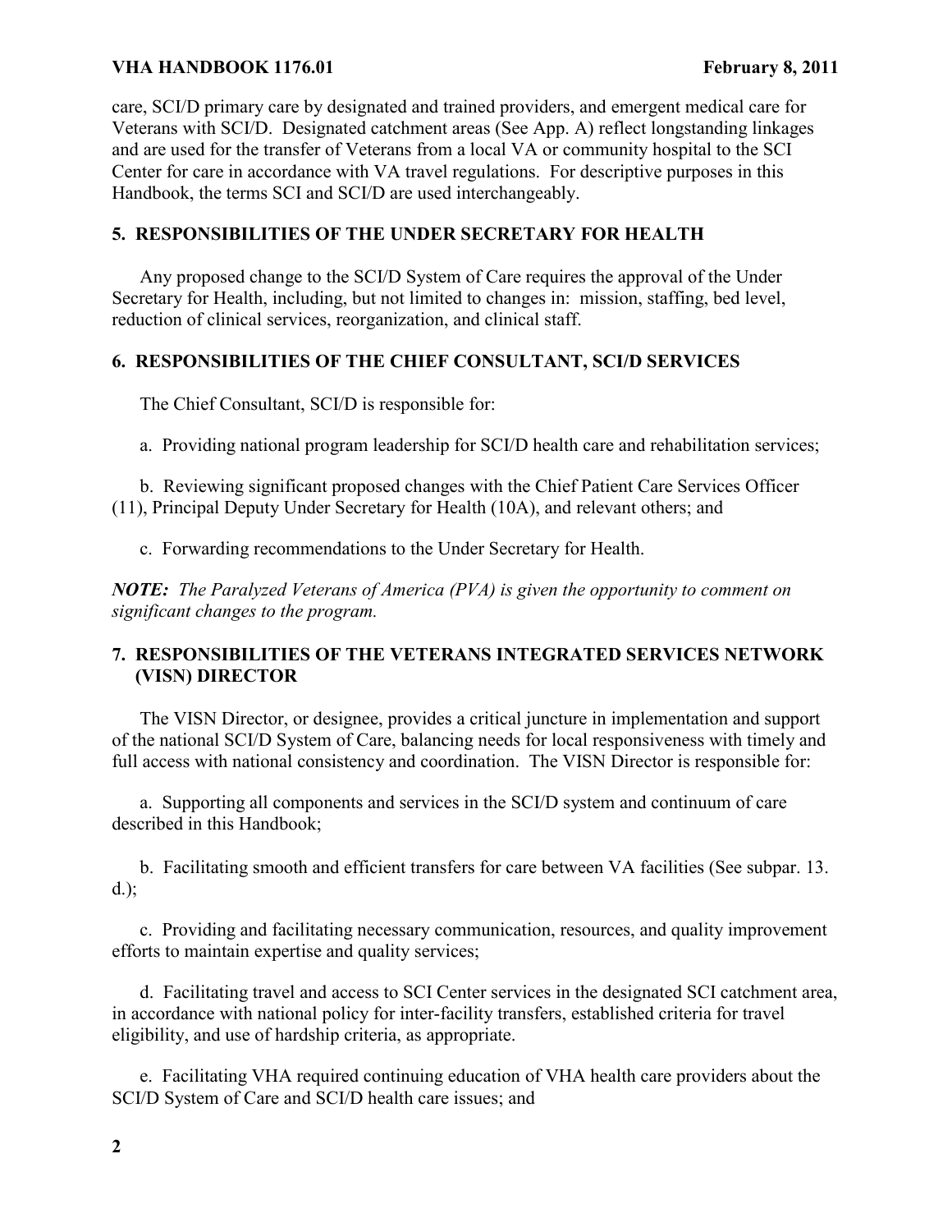care, SCI/D primary care by designated and trained providers, and emergent medical care for Veterans with SCI/D. Designated catchment areas (See App. A) reflect longstanding linkages and are used for the transfer of Veterans from a local VA or community hospital to the SCI Center for care in accordance with VA travel regulations. For descriptive purposes in this Handbook, the terms SCI and SCI/D are used interchangeably.

## 5. RESPONSIBILITIES OF THE UNDER SECRETARY FOR HEALTH

Any proposed change to the SCI/D System of Care requires the approval of the Under Secretary for Health, including, but not limited to changes in: mission, staffing, bed level, reduction of clinical services, reorganization, and clinical staff.

## 6. RESPONSIBILITIES OF THE CHIEF CONSULTANT, SCI/D SERVICES

The Chief Consultant, SCI/D is responsible for:

a. Providing national program leadership for SCI/D health care and rehabilitation services;

b. Reviewing significant proposed changes with the Chief Patient Care Services Officer (11), Principal Deputy Under Secretary for Health (10A), and relevant others; and

c. Forwarding recommendations to the Under Secretary for Health.

***NOTE:*** *The Paralyzed Veterans of America (PVA) is given the opportunity to comment on significant changes to the program.*

## 7. RESPONSIBILITIES OF THE VETERANS INTEGRATED SERVICES NETWORK (VISN) DIRECTOR

The VISN Director, or designee, provides a critical juncture in implementation and support of the national SCI/D System of Care, balancing needs for local responsiveness with timely and full access with national consistency and coordination. The VISN Director is responsible for:

a. Supporting all components and services in the SCI/D system and continuum of care described in this Handbook;

b. Facilitating smooth and efficient transfers for care between VA facilities (See subpar. 13. d.);

c. Providing and facilitating necessary communication, resources, and quality improvement efforts to maintain expertise and quality services;

d. Facilitating travel and access to SCI Center services in the designated SCI catchment area, in accordance with national policy for inter-facility transfers, established criteria for travel eligibility, and use of hardship criteria, as appropriate.

e. Facilitating VHA required continuing education of VHA health care providers about the SCI/D System of Care and SCI/D health care issues; and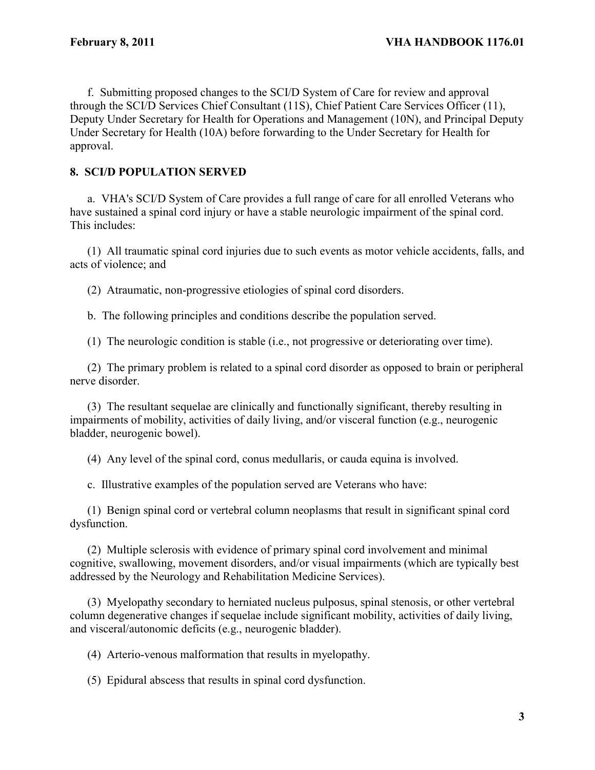f. Submitting proposed changes to the SCI/D System of Care for review and approval through the SCI/D Services Chief Consultant (11S), Chief Patient Care Services Officer (11), Deputy Under Secretary for Health for Operations and Management (10N), and Principal Deputy Under Secretary for Health (10A) before forwarding to the Under Secretary for Health for approval.

## 8. SCI/D POPULATION SERVED

a. VHA's SCI/D System of Care provides a full range of care for all enrolled Veterans who have sustained a spinal cord injury or have a stable neurologic impairment of the spinal cord. This includes:

(1) All traumatic spinal cord injuries due to such events as motor vehicle accidents, falls, and acts of violence; and

(2) Atraumatic, non-progressive etiologies of spinal cord disorders.

b. The following principles and conditions describe the population served.

(1) The neurologic condition is stable (i.e., not progressive or deteriorating over time).

(2) The primary problem is related to a spinal cord disorder as opposed to brain or peripheral nerve disorder.

(3) The resultant sequelae are clinically and functionally significant, thereby resulting in impairments of mobility, activities of daily living, and/or visceral function (e.g., neurogenic bladder, neurogenic bowel).

(4) Any level of the spinal cord, conus medullaris, or cauda equina is involved.

c. Illustrative examples of the population served are Veterans who have:

(1) Benign spinal cord or vertebral column neoplasms that result in significant spinal cord dysfunction.

(2) Multiple sclerosis with evidence of primary spinal cord involvement and minimal cognitive, swallowing, movement disorders, and/or visual impairments (which are typically best addressed by the Neurology and Rehabilitation Medicine Services).

(3) Myelopathy secondary to herniated nucleus pulposus, spinal stenosis, or other vertebral column degenerative changes if sequelae include significant mobility, activities of daily living, and visceral/autonomic deficits (e.g., neurogenic bladder).

(4) Arterio-venous malformation that results in myelopathy.

(5) Epidural abscess that results in spinal cord dysfunction.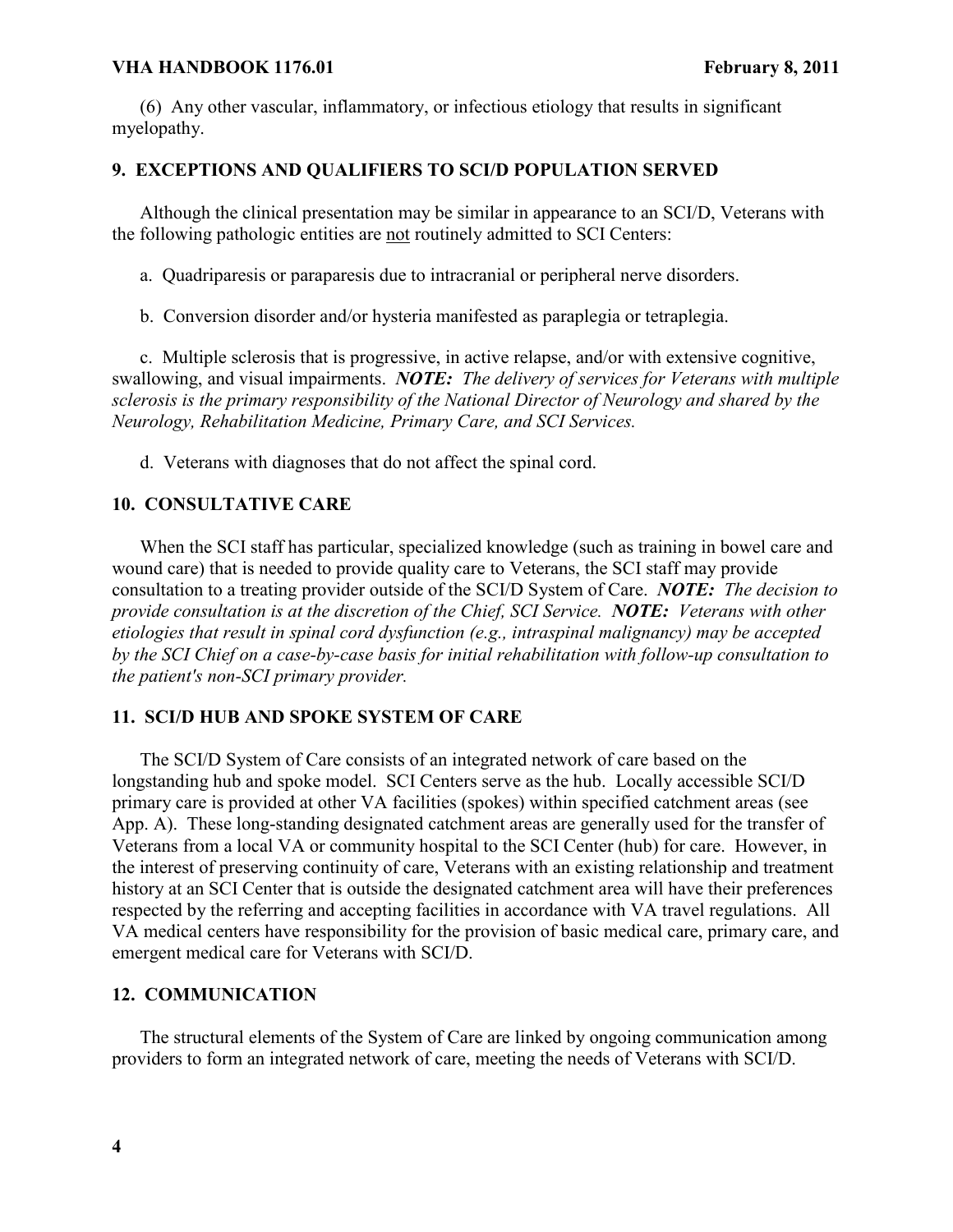(6) Any other vascular, inflammatory, or infectious etiology that results in significant myelopathy.

## 9. EXCEPTIONS AND QUALIFIERS TO SCI/D POPULATION SERVED

Although the clinical presentation may be similar in appearance to an SCI/D, Veterans with the following pathologic entities are not routinely admitted to SCI Centers:

a. Quadriparesis or paraparesis due to intracranial or peripheral nerve disorders.

b. Conversion disorder and/or hysteria manifested as paraplegia or tetraplegia.

c. Multiple sclerosis that is progressive, in active relapse, and/or with extensive cognitive, swallowing, and visual impairments. ***NOTE:*** *The delivery of services for Veterans with multiple sclerosis is the primary responsibility of the National Director of Neurology and shared by the Neurology, Rehabilitation Medicine, Primary Care, and SCI Services.*

d. Veterans with diagnoses that do not affect the spinal cord.

## 10. CONSULTATIVE CARE

When the SCI staff has particular, specialized knowledge (such as training in bowel care and wound care) that is needed to provide quality care to Veterans, the SCI staff may provide consultation to a treating provider outside of the SCI/D System of Care. ***NOTE:*** *The decision to provide consultation is at the discretion of the Chief, SCI Service.* ***NOTE:*** *Veterans with other etiologies that result in spinal cord dysfunction (e.g., intraspinal malignancy) may be accepted by the SCI Chief on a case-by-case basis for initial rehabilitation with follow-up consultation to the patient's non-SCI primary provider.*

## 11. SCI/D HUB AND SPOKE SYSTEM OF CARE

The SCI/D System of Care consists of an integrated network of care based on the longstanding hub and spoke model. SCI Centers serve as the hub. Locally accessible SCI/D primary care is provided at other VA facilities (spokes) within specified catchment areas (see App. A). These long-standing designated catchment areas are generally used for the transfer of Veterans from a local VA or community hospital to the SCI Center (hub) for care. However, in the interest of preserving continuity of care, Veterans with an existing relationship and treatment history at an SCI Center that is outside the designated catchment area will have their preferences respected by the referring and accepting facilities in accordance with VA travel regulations. All VA medical centers have responsibility for the provision of basic medical care, primary care, and emergent medical care for Veterans with SCI/D.

## 12. COMMUNICATION

The structural elements of the System of Care are linked by ongoing communication among providers to form an integrated network of care, meeting the needs of Veterans with SCI/D.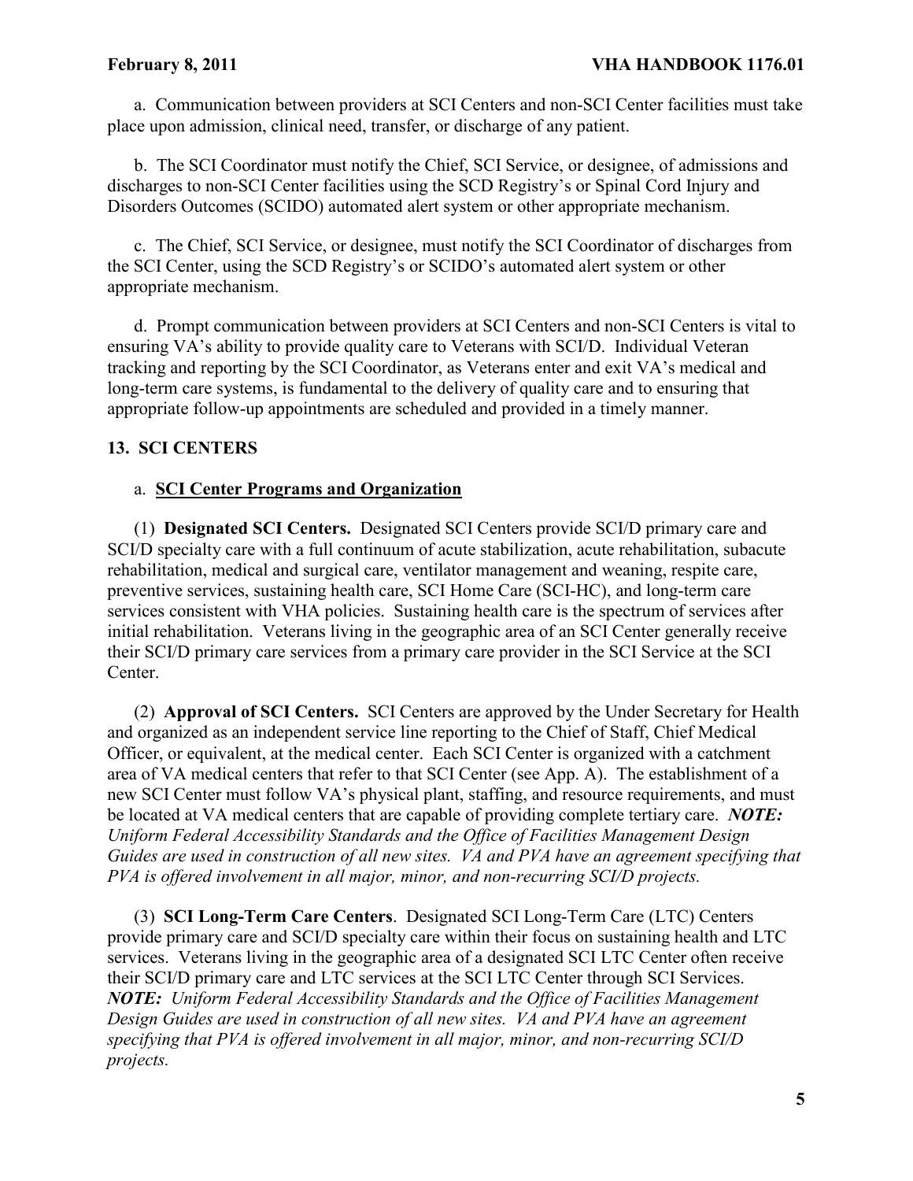a. Communication between providers at SCI Centers and non-SCI Center facilities must take place upon admission, clinical need, transfer, or discharge of any patient.

b. The SCI Coordinator must notify the Chief, SCI Service, or designee, of admissions and discharges to non-SCI Center facilities using the SCD Registry's or Spinal Cord Injury and Disorders Outcomes (SCIDO) automated alert system or other appropriate mechanism.

c. The Chief, SCI Service, or designee, must notify the SCI Coordinator of discharges from the SCI Center, using the SCD Registry's or SCIDO's automated alert system or other appropriate mechanism.

d. Prompt communication between providers at SCI Centers and non-SCI Centers is vital to ensuring VA's ability to provide quality care to Veterans with SCI/D. Individual Veteran tracking and reporting by the SCI Coordinator, as Veterans enter and exit VA's medical and long-term care systems, is fundamental to the delivery of quality care and to ensuring that appropriate follow-up appointments are scheduled and provided in a timely manner.

## 13. SCI CENTERS

a. **SCI Center Programs and Organization**

(1) **Designated SCI Centers.** Designated SCI Centers provide SCI/D primary care and SCI/D specialty care with a full continuum of acute stabilization, acute rehabilitation, subacute rehabilitation, medical and surgical care, ventilator management and weaning, respite care, preventive services, sustaining health care, SCI Home Care (SCI-HC), and long-term care services consistent with VHA policies. Sustaining health care is the spectrum of services after initial rehabilitation. Veterans living in the geographic area of an SCI Center generally receive their SCI/D primary care services from a primary care provider in the SCI Service at the SCI Center.

(2) **Approval of SCI Centers.** SCI Centers are approved by the Under Secretary for Health and organized as an independent service line reporting to the Chief of Staff, Chief Medical Officer, or equivalent, at the medical center. Each SCI Center is organized with a catchment area of VA medical centers that refer to that SCI Center (see App. A). The establishment of a new SCI Center must follow VA's physical plant, staffing, and resource requirements, and must be located at VA medical centers that are capable of providing complete tertiary care. ***NOTE:*** *Uniform Federal Accessibility Standards and the Office of Facilities Management Design Guides are used in construction of all new sites. VA and PVA have an agreement specifying that PVA is offered involvement in all major, minor, and non-recurring SCI/D projects.*

(3) **SCI Long-Term Care Centers**. Designated SCI Long-Term Care (LTC) Centers provide primary care and SCI/D specialty care within their focus on sustaining health and LTC services. Veterans living in the geographic area of a designated SCI LTC Center often receive their SCI/D primary care and LTC services at the SCI LTC Center through SCI Services. ***NOTE:*** *Uniform Federal Accessibility Standards and the Office of Facilities Management Design Guides are used in construction of all new sites. VA and PVA have an agreement specifying that PVA is offered involvement in all major, minor, and non-recurring SCI/D projects.*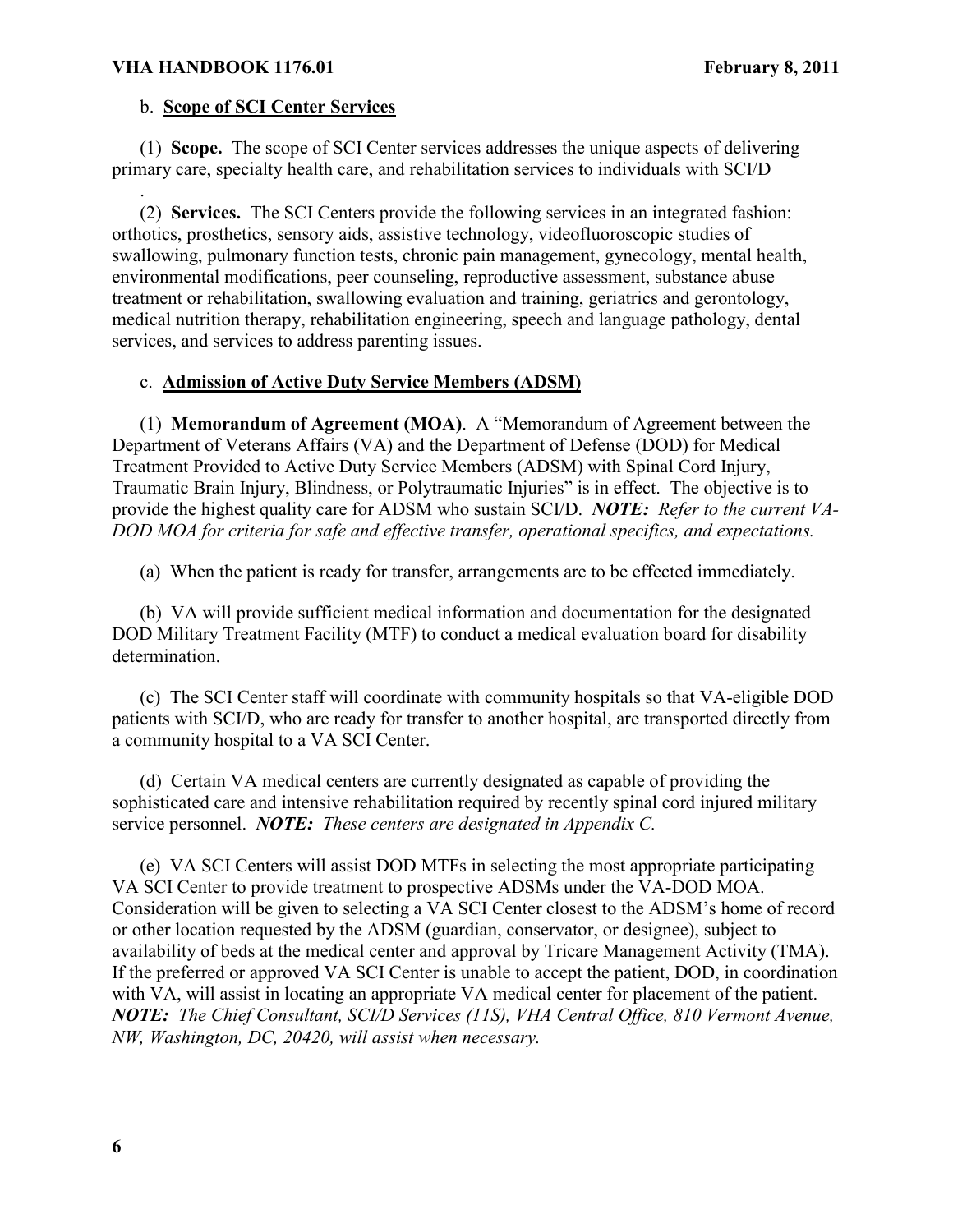b. **Scope of SCI Center Services**

(1) **Scope.** The scope of SCI Center services addresses the unique aspects of delivering primary care, specialty health care, and rehabilitation services to individuals with SCI/D

.

(2) **Services.** The SCI Centers provide the following services in an integrated fashion: orthotics, prosthetics, sensory aids, assistive technology, videofluoroscopic studies of swallowing, pulmonary function tests, chronic pain management, gynecology, mental health, environmental modifications, peer counseling, reproductive assessment, substance abuse treatment or rehabilitation, swallowing evaluation and training, geriatrics and gerontology, medical nutrition therapy, rehabilitation engineering, speech and language pathology, dental services, and services to address parenting issues.

c. **Admission of Active Duty Service Members (ADSM)**

(1) **Memorandum of Agreement (MOA)**. A "Memorandum of Agreement between the Department of Veterans Affairs (VA) and the Department of Defense (DOD) for Medical Treatment Provided to Active Duty Service Members (ADSM) with Spinal Cord Injury, Traumatic Brain Injury, Blindness, or Polytraumatic Injuries" is in effect. The objective is to provide the highest quality care for ADSM who sustain SCI/D. ***NOTE:*** *Refer to the current VA-DOD MOA for criteria for safe and effective transfer, operational specifics, and expectations.*

(a) When the patient is ready for transfer, arrangements are to be effected immediately.

(b) VA will provide sufficient medical information and documentation for the designated DOD Military Treatment Facility (MTF) to conduct a medical evaluation board for disability determination.

(c) The SCI Center staff will coordinate with community hospitals so that VA-eligible DOD patients with SCI/D, who are ready for transfer to another hospital, are transported directly from a community hospital to a VA SCI Center.

(d) Certain VA medical centers are currently designated as capable of providing the sophisticated care and intensive rehabilitation required by recently spinal cord injured military service personnel. ***NOTE:*** *These centers are designated in Appendix C.*

(e) VA SCI Centers will assist DOD MTFs in selecting the most appropriate participating VA SCI Center to provide treatment to prospective ADSMs under the VA-DOD MOA. Consideration will be given to selecting a VA SCI Center closest to the ADSM's home of record or other location requested by the ADSM (guardian, conservator, or designee), subject to availability of beds at the medical center and approval by Tricare Management Activity (TMA). If the preferred or approved VA SCI Center is unable to accept the patient, DOD, in coordination with VA, will assist in locating an appropriate VA medical center for placement of the patient. ***NOTE:*** *The Chief Consultant, SCI/D Services (11S), VHA Central Office, 810 Vermont Avenue, NW, Washington, DC, 20420, will assist when necessary.*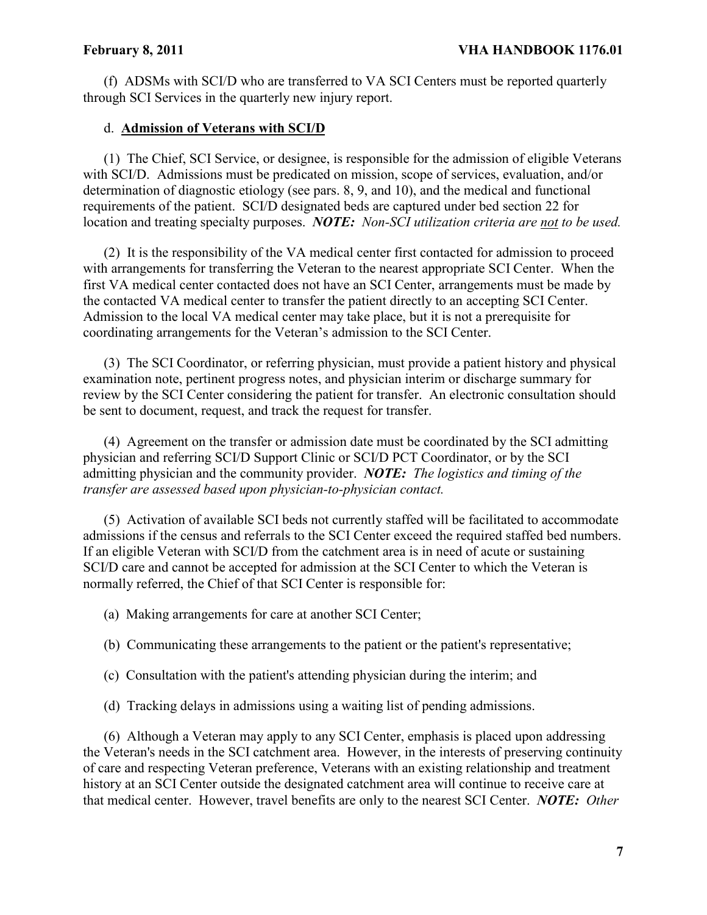(f) ADSMs with SCI/D who are transferred to VA SCI Centers must be reported quarterly through SCI Services in the quarterly new injury report.

d. **Admission of Veterans with SCI/D**

(1) The Chief, SCI Service, or designee, is responsible for the admission of eligible Veterans with SCI/D. Admissions must be predicated on mission, scope of services, evaluation, and/or determination of diagnostic etiology (see pars. 8, 9, and 10), and the medical and functional requirements of the patient. SCI/D designated beds are captured under bed section 22 for location and treating specialty purposes. ***NOTE:*** *Non-SCI utilization criteria are not to be used.*

(2) It is the responsibility of the VA medical center first contacted for admission to proceed with arrangements for transferring the Veteran to the nearest appropriate SCI Center. When the first VA medical center contacted does not have an SCI Center, arrangements must be made by the contacted VA medical center to transfer the patient directly to an accepting SCI Center. Admission to the local VA medical center may take place, but it is not a prerequisite for coordinating arrangements for the Veteran's admission to the SCI Center.

(3) The SCI Coordinator, or referring physician, must provide a patient history and physical examination note, pertinent progress notes, and physician interim or discharge summary for review by the SCI Center considering the patient for transfer. An electronic consultation should be sent to document, request, and track the request for transfer.

(4) Agreement on the transfer or admission date must be coordinated by the SCI admitting physician and referring SCI/D Support Clinic or SCI/D PCT Coordinator, or by the SCI admitting physician and the community provider. ***NOTE:*** *The logistics and timing of the transfer are assessed based upon physician-to-physician contact.*

(5) Activation of available SCI beds not currently staffed will be facilitated to accommodate admissions if the census and referrals to the SCI Center exceed the required staffed bed numbers. If an eligible Veteran with SCI/D from the catchment area is in need of acute or sustaining SCI/D care and cannot be accepted for admission at the SCI Center to which the Veteran is normally referred, the Chief of that SCI Center is responsible for:

(a) Making arrangements for care at another SCI Center;

(b) Communicating these arrangements to the patient or the patient's representative;

(c) Consultation with the patient's attending physician during the interim; and

(d) Tracking delays in admissions using a waiting list of pending admissions.

(6) Although a Veteran may apply to any SCI Center, emphasis is placed upon addressing the Veteran's needs in the SCI catchment area. However, in the interests of preserving continuity of care and respecting Veteran preference, Veterans with an existing relationship and treatment history at an SCI Center outside the designated catchment area will continue to receive care at that medical center. However, travel benefits are only to the nearest SCI Center. ***NOTE:*** *Other*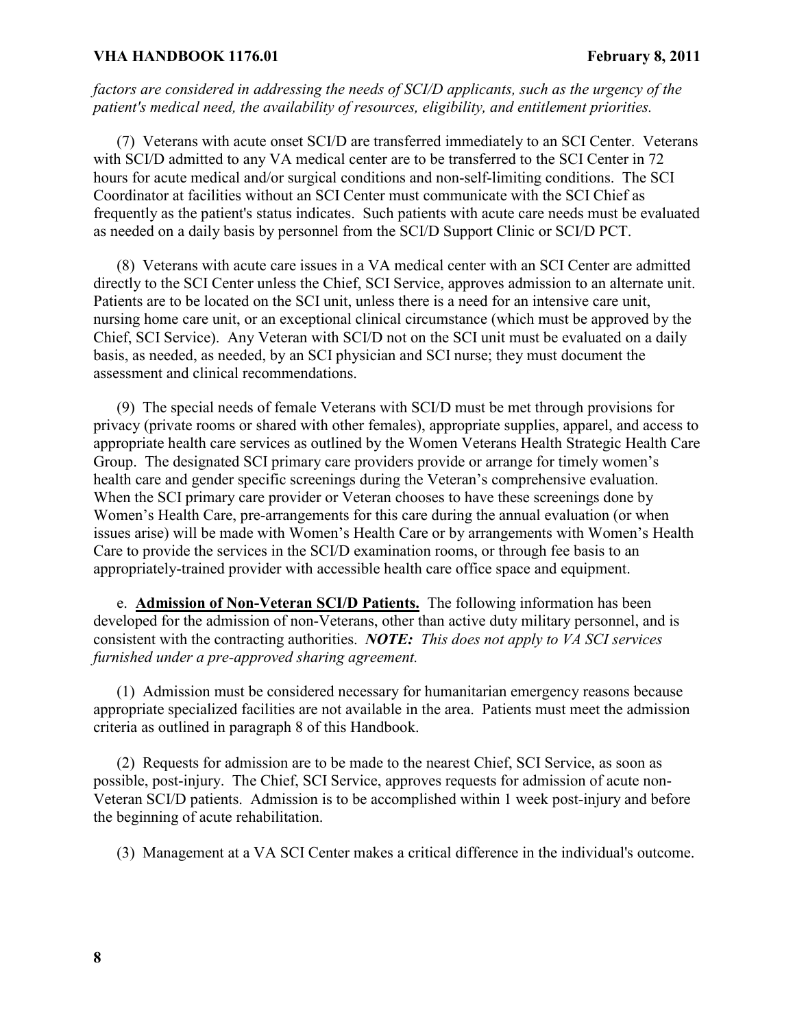*factors are considered in addressing the needs of SCI/D applicants, such as the urgency of the patient's medical need, the availability of resources, eligibility, and entitlement priorities.*

(7) Veterans with acute onset SCI/D are transferred immediately to an SCI Center. Veterans with SCI/D admitted to any VA medical center are to be transferred to the SCI Center in 72 hours for acute medical and/or surgical conditions and non-self-limiting conditions. The SCI Coordinator at facilities without an SCI Center must communicate with the SCI Chief as frequently as the patient's status indicates. Such patients with acute care needs must be evaluated as needed on a daily basis by personnel from the SCI/D Support Clinic or SCI/D PCT.

(8) Veterans with acute care issues in a VA medical center with an SCI Center are admitted directly to the SCI Center unless the Chief, SCI Service, approves admission to an alternate unit. Patients are to be located on the SCI unit, unless there is a need for an intensive care unit, nursing home care unit, or an exceptional clinical circumstance (which must be approved by the Chief, SCI Service). Any Veteran with SCI/D not on the SCI unit must be evaluated on a daily basis, as needed, as needed, by an SCI physician and SCI nurse; they must document the assessment and clinical recommendations.

(9) The special needs of female Veterans with SCI/D must be met through provisions for privacy (private rooms or shared with other females), appropriate supplies, apparel, and access to appropriate health care services as outlined by the Women Veterans Health Strategic Health Care Group. The designated SCI primary care providers provide or arrange for timely women's health care and gender specific screenings during the Veteran's comprehensive evaluation. When the SCI primary care provider or Veteran chooses to have these screenings done by Women's Health Care, pre-arrangements for this care during the annual evaluation (or when issues arise) will be made with Women's Health Care or by arrangements with Women's Health Care to provide the services in the SCI/D examination rooms, or through fee basis to an appropriately-trained provider with accessible health care office space and equipment.

e. **Admission of Non-Veteran SCI/D Patients.** The following information has been developed for the admission of non-Veterans, other than active duty military personnel, and is consistent with the contracting authorities. ***NOTE:*** *This does not apply to VA SCI services furnished under a pre-approved sharing agreement.*

(1) Admission must be considered necessary for humanitarian emergency reasons because appropriate specialized facilities are not available in the area. Patients must meet the admission criteria as outlined in paragraph 8 of this Handbook.

(2) Requests for admission are to be made to the nearest Chief, SCI Service, as soon as possible, post-injury. The Chief, SCI Service, approves requests for admission of acute non-Veteran SCI/D patients. Admission is to be accomplished within 1 week post-injury and before the beginning of acute rehabilitation.

(3) Management at a VA SCI Center makes a critical difference in the individual's outcome.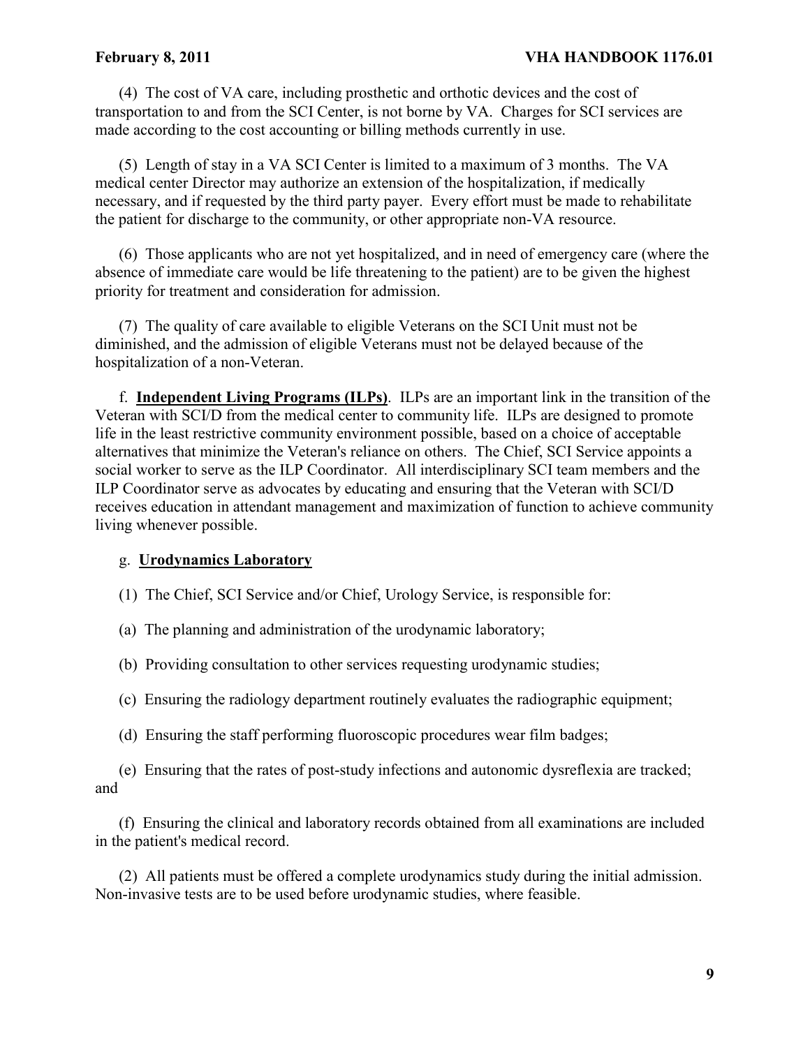(4) The cost of VA care, including prosthetic and orthotic devices and the cost of transportation to and from the SCI Center, is not borne by VA. Charges for SCI services are made according to the cost accounting or billing methods currently in use.

(5) Length of stay in a VA SCI Center is limited to a maximum of 3 months. The VA medical center Director may authorize an extension of the hospitalization, if medically necessary, and if requested by the third party payer. Every effort must be made to rehabilitate the patient for discharge to the community, or other appropriate non-VA resource.

(6) Those applicants who are not yet hospitalized, and in need of emergency care (where the absence of immediate care would be life threatening to the patient) are to be given the highest priority for treatment and consideration for admission.

(7) The quality of care available to eligible Veterans on the SCI Unit must not be diminished, and the admission of eligible Veterans must not be delayed because of the hospitalization of a non-Veteran.

f. **Independent Living Programs (ILPs)**. ILPs are an important link in the transition of the Veteran with SCI/D from the medical center to community life. ILPs are designed to promote life in the least restrictive community environment possible, based on a choice of acceptable alternatives that minimize the Veteran's reliance on others. The Chief, SCI Service appoints a social worker to serve as the ILP Coordinator. All interdisciplinary SCI team members and the ILP Coordinator serve as advocates by educating and ensuring that the Veteran with SCI/D receives education in attendant management and maximization of function to achieve community living whenever possible.

g. **Urodynamics Laboratory**

(1) The Chief, SCI Service and/or Chief, Urology Service, is responsible for:

(a) The planning and administration of the urodynamic laboratory;

(b) Providing consultation to other services requesting urodynamic studies;

(c) Ensuring the radiology department routinely evaluates the radiographic equipment;

(d) Ensuring the staff performing fluoroscopic procedures wear film badges;

(e) Ensuring that the rates of post-study infections and autonomic dysreflexia are tracked; and

(f) Ensuring the clinical and laboratory records obtained from all examinations are included in the patient's medical record.

(2) All patients must be offered a complete urodynamics study during the initial admission. Non-invasive tests are to be used before urodynamic studies, where feasible.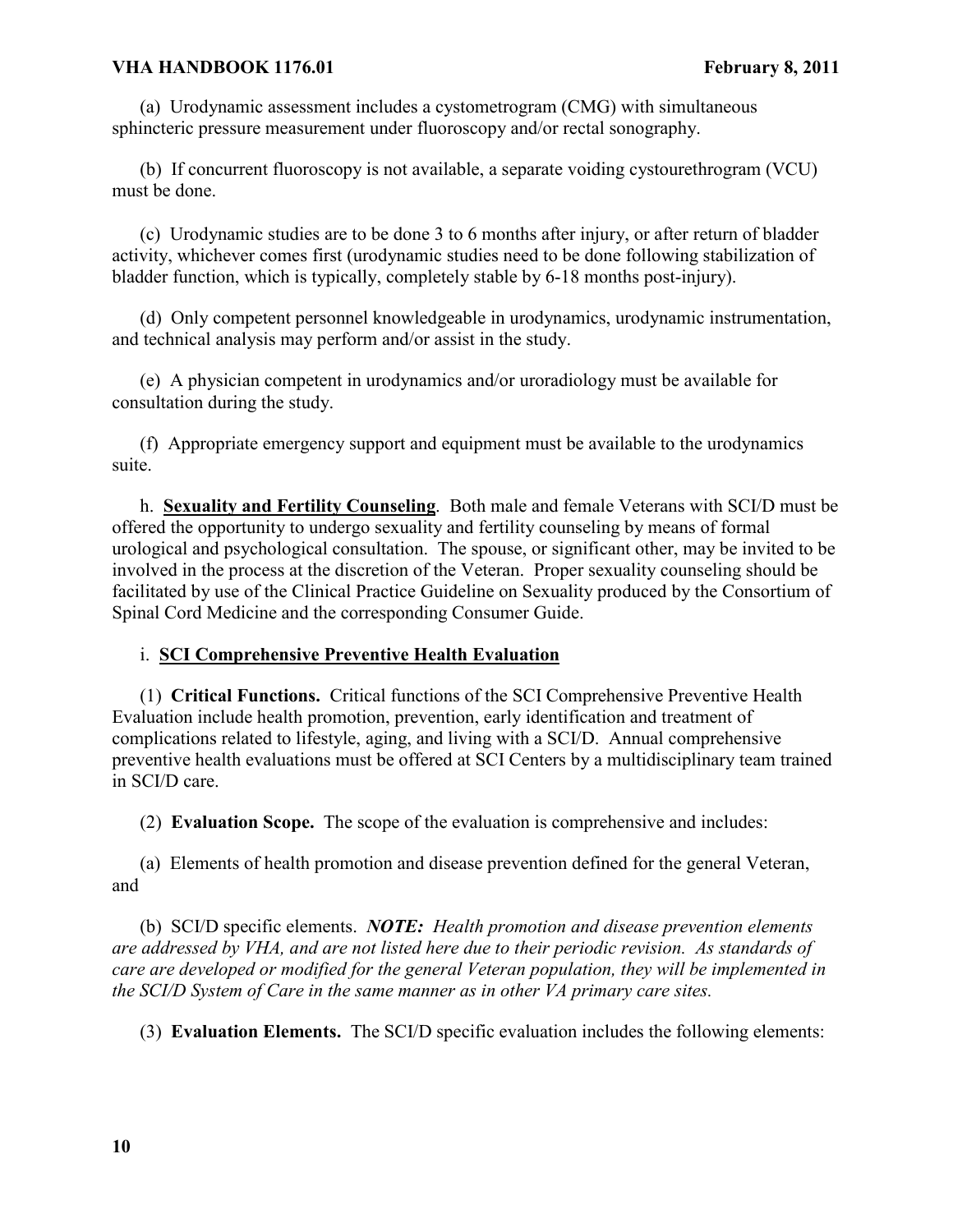(a) Urodynamic assessment includes a cystometrogram (CMG) with simultaneous sphincteric pressure measurement under fluoroscopy and/or rectal sonography.

(b) If concurrent fluoroscopy is not available, a separate voiding cystourethrogram (VCU) must be done.

(c) Urodynamic studies are to be done 3 to 6 months after injury, or after return of bladder activity, whichever comes first (urodynamic studies need to be done following stabilization of bladder function, which is typically, completely stable by 6-18 months post-injury).

(d) Only competent personnel knowledgeable in urodynamics, urodynamic instrumentation, and technical analysis may perform and/or assist in the study.

(e) A physician competent in urodynamics and/or uroradiology must be available for consultation during the study.

(f) Appropriate emergency support and equipment must be available to the urodynamics suite.

h. **Sexuality and Fertility Counseling**. Both male and female Veterans with SCI/D must be offered the opportunity to undergo sexuality and fertility counseling by means of formal urological and psychological consultation. The spouse, or significant other, may be invited to be involved in the process at the discretion of the Veteran. Proper sexuality counseling should be facilitated by use of the Clinical Practice Guideline on Sexuality produced by the Consortium of Spinal Cord Medicine and the corresponding Consumer Guide.

i. **SCI Comprehensive Preventive Health Evaluation**

(1) **Critical Functions.** Critical functions of the SCI Comprehensive Preventive Health Evaluation include health promotion, prevention, early identification and treatment of complications related to lifestyle, aging, and living with a SCI/D. Annual comprehensive preventive health evaluations must be offered at SCI Centers by a multidisciplinary team trained in SCI/D care.

(2) **Evaluation Scope.** The scope of the evaluation is comprehensive and includes:

(a) Elements of health promotion and disease prevention defined for the general Veteran, and

(b) SCI/D specific elements. ***NOTE:*** *Health promotion and disease prevention elements are addressed by VHA, and are not listed here due to their periodic revision. As standards of care are developed or modified for the general Veteran population, they will be implemented in the SCI/D System of Care in the same manner as in other VA primary care sites.*

(3) **Evaluation Elements.** The SCI/D specific evaluation includes the following elements: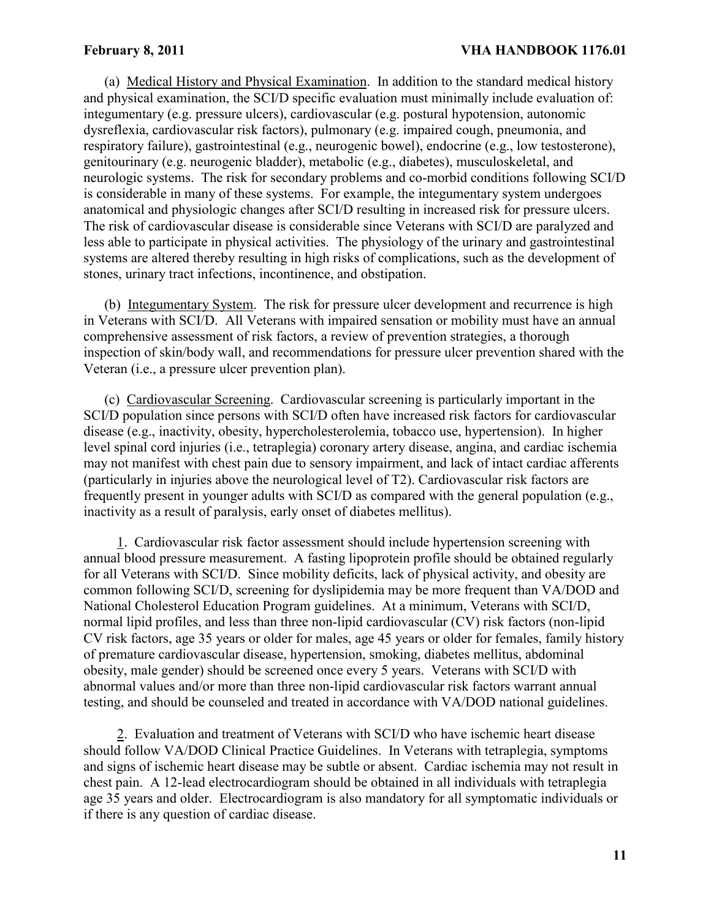(a) Medical History and Physical Examination. In addition to the standard medical history and physical examination, the SCI/D specific evaluation must minimally include evaluation of: integumentary (e.g. pressure ulcers), cardiovascular (e.g. postural hypotension, autonomic dysreflexia, cardiovascular risk factors), pulmonary (e.g. impaired cough, pneumonia, and respiratory failure), gastrointestinal (e.g., neurogenic bowel), endocrine (e.g., low testosterone), genitourinary (e.g. neurogenic bladder), metabolic (e.g., diabetes), musculoskeletal, and neurologic systems. The risk for secondary problems and co-morbid conditions following SCI/D is considerable in many of these systems. For example, the integumentary system undergoes anatomical and physiologic changes after SCI/D resulting in increased risk for pressure ulcers. The risk of cardiovascular disease is considerable since Veterans with SCI/D are paralyzed and less able to participate in physical activities. The physiology of the urinary and gastrointestinal systems are altered thereby resulting in high risks of complications, such as the development of stones, urinary tract infections, incontinence, and obstipation.

(b) Integumentary System. The risk for pressure ulcer development and recurrence is high in Veterans with SCI/D. All Veterans with impaired sensation or mobility must have an annual comprehensive assessment of risk factors, a review of prevention strategies, a thorough inspection of skin/body wall, and recommendations for pressure ulcer prevention shared with the Veteran (i.e., a pressure ulcer prevention plan).

(c) Cardiovascular Screening. Cardiovascular screening is particularly important in the SCI/D population since persons with SCI/D often have increased risk factors for cardiovascular disease (e.g., inactivity, obesity, hypercholesterolemia, tobacco use, hypertension). In higher level spinal cord injuries (i.e., tetraplegia) coronary artery disease, angina, and cardiac ischemia may not manifest with chest pain due to sensory impairment, and lack of intact cardiac afferents (particularly in injuries above the neurological level of T2). Cardiovascular risk factors are frequently present in younger adults with SCI/D as compared with the general population (e.g., inactivity as a result of paralysis, early onset of diabetes mellitus).

1. Cardiovascular risk factor assessment should include hypertension screening with annual blood pressure measurement. A fasting lipoprotein profile should be obtained regularly for all Veterans with SCI/D. Since mobility deficits, lack of physical activity, and obesity are common following SCI/D, screening for dyslipidemia may be more frequent than VA/DOD and National Cholesterol Education Program guidelines. At a minimum, Veterans with SCI/D, normal lipid profiles, and less than three non-lipid cardiovascular (CV) risk factors (non-lipid CV risk factors, age 35 years or older for males, age 45 years or older for females, family history of premature cardiovascular disease, hypertension, smoking, diabetes mellitus, abdominal obesity, male gender) should be screened once every 5 years. Veterans with SCI/D with abnormal values and/or more than three non-lipid cardiovascular risk factors warrant annual testing, and should be counseled and treated in accordance with VA/DOD national guidelines.

2. Evaluation and treatment of Veterans with SCI/D who have ischemic heart disease should follow VA/DOD Clinical Practice Guidelines. In Veterans with tetraplegia, symptoms and signs of ischemic heart disease may be subtle or absent. Cardiac ischemia may not result in chest pain. A 12-lead electrocardiogram should be obtained in all individuals with tetraplegia age 35 years and older. Electrocardiogram is also mandatory for all symptomatic individuals or if there is any question of cardiac disease.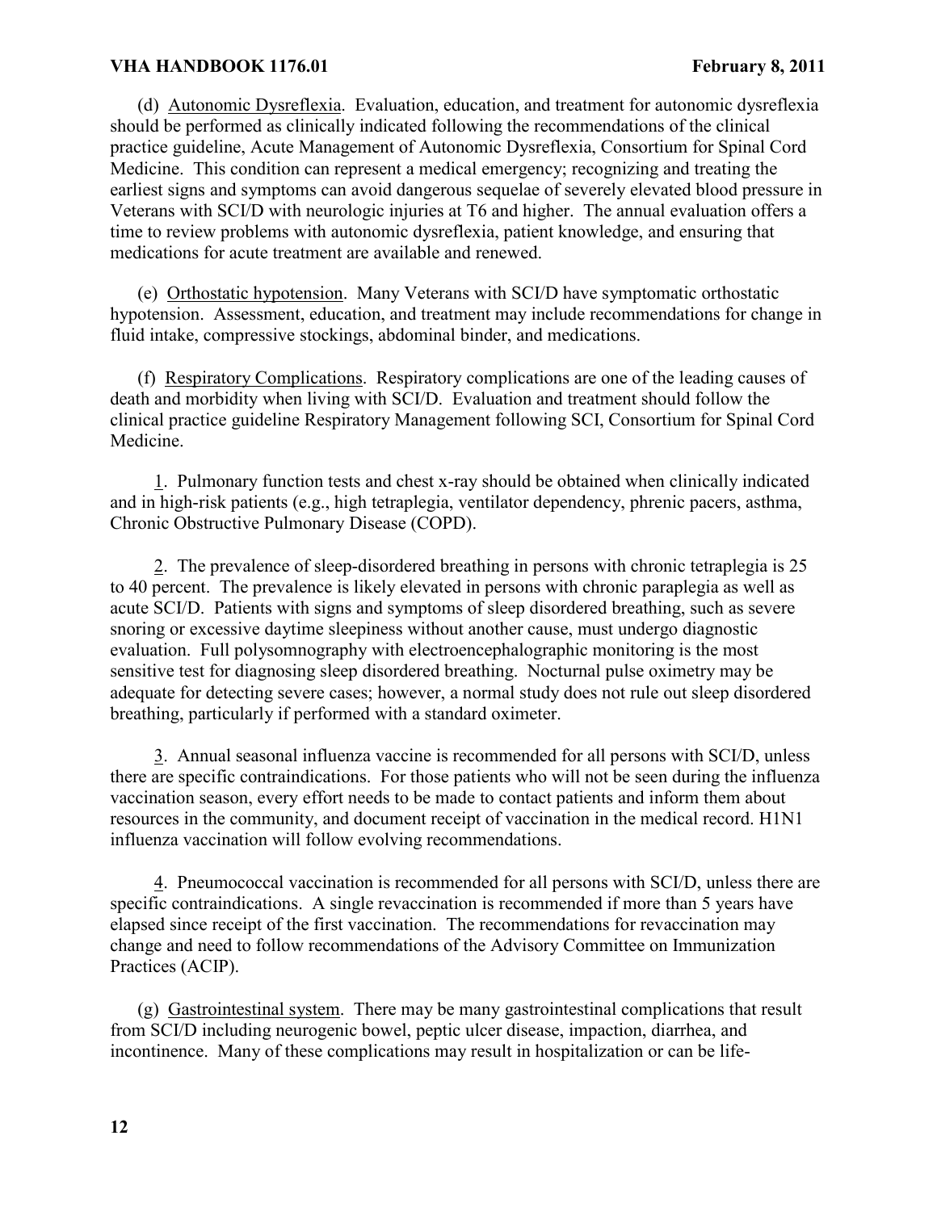(d) Autonomic Dysreflexia. Evaluation, education, and treatment for autonomic dysreflexia should be performed as clinically indicated following the recommendations of the clinical practice guideline, Acute Management of Autonomic Dysreflexia, Consortium for Spinal Cord Medicine. This condition can represent a medical emergency; recognizing and treating the earliest signs and symptoms can avoid dangerous sequelae of severely elevated blood pressure in Veterans with SCI/D with neurologic injuries at T6 and higher. The annual evaluation offers a time to review problems with autonomic dysreflexia, patient knowledge, and ensuring that medications for acute treatment are available and renewed.

(e) Orthostatic hypotension. Many Veterans with SCI/D have symptomatic orthostatic hypotension. Assessment, education, and treatment may include recommendations for change in fluid intake, compressive stockings, abdominal binder, and medications.

(f) Respiratory Complications. Respiratory complications are one of the leading causes of death and morbidity when living with SCI/D. Evaluation and treatment should follow the clinical practice guideline Respiratory Management following SCI, Consortium for Spinal Cord Medicine.

1. Pulmonary function tests and chest x-ray should be obtained when clinically indicated and in high-risk patients (e.g., high tetraplegia, ventilator dependency, phrenic pacers, asthma, Chronic Obstructive Pulmonary Disease (COPD).

2. The prevalence of sleep-disordered breathing in persons with chronic tetraplegia is 25 to 40 percent. The prevalence is likely elevated in persons with chronic paraplegia as well as acute SCI/D. Patients with signs and symptoms of sleep disordered breathing, such as severe snoring or excessive daytime sleepiness without another cause, must undergo diagnostic evaluation. Full polysomnography with electroencephalographic monitoring is the most sensitive test for diagnosing sleep disordered breathing. Nocturnal pulse oximetry may be adequate for detecting severe cases; however, a normal study does not rule out sleep disordered breathing, particularly if performed with a standard oximeter.

3. Annual seasonal influenza vaccine is recommended for all persons with SCI/D, unless there are specific contraindications. For those patients who will not be seen during the influenza vaccination season, every effort needs to be made to contact patients and inform them about resources in the community, and document receipt of vaccination in the medical record. H1N1 influenza vaccination will follow evolving recommendations.

4. Pneumococcal vaccination is recommended for all persons with SCI/D, unless there are specific contraindications. A single revaccination is recommended if more than 5 years have elapsed since receipt of the first vaccination. The recommendations for revaccination may change and need to follow recommendations of the Advisory Committee on Immunization Practices (ACIP).

(g) Gastrointestinal system. There may be many gastrointestinal complications that result from SCI/D including neurogenic bowel, peptic ulcer disease, impaction, diarrhea, and incontinence. Many of these complications may result in hospitalization or can be life-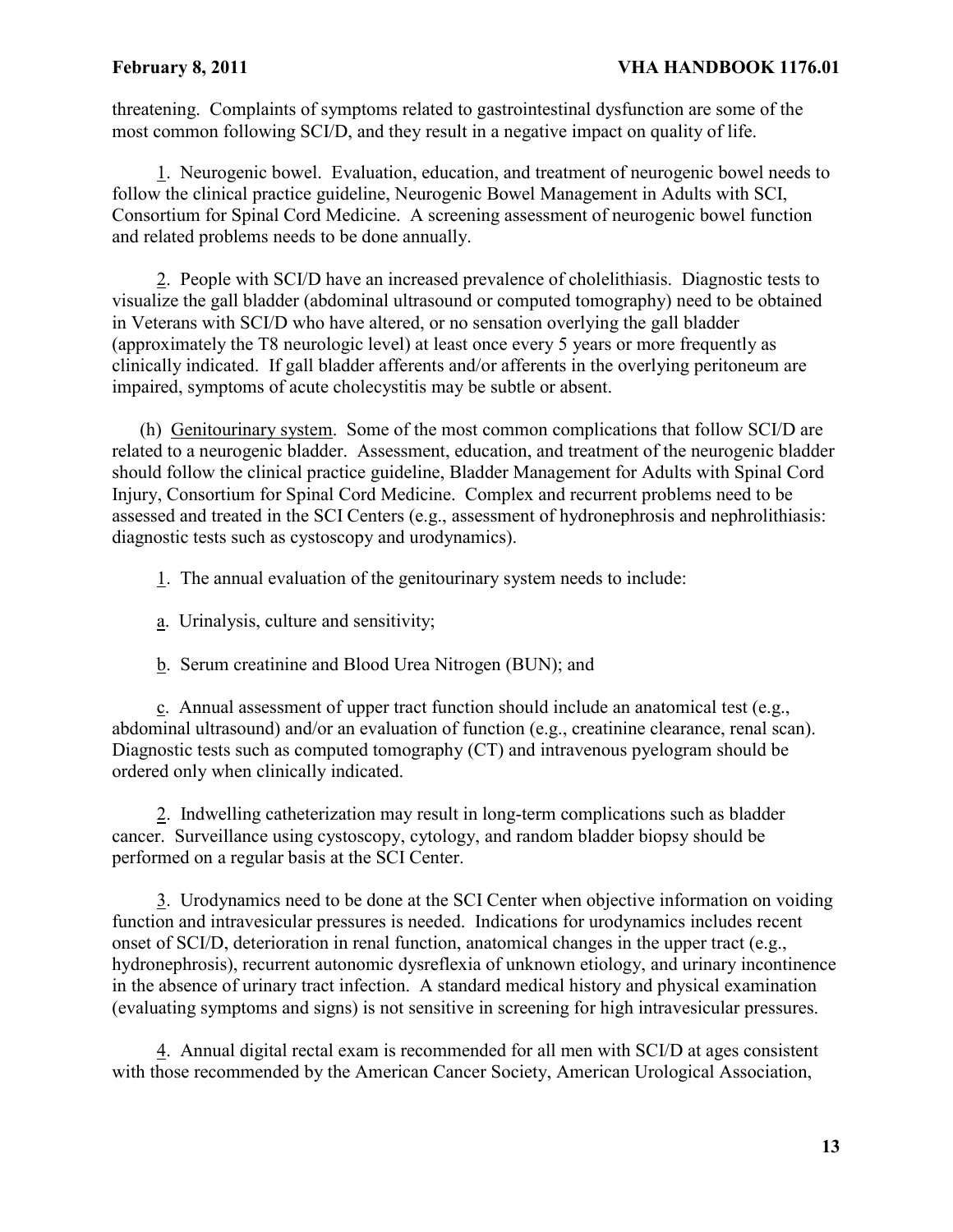threatening. Complaints of symptoms related to gastrointestinal dysfunction are some of the most common following SCI/D, and they result in a negative impact on quality of life.

1. Neurogenic bowel. Evaluation, education, and treatment of neurogenic bowel needs to follow the clinical practice guideline, Neurogenic Bowel Management in Adults with SCI, Consortium for Spinal Cord Medicine. A screening assessment of neurogenic bowel function and related problems needs to be done annually.

2. People with SCI/D have an increased prevalence of cholelithiasis. Diagnostic tests to visualize the gall bladder (abdominal ultrasound or computed tomography) need to be obtained in Veterans with SCI/D who have altered, or no sensation overlying the gall bladder (approximately the T8 neurologic level) at least once every 5 years or more frequently as clinically indicated. If gall bladder afferents and/or afferents in the overlying peritoneum are impaired, symptoms of acute cholecystitis may be subtle or absent.

(h) Genitourinary system. Some of the most common complications that follow SCI/D are related to a neurogenic bladder. Assessment, education, and treatment of the neurogenic bladder should follow the clinical practice guideline, Bladder Management for Adults with Spinal Cord Injury, Consortium for Spinal Cord Medicine. Complex and recurrent problems need to be assessed and treated in the SCI Centers (e.g., assessment of hydronephrosis and nephrolithiasis: diagnostic tests such as cystoscopy and urodynamics).

1. The annual evaluation of the genitourinary system needs to include:

a. Urinalysis, culture and sensitivity;

b. Serum creatinine and Blood Urea Nitrogen (BUN); and

c. Annual assessment of upper tract function should include an anatomical test (e.g., abdominal ultrasound) and/or an evaluation of function (e.g., creatinine clearance, renal scan). Diagnostic tests such as computed tomography (CT) and intravenous pyelogram should be ordered only when clinically indicated.

2. Indwelling catheterization may result in long-term complications such as bladder cancer. Surveillance using cystoscopy, cytology, and random bladder biopsy should be performed on a regular basis at the SCI Center.

3. Urodynamics need to be done at the SCI Center when objective information on voiding function and intravesicular pressures is needed. Indications for urodynamics includes recent onset of SCI/D, deterioration in renal function, anatomical changes in the upper tract (e.g., hydronephrosis), recurrent autonomic dysreflexia of unknown etiology, and urinary incontinence in the absence of urinary tract infection. A standard medical history and physical examination (evaluating symptoms and signs) is not sensitive in screening for high intravesicular pressures.

4. Annual digital rectal exam is recommended for all men with SCI/D at ages consistent with those recommended by the American Cancer Society, American Urological Association,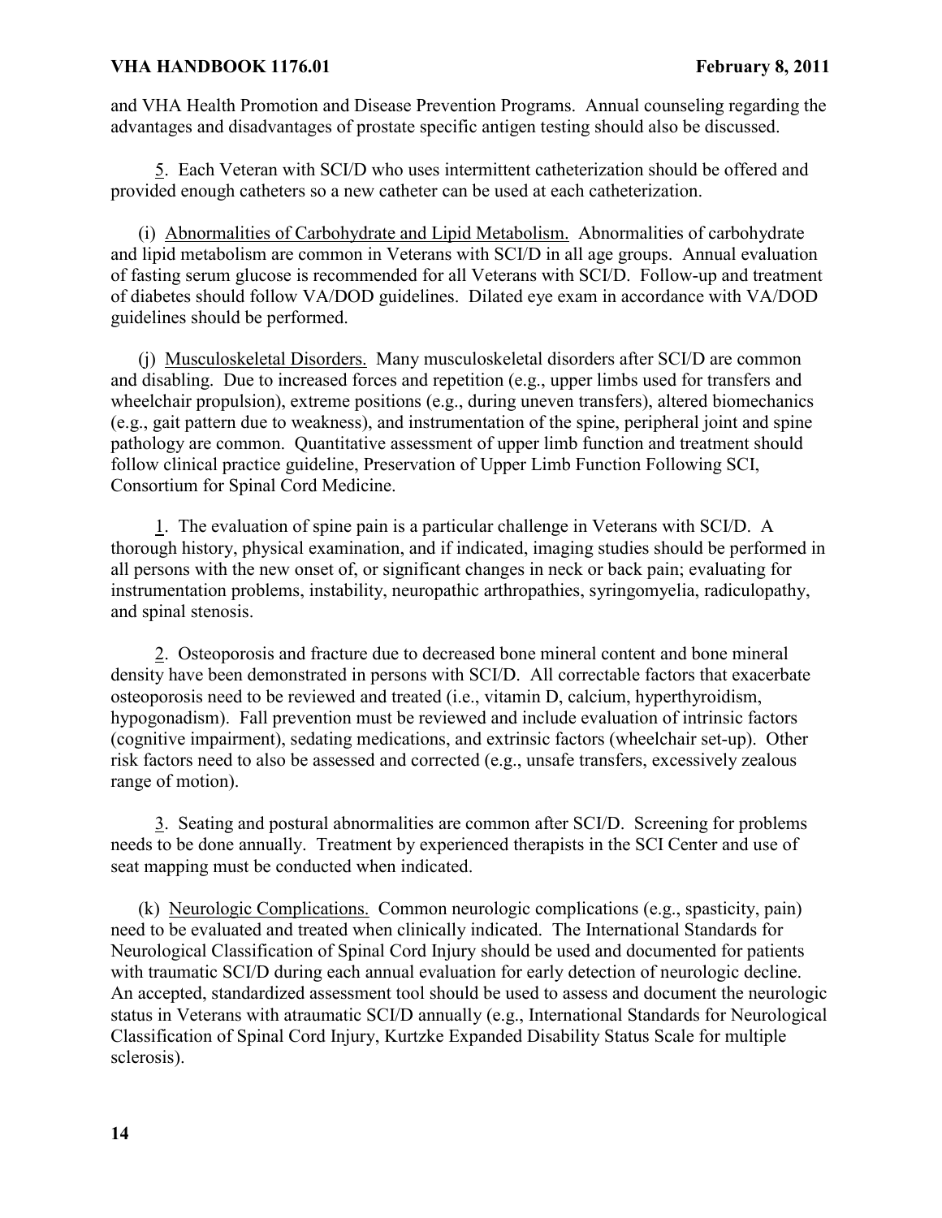and VHA Health Promotion and Disease Prevention Programs. Annual counseling regarding the advantages and disadvantages of prostate specific antigen testing should also be discussed.

<u>5</u>. Each Veteran with SCI/D who uses intermittent catheterization should be offered and provided enough catheters so a new catheter can be used at each catheterization.

(i) <u>Abnormalities of Carbohydrate and Lipid Metabolism.</u> Abnormalities of carbohydrate and lipid metabolism are common in Veterans with SCI/D in all age groups. Annual evaluation of fasting serum glucose is recommended for all Veterans with SCI/D. Follow-up and treatment of diabetes should follow VA/DOD guidelines. Dilated eye exam in accordance with VA/DOD guidelines should be performed.

(j) <u>Musculoskeletal Disorders.</u> Many musculoskeletal disorders after SCI/D are common and disabling. Due to increased forces and repetition (e.g., upper limbs used for transfers and wheelchair propulsion), extreme positions (e.g., during uneven transfers), altered biomechanics (e.g., gait pattern due to weakness), and instrumentation of the spine, peripheral joint and spine pathology are common. Quantitative assessment of upper limb function and treatment should follow clinical practice guideline, Preservation of Upper Limb Function Following SCI, Consortium for Spinal Cord Medicine.

<u>1</u>. The evaluation of spine pain is a particular challenge in Veterans with SCI/D. A thorough history, physical examination, and if indicated, imaging studies should be performed in all persons with the new onset of, or significant changes in neck or back pain; evaluating for instrumentation problems, instability, neuropathic arthropathies, syringomyelia, radiculopathy, and spinal stenosis.

<u>2</u>. Osteoporosis and fracture due to decreased bone mineral content and bone mineral density have been demonstrated in persons with SCI/D. All correctable factors that exacerbate osteoporosis need to be reviewed and treated (i.e., vitamin D, calcium, hyperthyroidism, hypogonadism). Fall prevention must be reviewed and include evaluation of intrinsic factors (cognitive impairment), sedating medications, and extrinsic factors (wheelchair set-up). Other risk factors need to also be assessed and corrected (e.g., unsafe transfers, excessively zealous range of motion).

<u>3</u>. Seating and postural abnormalities are common after SCI/D. Screening for problems needs to be done annually. Treatment by experienced therapists in the SCI Center and use of seat mapping must be conducted when indicated.

(k) <u>Neurologic Complications.</u> Common neurologic complications (e.g., spasticity, pain) need to be evaluated and treated when clinically indicated. The International Standards for Neurological Classification of Spinal Cord Injury should be used and documented for patients with traumatic SCI/D during each annual evaluation for early detection of neurologic decline. An accepted, standardized assessment tool should be used to assess and document the neurologic status in Veterans with atraumatic SCI/D annually (e.g., International Standards for Neurological Classification of Spinal Cord Injury, Kurtzke Expanded Disability Status Scale for multiple sclerosis).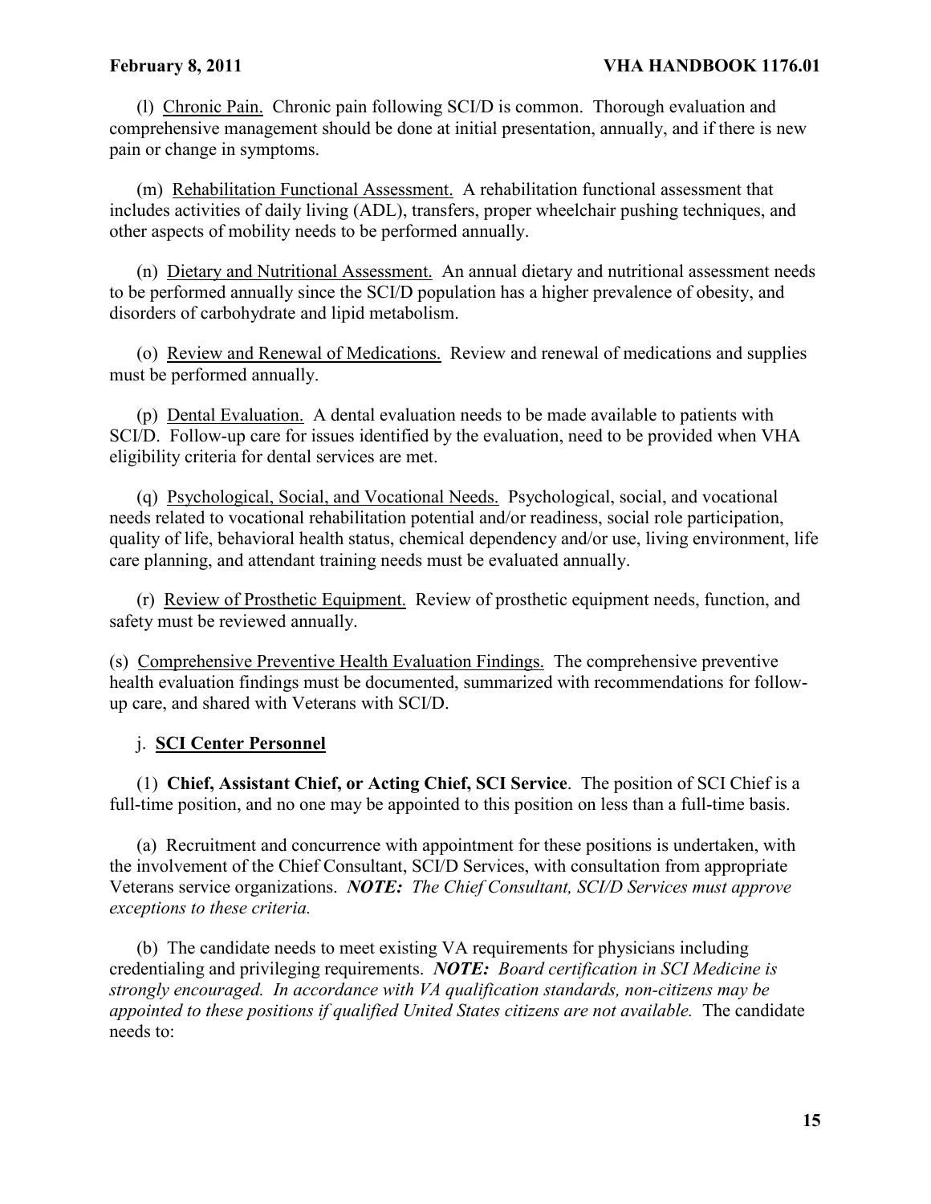(l) Chronic Pain. Chronic pain following SCI/D is common. Thorough evaluation and comprehensive management should be done at initial presentation, annually, and if there is new pain or change in symptoms.

(m) Rehabilitation Functional Assessment. A rehabilitation functional assessment that includes activities of daily living (ADL), transfers, proper wheelchair pushing techniques, and other aspects of mobility needs to be performed annually.

(n) Dietary and Nutritional Assessment. An annual dietary and nutritional assessment needs to be performed annually since the SCI/D population has a higher prevalence of obesity, and disorders of carbohydrate and lipid metabolism.

(o) Review and Renewal of Medications. Review and renewal of medications and supplies must be performed annually.

(p) Dental Evaluation. A dental evaluation needs to be made available to patients with SCI/D. Follow-up care for issues identified by the evaluation, need to be provided when VHA eligibility criteria for dental services are met.

(q) Psychological, Social, and Vocational Needs. Psychological, social, and vocational needs related to vocational rehabilitation potential and/or readiness, social role participation, quality of life, behavioral health status, chemical dependency and/or use, living environment, life care planning, and attendant training needs must be evaluated annually.

(r) Review of Prosthetic Equipment. Review of prosthetic equipment needs, function, and safety must be reviewed annually.

(s) Comprehensive Preventive Health Evaluation Findings. The comprehensive preventive health evaluation findings must be documented, summarized with recommendations for follow-up care, and shared with Veterans with SCI/D.

j. **SCI Center Personnel**

(1) **Chief, Assistant Chief, or Acting Chief, SCI Service**. The position of SCI Chief is a full-time position, and no one may be appointed to this position on less than a full-time basis.

(a) Recruitment and concurrence with appointment for these positions is undertaken, with the involvement of the Chief Consultant, SCI/D Services, with consultation from appropriate Veterans service organizations. ***NOTE:*** *The Chief Consultant, SCI/D Services must approve exceptions to these criteria.*

(b) The candidate needs to meet existing VA requirements for physicians including credentialing and privileging requirements. ***NOTE:*** *Board certification in SCI Medicine is strongly encouraged. In accordance with VA qualification standards, non-citizens may be appointed to these positions if qualified United States citizens are not available.* The candidate needs to: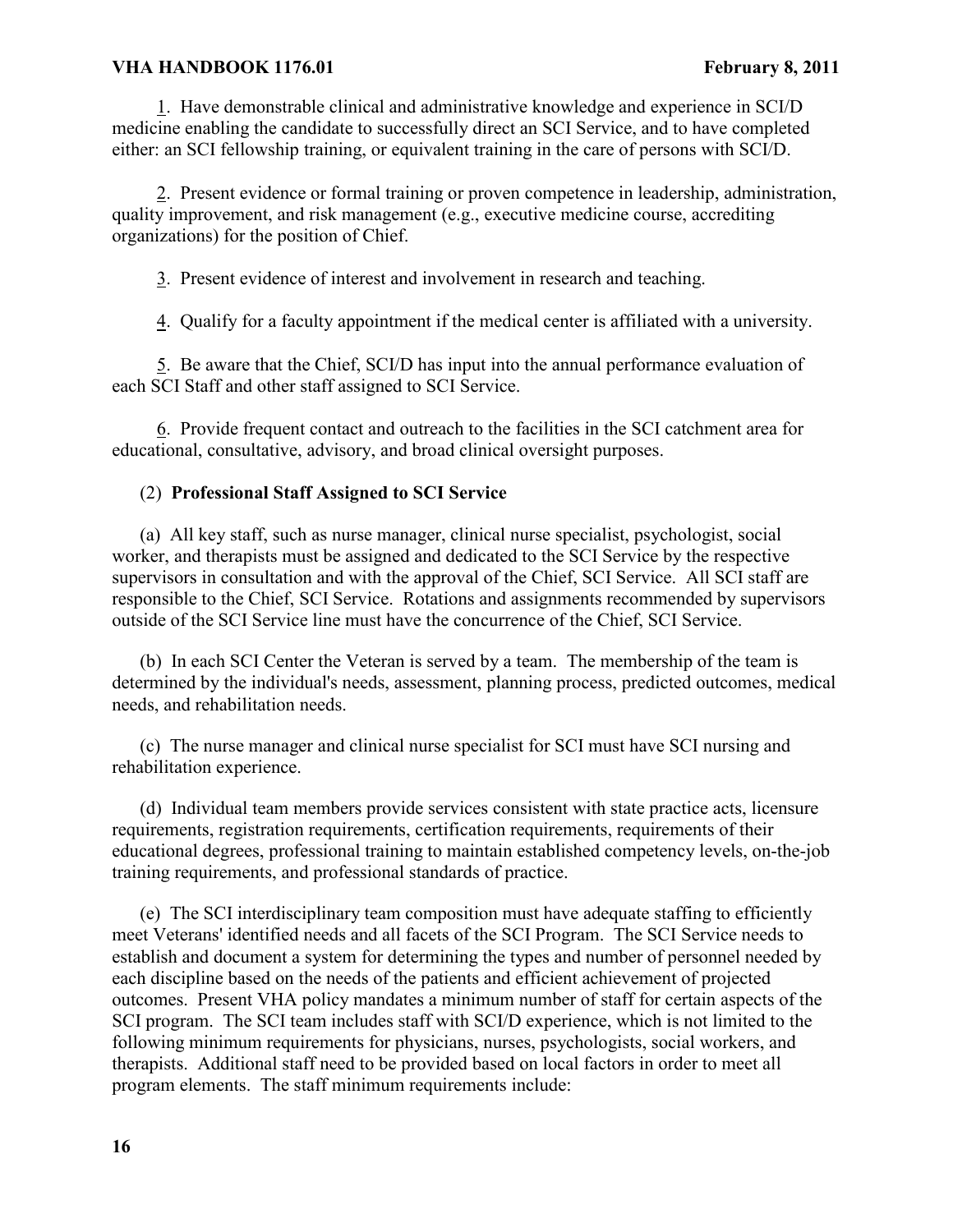1. Have demonstrable clinical and administrative knowledge and experience in SCI/D medicine enabling the candidate to successfully direct an SCI Service, and to have completed either: an SCI fellowship training, or equivalent training in the care of persons with SCI/D.

2. Present evidence or formal training or proven competence in leadership, administration, quality improvement, and risk management (e.g., executive medicine course, accrediting organizations) for the position of Chief.

3. Present evidence of interest and involvement in research and teaching.

4. Qualify for a faculty appointment if the medical center is affiliated with a university.

5. Be aware that the Chief, SCI/D has input into the annual performance evaluation of each SCI Staff and other staff assigned to SCI Service.

6. Provide frequent contact and outreach to the facilities in the SCI catchment area for educational, consultative, advisory, and broad clinical oversight purposes.

(2) **Professional Staff Assigned to SCI Service**

(a) All key staff, such as nurse manager, clinical nurse specialist, psychologist, social worker, and therapists must be assigned and dedicated to the SCI Service by the respective supervisors in consultation and with the approval of the Chief, SCI Service. All SCI staff are responsible to the Chief, SCI Service. Rotations and assignments recommended by supervisors outside of the SCI Service line must have the concurrence of the Chief, SCI Service.

(b) In each SCI Center the Veteran is served by a team. The membership of the team is determined by the individual's needs, assessment, planning process, predicted outcomes, medical needs, and rehabilitation needs.

(c) The nurse manager and clinical nurse specialist for SCI must have SCI nursing and rehabilitation experience.

(d) Individual team members provide services consistent with state practice acts, licensure requirements, registration requirements, certification requirements, requirements of their educational degrees, professional training to maintain established competency levels, on-the-job training requirements, and professional standards of practice.

(e) The SCI interdisciplinary team composition must have adequate staffing to efficiently meet Veterans' identified needs and all facets of the SCI Program. The SCI Service needs to establish and document a system for determining the types and number of personnel needed by each discipline based on the needs of the patients and efficient achievement of projected outcomes. Present VHA policy mandates a minimum number of staff for certain aspects of the SCI program. The SCI team includes staff with SCI/D experience, which is not limited to the following minimum requirements for physicians, nurses, psychologists, social workers, and therapists. Additional staff need to be provided based on local factors in order to meet all program elements. The staff minimum requirements include: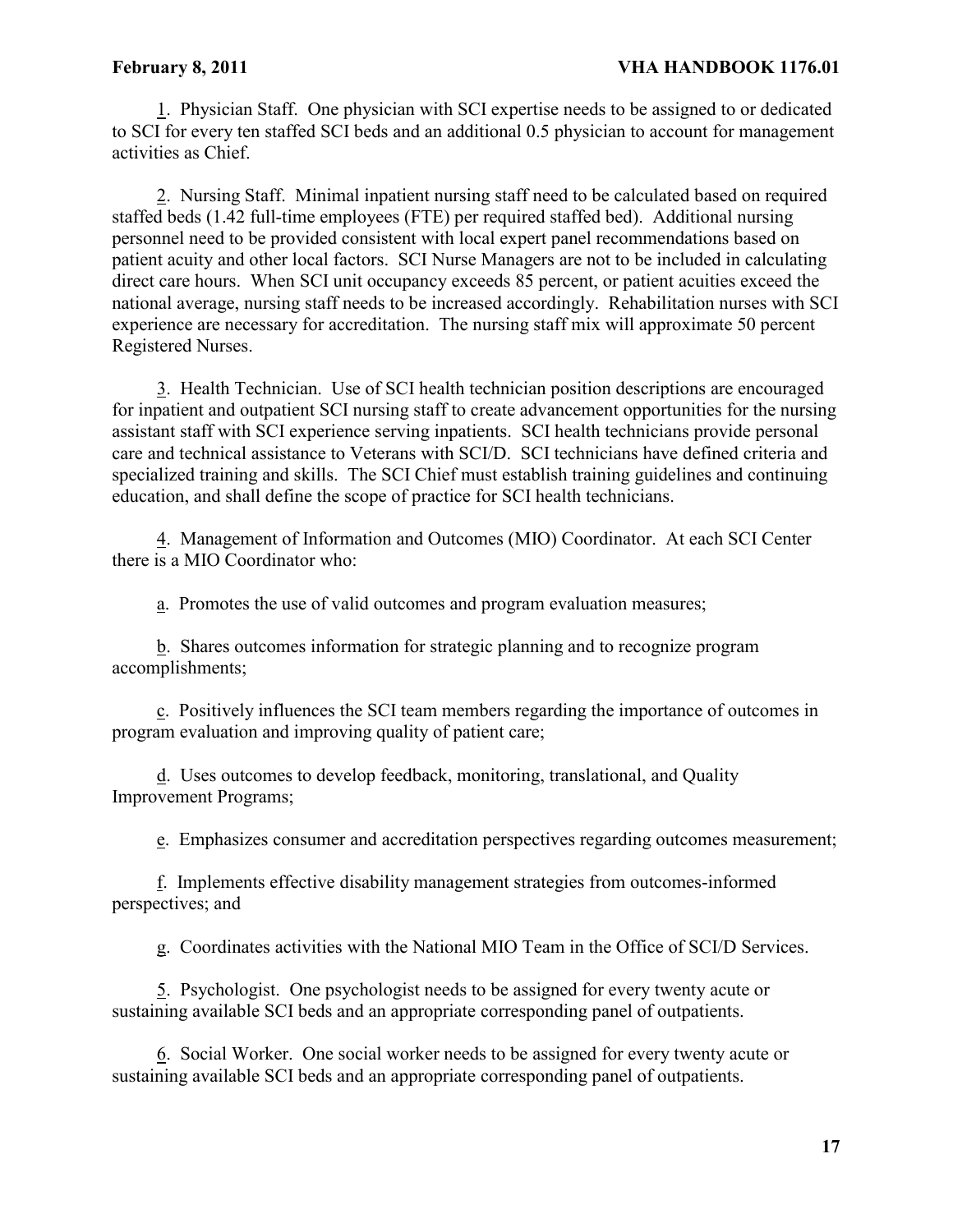1. Physician Staff. One physician with SCI expertise needs to be assigned to or dedicated to SCI for every ten staffed SCI beds and an additional 0.5 physician to account for management activities as Chief.

2. Nursing Staff. Minimal inpatient nursing staff need to be calculated based on required staffed beds (1.42 full-time employees (FTE) per required staffed bed). Additional nursing personnel need to be provided consistent with local expert panel recommendations based on patient acuity and other local factors. SCI Nurse Managers are not to be included in calculating direct care hours. When SCI unit occupancy exceeds 85 percent, or patient acuities exceed the national average, nursing staff needs to be increased accordingly. Rehabilitation nurses with SCI experience are necessary for accreditation. The nursing staff mix will approximate 50 percent Registered Nurses.

3. Health Technician. Use of SCI health technician position descriptions are encouraged for inpatient and outpatient SCI nursing staff to create advancement opportunities for the nursing assistant staff with SCI experience serving inpatients. SCI health technicians provide personal care and technical assistance to Veterans with SCI/D. SCI technicians have defined criteria and specialized training and skills. The SCI Chief must establish training guidelines and continuing education, and shall define the scope of practice for SCI health technicians.

4. Management of Information and Outcomes (MIO) Coordinator. At each SCI Center there is a MIO Coordinator who:

a. Promotes the use of valid outcomes and program evaluation measures;

b. Shares outcomes information for strategic planning and to recognize program accomplishments;

c. Positively influences the SCI team members regarding the importance of outcomes in program evaluation and improving quality of patient care;

d. Uses outcomes to develop feedback, monitoring, translational, and Quality Improvement Programs;

e. Emphasizes consumer and accreditation perspectives regarding outcomes measurement;

f. Implements effective disability management strategies from outcomes-informed perspectives; and

g. Coordinates activities with the National MIO Team in the Office of SCI/D Services.

5. Psychologist. One psychologist needs to be assigned for every twenty acute or sustaining available SCI beds and an appropriate corresponding panel of outpatients.

6. Social Worker. One social worker needs to be assigned for every twenty acute or sustaining available SCI beds and an appropriate corresponding panel of outpatients.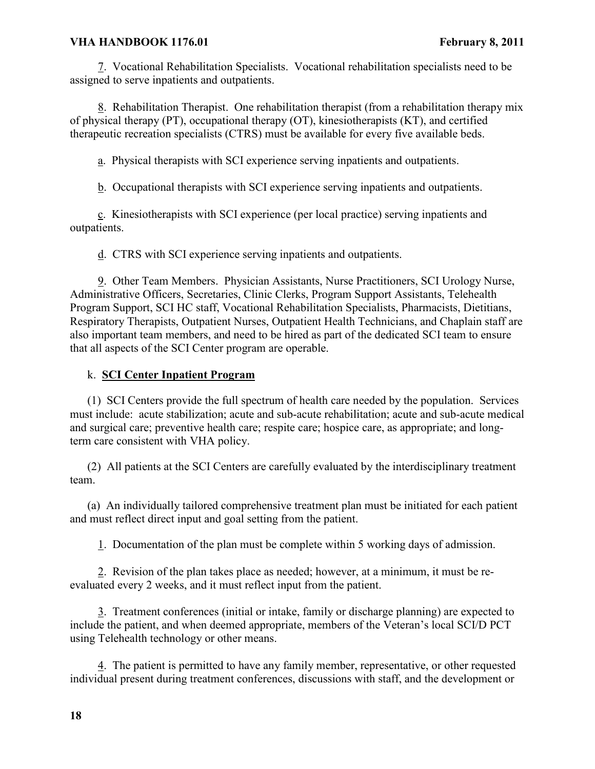7. Vocational Rehabilitation Specialists. Vocational rehabilitation specialists need to be assigned to serve inpatients and outpatients.

8. Rehabilitation Therapist. One rehabilitation therapist (from a rehabilitation therapy mix of physical therapy (PT), occupational therapy (OT), kinesiotherapists (KT), and certified therapeutic recreation specialists (CTRS) must be available for every five available beds.

a. Physical therapists with SCI experience serving inpatients and outpatients.

b. Occupational therapists with SCI experience serving inpatients and outpatients.

c. Kinesiotherapists with SCI experience (per local practice) serving inpatients and outpatients.

d. CTRS with SCI experience serving inpatients and outpatients.

9. Other Team Members. Physician Assistants, Nurse Practitioners, SCI Urology Nurse, Administrative Officers, Secretaries, Clinic Clerks, Program Support Assistants, Telehealth Program Support, SCI HC staff, Vocational Rehabilitation Specialists, Pharmacists, Dietitians, Respiratory Therapists, Outpatient Nurses, Outpatient Health Technicians, and Chaplain staff are also important team members, and need to be hired as part of the dedicated SCI team to ensure that all aspects of the SCI Center program are operable.

k. **SCI Center Inpatient Program**

(1) SCI Centers provide the full spectrum of health care needed by the population. Services must include: acute stabilization; acute and sub-acute rehabilitation; acute and sub-acute medical and surgical care; preventive health care; respite care; hospice care, as appropriate; and long-term care consistent with VHA policy.

(2) All patients at the SCI Centers are carefully evaluated by the interdisciplinary treatment team.

(a) An individually tailored comprehensive treatment plan must be initiated for each patient and must reflect direct input and goal setting from the patient.

1. Documentation of the plan must be complete within 5 working days of admission.

2. Revision of the plan takes place as needed; however, at a minimum, it must be re-evaluated every 2 weeks, and it must reflect input from the patient.

3. Treatment conferences (initial or intake, family or discharge planning) are expected to include the patient, and when deemed appropriate, members of the Veteran's local SCI/D PCT using Telehealth technology or other means.

4. The patient is permitted to have any family member, representative, or other requested individual present during treatment conferences, discussions with staff, and the development or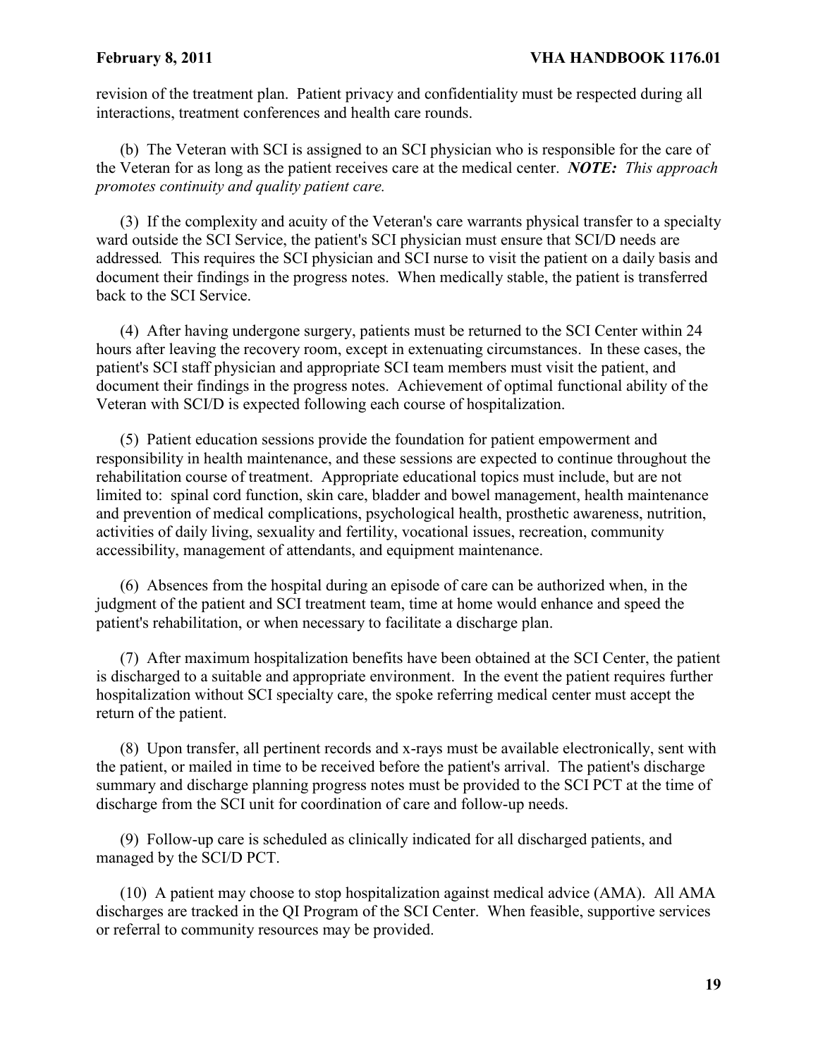revision of the treatment plan. Patient privacy and confidentiality must be respected during all interactions, treatment conferences and health care rounds.

(b) The Veteran with SCI is assigned to an SCI physician who is responsible for the care of the Veteran for as long as the patient receives care at the medical center. ***NOTE:*** *This approach promotes continuity and quality patient care.*

(3) If the complexity and acuity of the Veteran's care warrants physical transfer to a specialty ward outside the SCI Service, the patient's SCI physician must ensure that SCI/D needs are addressed. This requires the SCI physician and SCI nurse to visit the patient on a daily basis and document their findings in the progress notes. When medically stable, the patient is transferred back to the SCI Service.

(4) After having undergone surgery, patients must be returned to the SCI Center within 24 hours after leaving the recovery room, except in extenuating circumstances. In these cases, the patient's SCI staff physician and appropriate SCI team members must visit the patient, and document their findings in the progress notes. Achievement of optimal functional ability of the Veteran with SCI/D is expected following each course of hospitalization.

(5) Patient education sessions provide the foundation for patient empowerment and responsibility in health maintenance, and these sessions are expected to continue throughout the rehabilitation course of treatment. Appropriate educational topics must include, but are not limited to: spinal cord function, skin care, bladder and bowel management, health maintenance and prevention of medical complications, psychological health, prosthetic awareness, nutrition, activities of daily living, sexuality and fertility, vocational issues, recreation, community accessibility, management of attendants, and equipment maintenance.

(6) Absences from the hospital during an episode of care can be authorized when, in the judgment of the patient and SCI treatment team, time at home would enhance and speed the patient's rehabilitation, or when necessary to facilitate a discharge plan.

(7) After maximum hospitalization benefits have been obtained at the SCI Center, the patient is discharged to a suitable and appropriate environment. In the event the patient requires further hospitalization without SCI specialty care, the spoke referring medical center must accept the return of the patient.

(8) Upon transfer, all pertinent records and x-rays must be available electronically, sent with the patient, or mailed in time to be received before the patient's arrival. The patient's discharge summary and discharge planning progress notes must be provided to the SCI PCT at the time of discharge from the SCI unit for coordination of care and follow-up needs.

(9) Follow-up care is scheduled as clinically indicated for all discharged patients, and managed by the SCI/D PCT.

(10) A patient may choose to stop hospitalization against medical advice (AMA). All AMA discharges are tracked in the QI Program of the SCI Center. When feasible, supportive services or referral to community resources may be provided.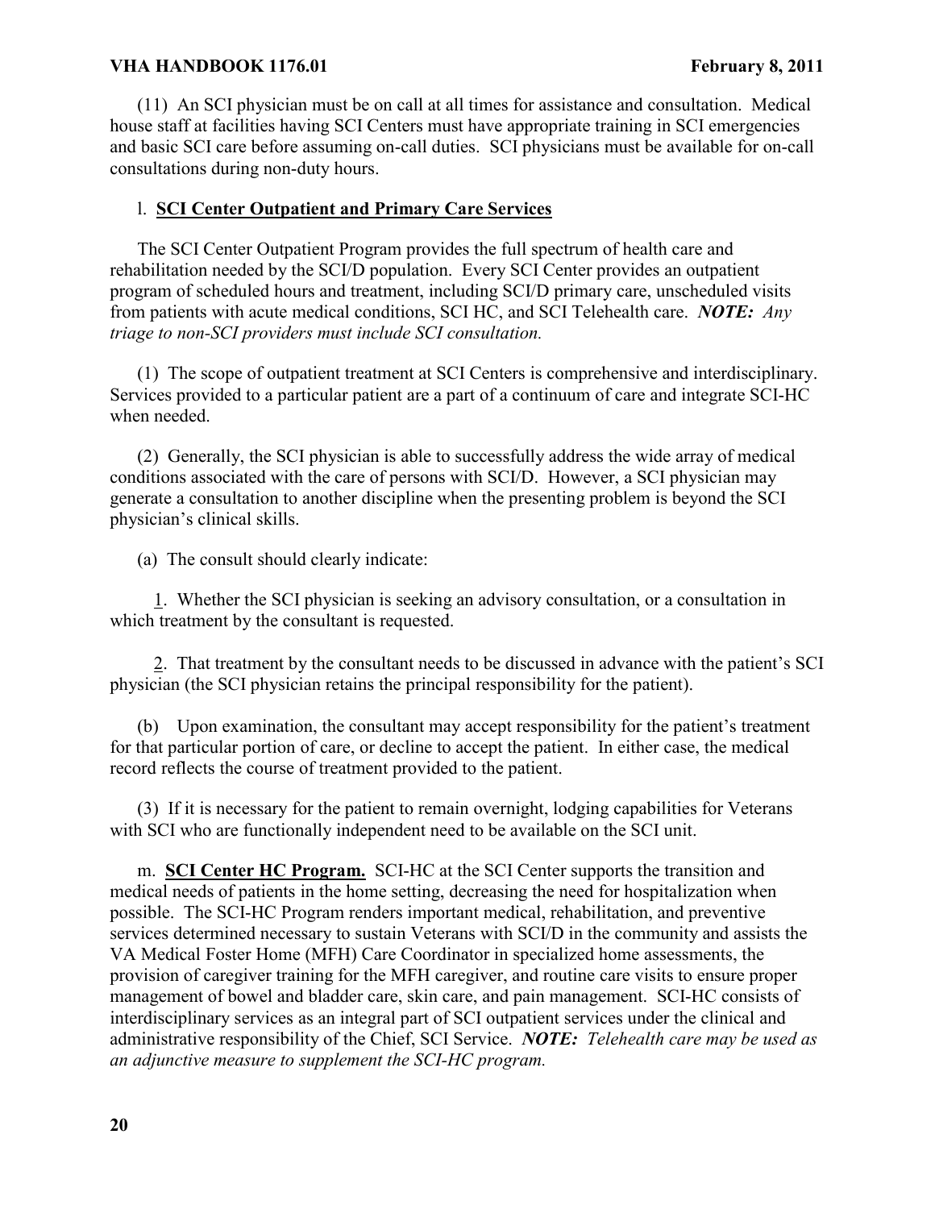(11) An SCI physician must be on call at all times for assistance and consultation. Medical house staff at facilities having SCI Centers must have appropriate training in SCI emergencies and basic SCI care before assuming on-call duties. SCI physicians must be available for on-call consultations during non-duty hours.

l. **SCI Center Outpatient and Primary Care Services**

The SCI Center Outpatient Program provides the full spectrum of health care and rehabilitation needed by the SCI/D population. Every SCI Center provides an outpatient program of scheduled hours and treatment, including SCI/D primary care, unscheduled visits from patients with acute medical conditions, SCI HC, and SCI Telehealth care. ***NOTE:*** *Any triage to non-SCI providers must include SCI consultation.*

(1) The scope of outpatient treatment at SCI Centers is comprehensive and interdisciplinary. Services provided to a particular patient are a part of a continuum of care and integrate SCI-HC when needed.

(2) Generally, the SCI physician is able to successfully address the wide array of medical conditions associated with the care of persons with SCI/D. However, a SCI physician may generate a consultation to another discipline when the presenting problem is beyond the SCI physician's clinical skills.

(a) The consult should clearly indicate:

1. Whether the SCI physician is seeking an advisory consultation, or a consultation in which treatment by the consultant is requested.

2. That treatment by the consultant needs to be discussed in advance with the patient's SCI physician (the SCI physician retains the principal responsibility for the patient).

(b) Upon examination, the consultant may accept responsibility for the patient's treatment for that particular portion of care, or decline to accept the patient. In either case, the medical record reflects the course of treatment provided to the patient.

(3) If it is necessary for the patient to remain overnight, lodging capabilities for Veterans with SCI who are functionally independent need to be available on the SCI unit.

m. **SCI Center HC Program.** SCI-HC at the SCI Center supports the transition and medical needs of patients in the home setting, decreasing the need for hospitalization when possible. The SCI-HC Program renders important medical, rehabilitation, and preventive services determined necessary to sustain Veterans with SCI/D in the community and assists the VA Medical Foster Home (MFH) Care Coordinator in specialized home assessments, the provision of caregiver training for the MFH caregiver, and routine care visits to ensure proper management of bowel and bladder care, skin care, and pain management. SCI-HC consists of interdisciplinary services as an integral part of SCI outpatient services under the clinical and administrative responsibility of the Chief, SCI Service. ***NOTE:*** *Telehealth care may be used as an adjunctive measure to supplement the SCI-HC program.*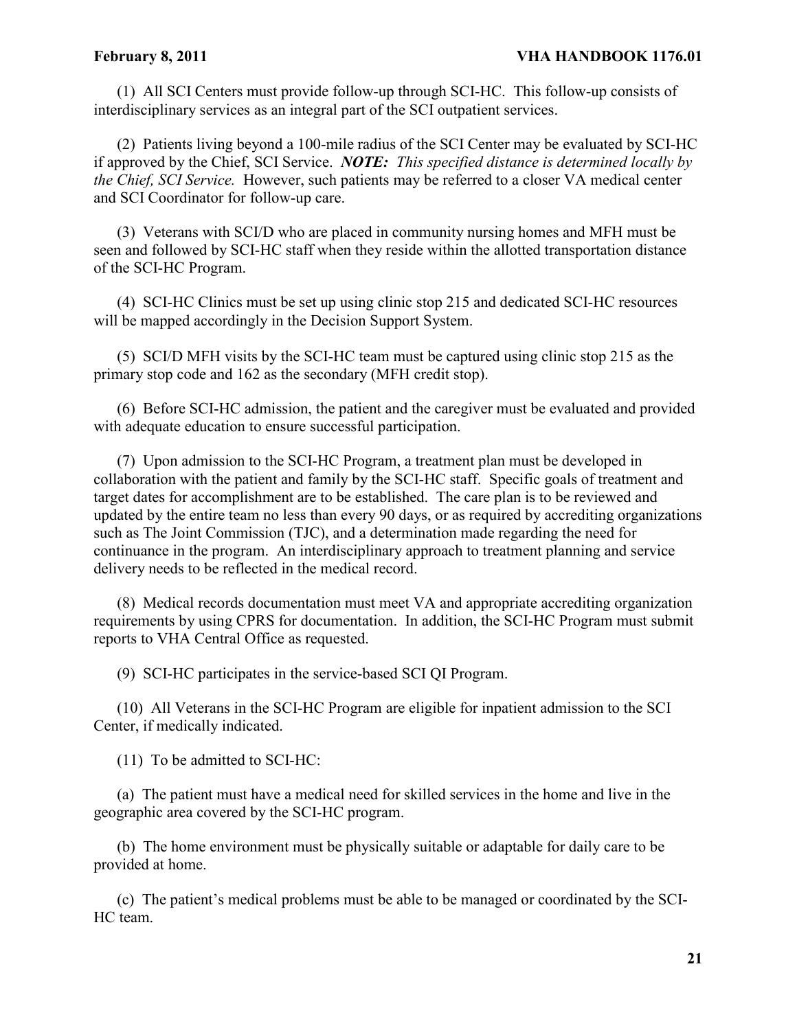(1) All SCI Centers must provide follow-up through SCI-HC. This follow-up consists of interdisciplinary services as an integral part of the SCI outpatient services.

(2) Patients living beyond a 100-mile radius of the SCI Center may be evaluated by SCI-HC if approved by the Chief, SCI Service. ***NOTE:*** *This specified distance is determined locally by the Chief, SCI Service.* However, such patients may be referred to a closer VA medical center and SCI Coordinator for follow-up care.

(3) Veterans with SCI/D who are placed in community nursing homes and MFH must be seen and followed by SCI-HC staff when they reside within the allotted transportation distance of the SCI-HC Program.

(4) SCI-HC Clinics must be set up using clinic stop 215 and dedicated SCI-HC resources will be mapped accordingly in the Decision Support System.

(5) SCI/D MFH visits by the SCI-HC team must be captured using clinic stop 215 as the primary stop code and 162 as the secondary (MFH credit stop).

(6) Before SCI-HC admission, the patient and the caregiver must be evaluated and provided with adequate education to ensure successful participation.

(7) Upon admission to the SCI-HC Program, a treatment plan must be developed in collaboration with the patient and family by the SCI-HC staff. Specific goals of treatment and target dates for accomplishment are to be established. The care plan is to be reviewed and updated by the entire team no less than every 90 days, or as required by accrediting organizations such as The Joint Commission (TJC), and a determination made regarding the need for continuance in the program. An interdisciplinary approach to treatment planning and service delivery needs to be reflected in the medical record.

(8) Medical records documentation must meet VA and appropriate accrediting organization requirements by using CPRS for documentation. In addition, the SCI-HC Program must submit reports to VHA Central Office as requested.

(9) SCI-HC participates in the service-based SCI QI Program.

(10) All Veterans in the SCI-HC Program are eligible for inpatient admission to the SCI Center, if medically indicated.

(11) To be admitted to SCI-HC:

(a) The patient must have a medical need for skilled services in the home and live in the geographic area covered by the SCI-HC program.

(b) The home environment must be physically suitable or adaptable for daily care to be provided at home.

(c) The patient's medical problems must be able to be managed or coordinated by the SCI-HC team.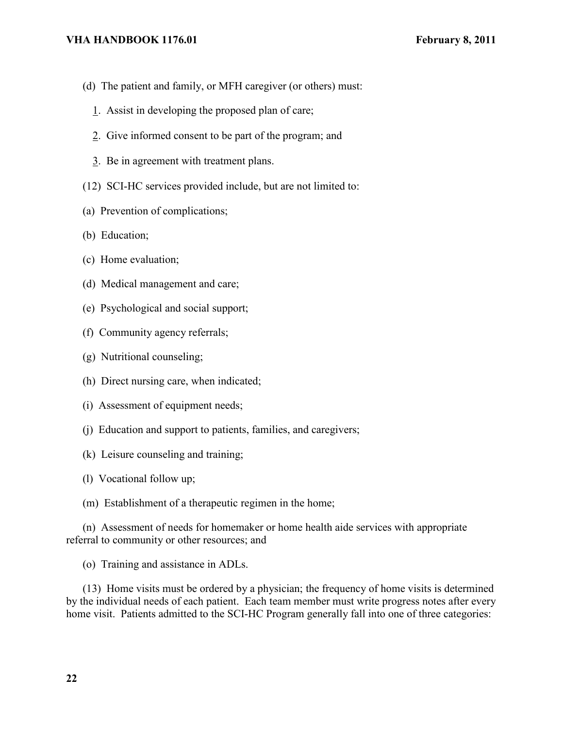(d) The patient and family, or MFH caregiver (or others) must:

1. Assist in developing the proposed plan of care;

2. Give informed consent to be part of the program; and

3. Be in agreement with treatment plans.

(12) SCI-HC services provided include, but are not limited to:

(a) Prevention of complications;

(b) Education;

(c) Home evaluation;

(d) Medical management and care;

(e) Psychological and social support;

(f) Community agency referrals;

(g) Nutritional counseling;

(h) Direct nursing care, when indicated;

(i) Assessment of equipment needs;

(j) Education and support to patients, families, and caregivers;

(k) Leisure counseling and training;

(l) Vocational follow up;

(m) Establishment of a therapeutic regimen in the home;

(n) Assessment of needs for homemaker or home health aide services with appropriate referral to community or other resources; and

(o) Training and assistance in ADLs.

(13) Home visits must be ordered by a physician; the frequency of home visits is determined by the individual needs of each patient. Each team member must write progress notes after every home visit. Patients admitted to the SCI-HC Program generally fall into one of three categories: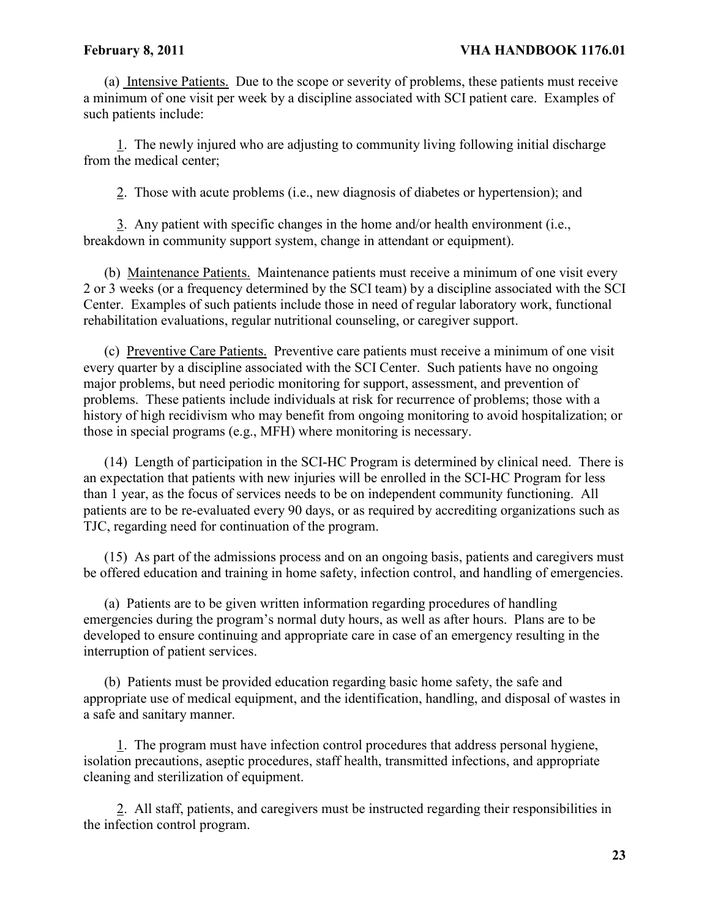(a) Intensive Patients. Due to the scope or severity of problems, these patients must receive a minimum of one visit per week by a discipline associated with SCI patient care. Examples of such patients include:

1. The newly injured who are adjusting to community living following initial discharge from the medical center;

2. Those with acute problems (i.e., new diagnosis of diabetes or hypertension); and

3. Any patient with specific changes in the home and/or health environment (i.e., breakdown in community support system, change in attendant or equipment).

(b) Maintenance Patients. Maintenance patients must receive a minimum of one visit every 2 or 3 weeks (or a frequency determined by the SCI team) by a discipline associated with the SCI Center. Examples of such patients include those in need of regular laboratory work, functional rehabilitation evaluations, regular nutritional counseling, or caregiver support.

(c) Preventive Care Patients. Preventive care patients must receive a minimum of one visit every quarter by a discipline associated with the SCI Center. Such patients have no ongoing major problems, but need periodic monitoring for support, assessment, and prevention of problems. These patients include individuals at risk for recurrence of problems; those with a history of high recidivism who may benefit from ongoing monitoring to avoid hospitalization; or those in special programs (e.g., MFH) where monitoring is necessary.

(14) Length of participation in the SCI-HC Program is determined by clinical need. There is an expectation that patients with new injuries will be enrolled in the SCI-HC Program for less than 1 year, as the focus of services needs to be on independent community functioning. All patients are to be re-evaluated every 90 days, or as required by accrediting organizations such as TJC, regarding need for continuation of the program.

(15) As part of the admissions process and on an ongoing basis, patients and caregivers must be offered education and training in home safety, infection control, and handling of emergencies.

(a) Patients are to be given written information regarding procedures of handling emergencies during the program's normal duty hours, as well as after hours. Plans are to be developed to ensure continuing and appropriate care in case of an emergency resulting in the interruption of patient services.

(b) Patients must be provided education regarding basic home safety, the safe and appropriate use of medical equipment, and the identification, handling, and disposal of wastes in a safe and sanitary manner.

1. The program must have infection control procedures that address personal hygiene, isolation precautions, aseptic procedures, staff health, transmitted infections, and appropriate cleaning and sterilization of equipment.

2. All staff, patients, and caregivers must be instructed regarding their responsibilities in the infection control program.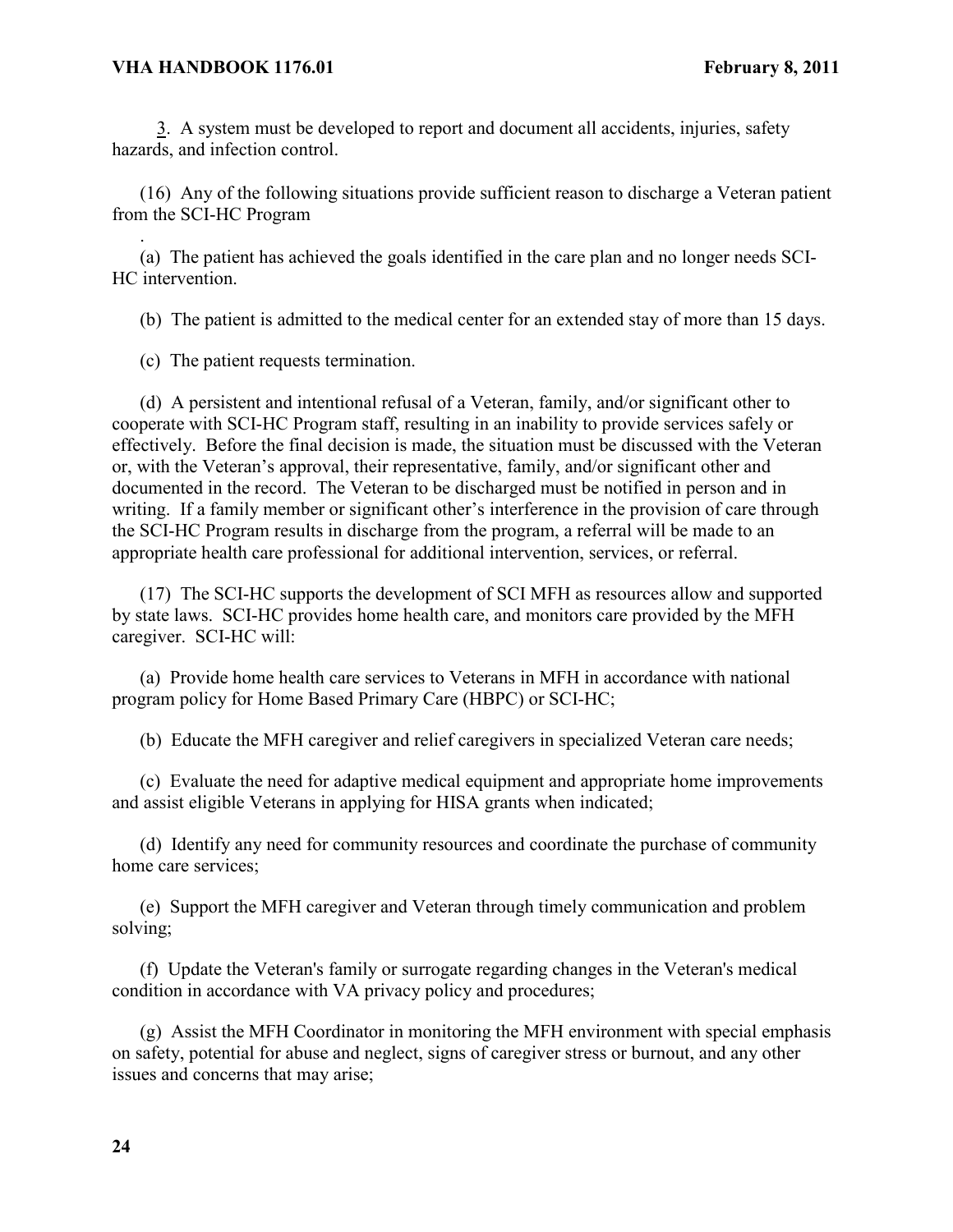3. A system must be developed to report and document all accidents, injuries, safety hazards, and infection control.

(16) Any of the following situations provide sufficient reason to discharge a Veteran patient from the SCI-HC Program

.

(a) The patient has achieved the goals identified in the care plan and no longer needs SCI-HC intervention.

(b) The patient is admitted to the medical center for an extended stay of more than 15 days.

(c) The patient requests termination.

(d) A persistent and intentional refusal of a Veteran, family, and/or significant other to cooperate with SCI-HC Program staff, resulting in an inability to provide services safely or effectively. Before the final decision is made, the situation must be discussed with the Veteran or, with the Veteran's approval, their representative, family, and/or significant other and documented in the record. The Veteran to be discharged must be notified in person and in writing. If a family member or significant other's interference in the provision of care through the SCI-HC Program results in discharge from the program, a referral will be made to an appropriate health care professional for additional intervention, services, or referral.

(17) The SCI-HC supports the development of SCI MFH as resources allow and supported by state laws. SCI-HC provides home health care, and monitors care provided by the MFH caregiver. SCI-HC will:

(a) Provide home health care services to Veterans in MFH in accordance with national program policy for Home Based Primary Care (HBPC) or SCI-HC;

(b) Educate the MFH caregiver and relief caregivers in specialized Veteran care needs;

(c) Evaluate the need for adaptive medical equipment and appropriate home improvements and assist eligible Veterans in applying for HISA grants when indicated;

(d) Identify any need for community resources and coordinate the purchase of community home care services;

(e) Support the MFH caregiver and Veteran through timely communication and problem solving;

(f) Update the Veteran's family or surrogate regarding changes in the Veteran's medical condition in accordance with VA privacy policy and procedures;

(g) Assist the MFH Coordinator in monitoring the MFH environment with special emphasis on safety, potential for abuse and neglect, signs of caregiver stress or burnout, and any other issues and concerns that may arise;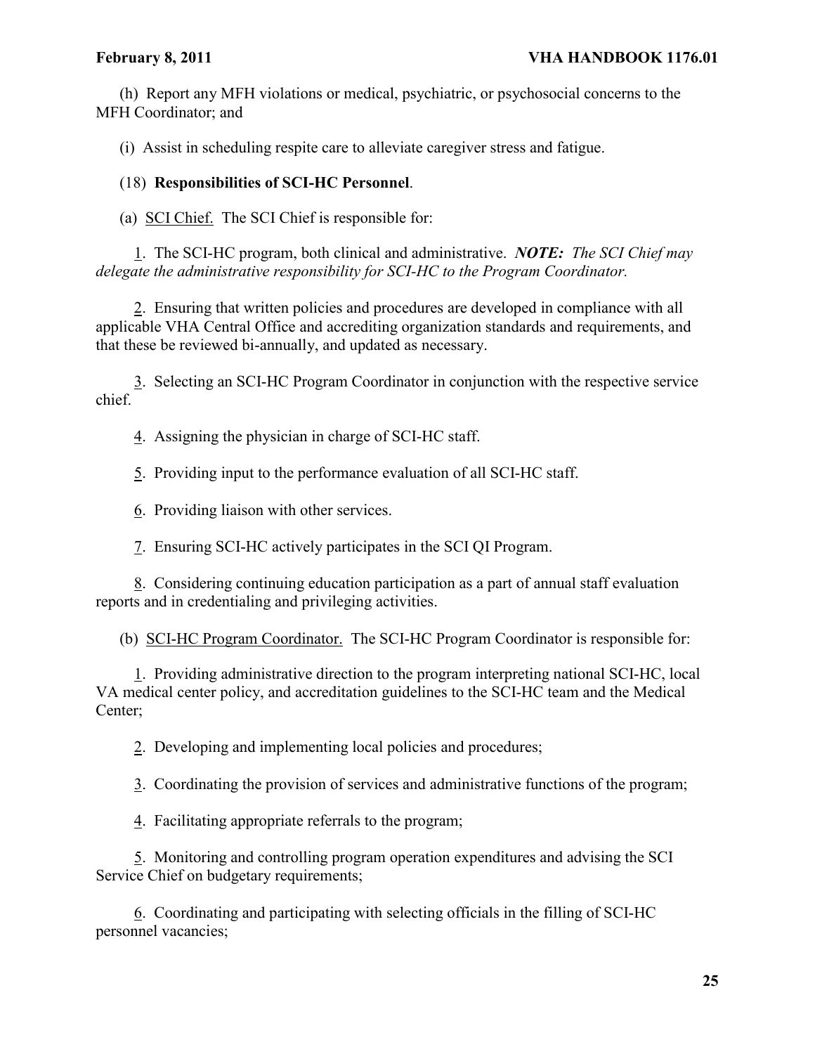(h) Report any MFH violations or medical, psychiatric, or psychosocial concerns to the MFH Coordinator; and

(i) Assist in scheduling respite care to alleviate caregiver stress and fatigue.

(18) **Responsibilities of SCI-HC Personnel**.

(a) SCI Chief. The SCI Chief is responsible for:

1. The SCI-HC program, both clinical and administrative. ***NOTE:*** *The SCI Chief may delegate the administrative responsibility for SCI-HC to the Program Coordinator.*

2. Ensuring that written policies and procedures are developed in compliance with all applicable VHA Central Office and accrediting organization standards and requirements, and that these be reviewed bi-annually, and updated as necessary.

3. Selecting an SCI-HC Program Coordinator in conjunction with the respective service chief.

4. Assigning the physician in charge of SCI-HC staff.

5. Providing input to the performance evaluation of all SCI-HC staff.

6. Providing liaison with other services.

7. Ensuring SCI-HC actively participates in the SCI QI Program.

8. Considering continuing education participation as a part of annual staff evaluation reports and in credentialing and privileging activities.

(b) SCI-HC Program Coordinator. The SCI-HC Program Coordinator is responsible for:

1. Providing administrative direction to the program interpreting national SCI-HC, local VA medical center policy, and accreditation guidelines to the SCI-HC team and the Medical Center;

2. Developing and implementing local policies and procedures;

3. Coordinating the provision of services and administrative functions of the program;

4. Facilitating appropriate referrals to the program;

5. Monitoring and controlling program operation expenditures and advising the SCI Service Chief on budgetary requirements;

6. Coordinating and participating with selecting officials in the filling of SCI-HC personnel vacancies;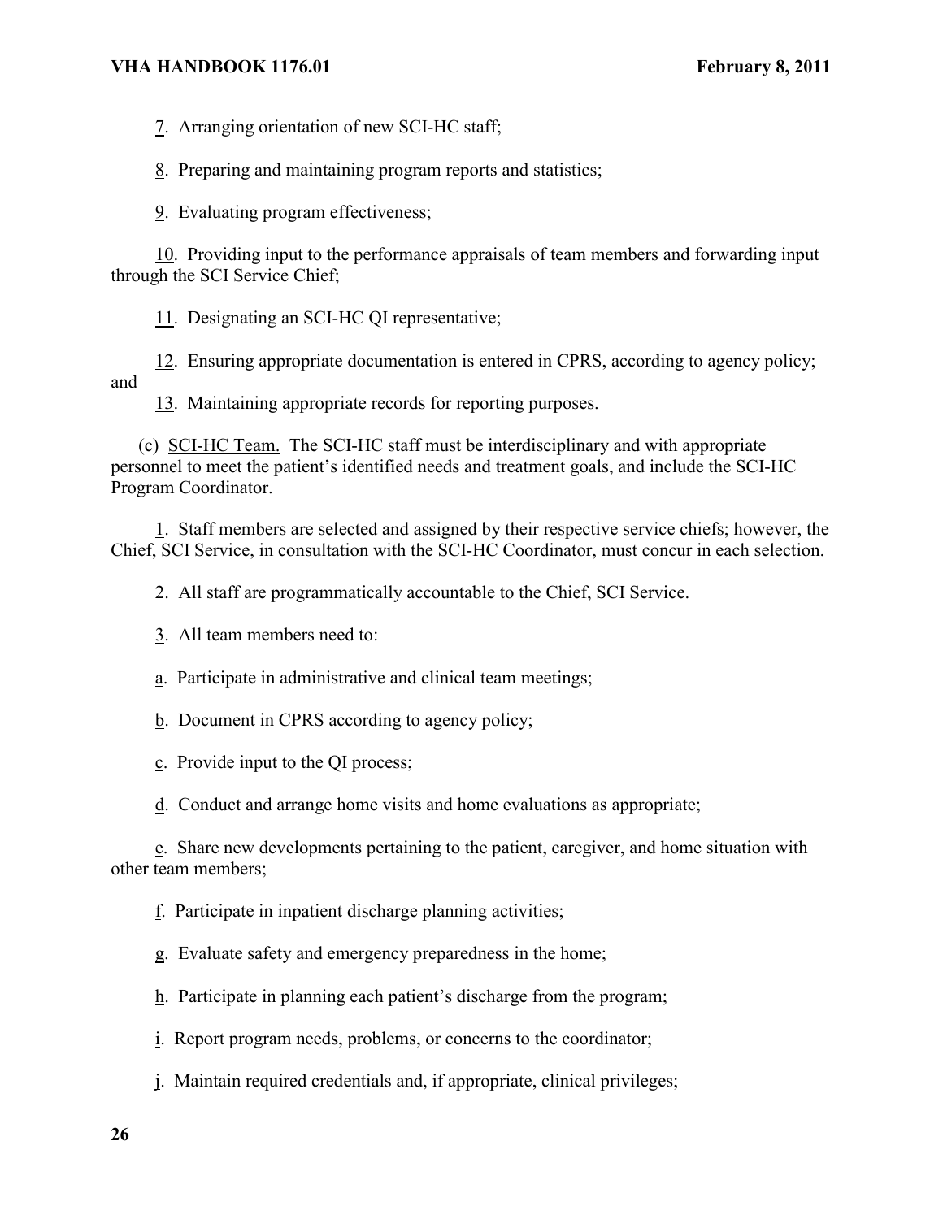7. Arranging orientation of new SCI-HC staff;

8. Preparing and maintaining program reports and statistics;

9. Evaluating program effectiveness;

10. Providing input to the performance appraisals of team members and forwarding input through the SCI Service Chief;

11. Designating an SCI-HC QI representative;

12. Ensuring appropriate documentation is entered in CPRS, according to agency policy; and

13. Maintaining appropriate records for reporting purposes.

(c) SCI-HC Team. The SCI-HC staff must be interdisciplinary and with appropriate personnel to meet the patient's identified needs and treatment goals, and include the SCI-HC Program Coordinator.

1. Staff members are selected and assigned by their respective service chiefs; however, the Chief, SCI Service, in consultation with the SCI-HC Coordinator, must concur in each selection.

2. All staff are programmatically accountable to the Chief, SCI Service.

3. All team members need to:

a. Participate in administrative and clinical team meetings;

b. Document in CPRS according to agency policy;

c. Provide input to the QI process;

d. Conduct and arrange home visits and home evaluations as appropriate;

e. Share new developments pertaining to the patient, caregiver, and home situation with other team members;

f. Participate in inpatient discharge planning activities;

g. Evaluate safety and emergency preparedness in the home;

h. Participate in planning each patient's discharge from the program;

i. Report program needs, problems, or concerns to the coordinator;

j. Maintain required credentials and, if appropriate, clinical privileges;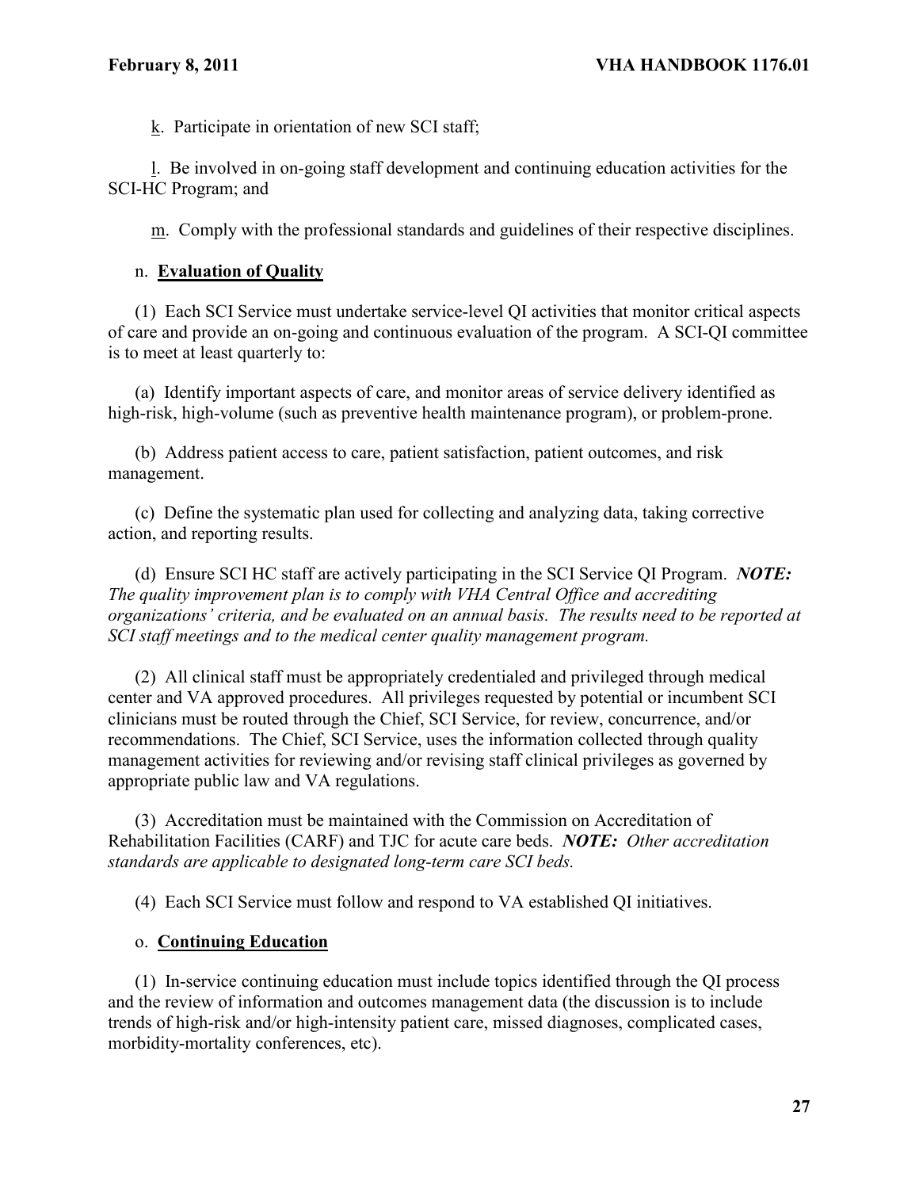k. Participate in orientation of new SCI staff;

l. Be involved in on-going staff development and continuing education activities for the SCI-HC Program; and

m. Comply with the professional standards and guidelines of their respective disciplines.

n. **Evaluation of Quality**

(1) Each SCI Service must undertake service-level QI activities that monitor critical aspects of care and provide an on-going and continuous evaluation of the program. A SCI-QI committee is to meet at least quarterly to:

(a) Identify important aspects of care, and monitor areas of service delivery identified as high-risk, high-volume (such as preventive health maintenance program), or problem-prone.

(b) Address patient access to care, patient satisfaction, patient outcomes, and risk management.

(c) Define the systematic plan used for collecting and analyzing data, taking corrective action, and reporting results.

(d) Ensure SCI HC staff are actively participating in the SCI Service QI Program. ***NOTE:*** *The quality improvement plan is to comply with VHA Central Office and accrediting organizations' criteria, and be evaluated on an annual basis. The results need to be reported at SCI staff meetings and to the medical center quality management program.*

(2) All clinical staff must be appropriately credentialed and privileged through medical center and VA approved procedures. All privileges requested by potential or incumbent SCI clinicians must be routed through the Chief, SCI Service, for review, concurrence, and/or recommendations. The Chief, SCI Service, uses the information collected through quality management activities for reviewing and/or revising staff clinical privileges as governed by appropriate public law and VA regulations.

(3) Accreditation must be maintained with the Commission on Accreditation of Rehabilitation Facilities (CARF) and TJC for acute care beds. ***NOTE:*** *Other accreditation standards are applicable to designated long-term care SCI beds.*

(4) Each SCI Service must follow and respond to VA established QI initiatives.

o. **Continuing Education**

(1) In-service continuing education must include topics identified through the QI process and the review of information and outcomes management data (the discussion is to include trends of high-risk and/or high-intensity patient care, missed diagnoses, complicated cases, morbidity-mortality conferences, etc).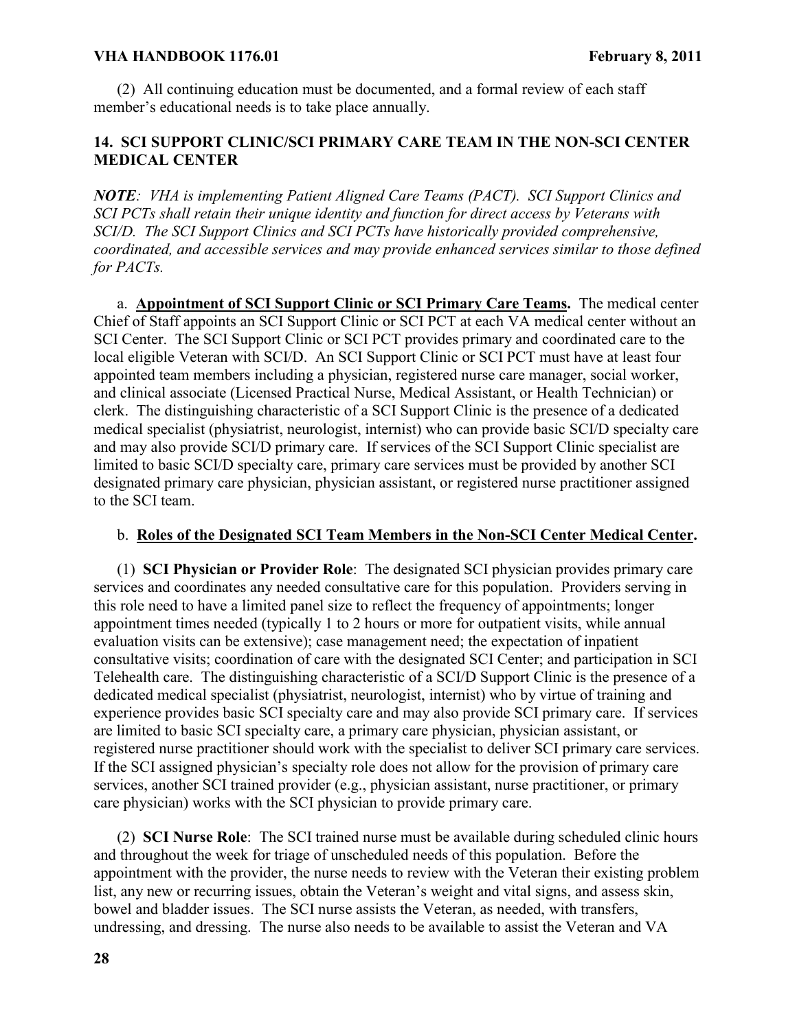(2) All continuing education must be documented, and a formal review of each staff member's educational needs is to take place annually.

## 14. SCI SUPPORT CLINIC/SCI PRIMARY CARE TEAM IN THE NON-SCI CENTER MEDICAL CENTER

***NOTE**: VHA is implementing Patient Aligned Care Teams (PACT). SCI Support Clinics and SCI PCTs shall retain their unique identity and function for direct access by Veterans with SCI/D. The SCI Support Clinics and SCI PCTs have historically provided comprehensive, coordinated, and accessible services and may provide enhanced services similar to those defined for PACTs.*

a. **<u>Appointment of SCI Support Clinic or SCI Primary Care Teams</u>.** The medical center Chief of Staff appoints an SCI Support Clinic or SCI PCT at each VA medical center without an SCI Center. The SCI Support Clinic or SCI PCT provides primary and coordinated care to the local eligible Veteran with SCI/D. An SCI Support Clinic or SCI PCT must have at least four appointed team members including a physician, registered nurse care manager, social worker, and clinical associate (Licensed Practical Nurse, Medical Assistant, or Health Technician) or clerk. The distinguishing characteristic of a SCI Support Clinic is the presence of a dedicated medical specialist (physiatrist, neurologist, internist) who can provide basic SCI/D specialty care and may also provide SCI/D primary care. If services of the SCI Support Clinic specialist are limited to basic SCI/D specialty care, primary care services must be provided by another SCI designated primary care physician, physician assistant, or registered nurse practitioner assigned to the SCI team.

b. **<u>Roles of the Designated SCI Team Members in the Non-SCI Center Medical Center</u>.**

(1) **SCI Physician or Provider Role**: The designated SCI physician provides primary care services and coordinates any needed consultative care for this population. Providers serving in this role need to have a limited panel size to reflect the frequency of appointments; longer appointment times needed (typically 1 to 2 hours or more for outpatient visits, while annual evaluation visits can be extensive); case management need; the expectation of inpatient consultative visits; coordination of care with the designated SCI Center; and participation in SCI Telehealth care. The distinguishing characteristic of a SCI/D Support Clinic is the presence of a dedicated medical specialist (physiatrist, neurologist, internist) who by virtue of training and experience provides basic SCI specialty care and may also provide SCI primary care. If services are limited to basic SCI specialty care, a primary care physician, physician assistant, or registered nurse practitioner should work with the specialist to deliver SCI primary care services. If the SCI assigned physician's specialty role does not allow for the provision of primary care services, another SCI trained provider (e.g., physician assistant, nurse practitioner, or primary care physician) works with the SCI physician to provide primary care.

(2) **SCI Nurse Role**: The SCI trained nurse must be available during scheduled clinic hours and throughout the week for triage of unscheduled needs of this population. Before the appointment with the provider, the nurse needs to review with the Veteran their existing problem list, any new or recurring issues, obtain the Veteran's weight and vital signs, and assess skin, bowel and bladder issues. The SCI nurse assists the Veteran, as needed, with transfers, undressing, and dressing. The nurse also needs to be available to assist the Veteran and VA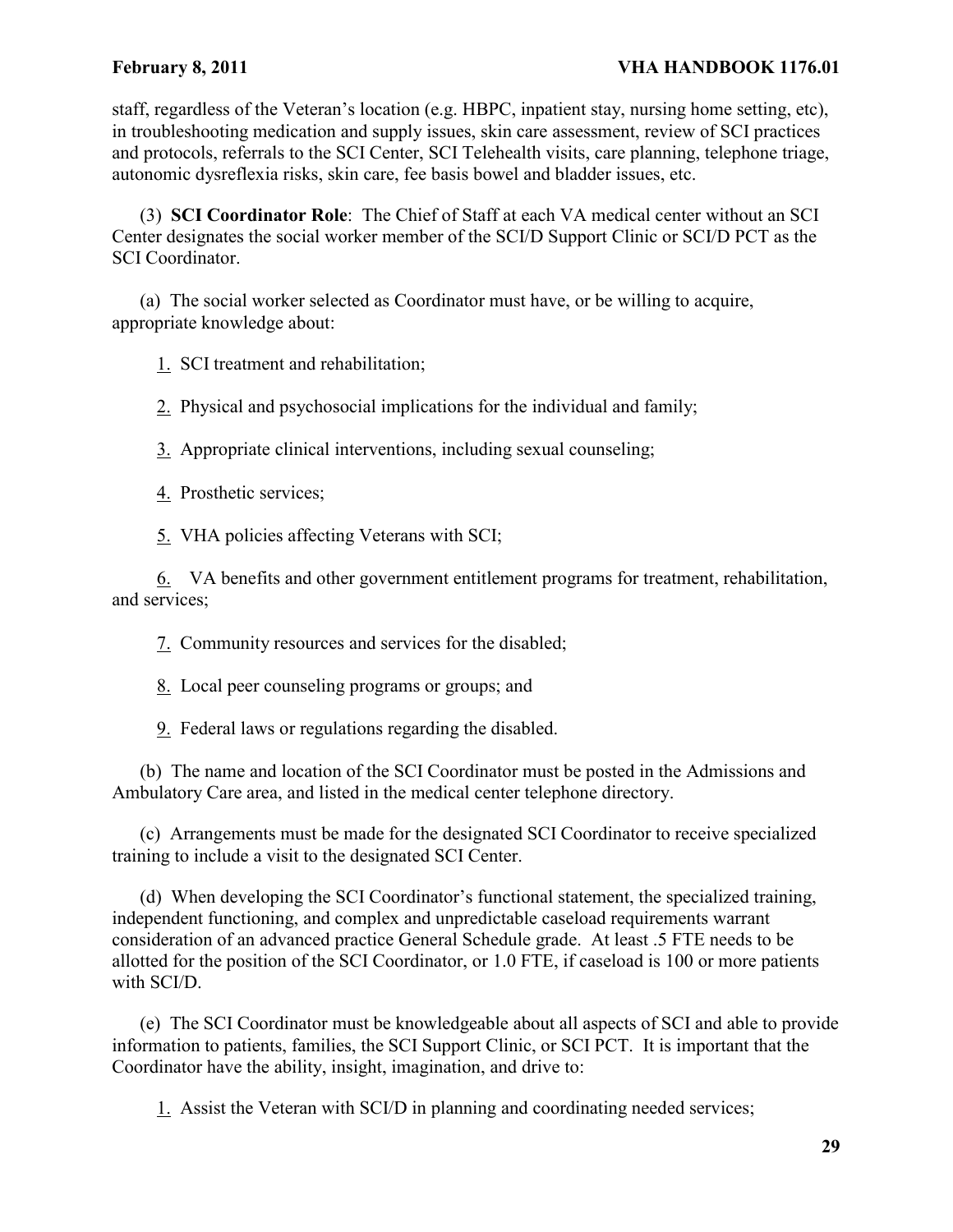staff, regardless of the Veteran's location (e.g. HBPC, inpatient stay, nursing home setting, etc), in troubleshooting medication and supply issues, skin care assessment, review of SCI practices and protocols, referrals to the SCI Center, SCI Telehealth visits, care planning, telephone triage, autonomic dysreflexia risks, skin care, fee basis bowel and bladder issues, etc.

(3) **SCI Coordinator Role**: The Chief of Staff at each VA medical center without an SCI Center designates the social worker member of the SCI/D Support Clinic or SCI/D PCT as the SCI Coordinator.

(a) The social worker selected as Coordinator must have, or be willing to acquire, appropriate knowledge about:

1. SCI treatment and rehabilitation;

2. Physical and psychosocial implications for the individual and family;

3. Appropriate clinical interventions, including sexual counseling;

4. Prosthetic services;

5. VHA policies affecting Veterans with SCI;

6. VA benefits and other government entitlement programs for treatment, rehabilitation, and services;

7. Community resources and services for the disabled;

8. Local peer counseling programs or groups; and

9. Federal laws or regulations regarding the disabled.

(b) The name and location of the SCI Coordinator must be posted in the Admissions and Ambulatory Care area, and listed in the medical center telephone directory.

(c) Arrangements must be made for the designated SCI Coordinator to receive specialized training to include a visit to the designated SCI Center.

(d) When developing the SCI Coordinator's functional statement, the specialized training, independent functioning, and complex and unpredictable caseload requirements warrant consideration of an advanced practice General Schedule grade. At least .5 FTE needs to be allotted for the position of the SCI Coordinator, or 1.0 FTE, if caseload is 100 or more patients with SCI/D.

(e) The SCI Coordinator must be knowledgeable about all aspects of SCI and able to provide information to patients, families, the SCI Support Clinic, or SCI PCT. It is important that the Coordinator have the ability, insight, imagination, and drive to:

1. Assist the Veteran with SCI/D in planning and coordinating needed services;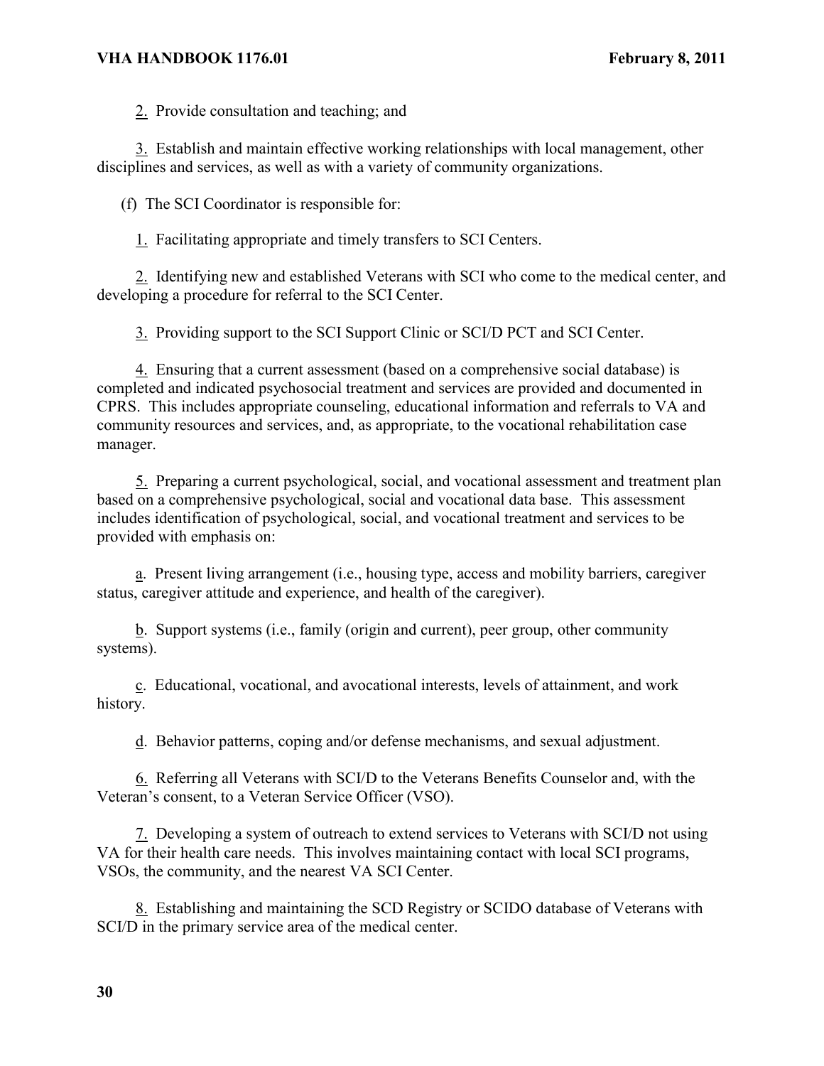2. Provide consultation and teaching; and

3. Establish and maintain effective working relationships with local management, other disciplines and services, as well as with a variety of community organizations.

(f) The SCI Coordinator is responsible for:

1. Facilitating appropriate and timely transfers to SCI Centers.

2. Identifying new and established Veterans with SCI who come to the medical center, and developing a procedure for referral to the SCI Center.

3. Providing support to the SCI Support Clinic or SCI/D PCT and SCI Center.

4. Ensuring that a current assessment (based on a comprehensive social database) is completed and indicated psychosocial treatment and services are provided and documented in CPRS. This includes appropriate counseling, educational information and referrals to VA and community resources and services, and, as appropriate, to the vocational rehabilitation case manager.

5. Preparing a current psychological, social, and vocational assessment and treatment plan based on a comprehensive psychological, social and vocational data base. This assessment includes identification of psychological, social, and vocational treatment and services to be provided with emphasis on:

a. Present living arrangement (i.e., housing type, access and mobility barriers, caregiver status, caregiver attitude and experience, and health of the caregiver).

b. Support systems (i.e., family (origin and current), peer group, other community systems).

c. Educational, vocational, and avocational interests, levels of attainment, and work history.

d. Behavior patterns, coping and/or defense mechanisms, and sexual adjustment.

6. Referring all Veterans with SCI/D to the Veterans Benefits Counselor and, with the Veteran's consent, to a Veteran Service Officer (VSO).

7. Developing a system of outreach to extend services to Veterans with SCI/D not using VA for their health care needs. This involves maintaining contact with local SCI programs, VSOs, the community, and the nearest VA SCI Center.

8. Establishing and maintaining the SCD Registry or SCIDO database of Veterans with SCI/D in the primary service area of the medical center.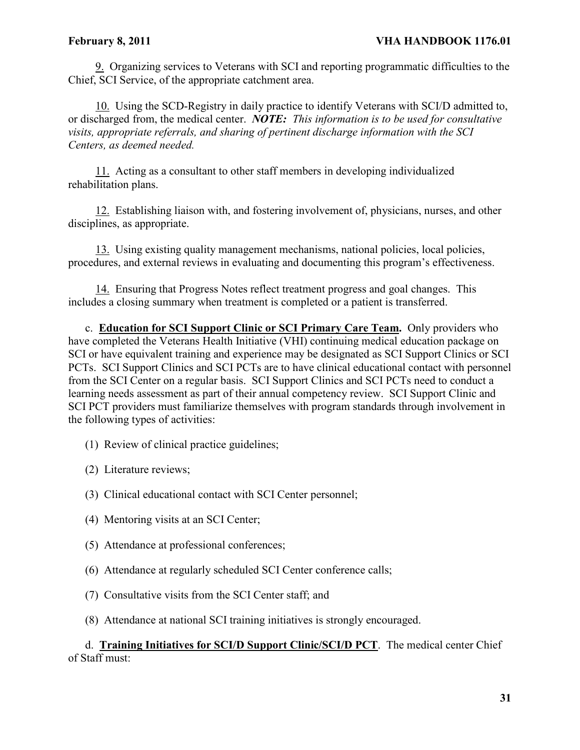9. Organizing services to Veterans with SCI and reporting programmatic difficulties to the Chief, SCI Service, of the appropriate catchment area.

10. Using the SCD-Registry in daily practice to identify Veterans with SCI/D admitted to, or discharged from, the medical center. ***NOTE:*** *This information is to be used for consultative visits, appropriate referrals, and sharing of pertinent discharge information with the SCI Centers, as deemed needed.*

11. Acting as a consultant to other staff members in developing individualized rehabilitation plans.

12. Establishing liaison with, and fostering involvement of, physicians, nurses, and other disciplines, as appropriate.

13. Using existing quality management mechanisms, national policies, local policies, procedures, and external reviews in evaluating and documenting this program's effectiveness.

14. Ensuring that Progress Notes reflect treatment progress and goal changes. This includes a closing summary when treatment is completed or a patient is transferred.

c. **Education for SCI Support Clinic or SCI Primary Care Team.** Only providers who have completed the Veterans Health Initiative (VHI) continuing medical education package on SCI or have equivalent training and experience may be designated as SCI Support Clinics or SCI PCTs. SCI Support Clinics and SCI PCTs are to have clinical educational contact with personnel from the SCI Center on a regular basis. SCI Support Clinics and SCI PCTs need to conduct a learning needs assessment as part of their annual competency review. SCI Support Clinic and SCI PCT providers must familiarize themselves with program standards through involvement in the following types of activities:

(1) Review of clinical practice guidelines;

(2) Literature reviews;

(3) Clinical educational contact with SCI Center personnel;

(4) Mentoring visits at an SCI Center;

(5) Attendance at professional conferences;

(6) Attendance at regularly scheduled SCI Center conference calls;

(7) Consultative visits from the SCI Center staff; and

(8) Attendance at national SCI training initiatives is strongly encouraged.

d. **Training Initiatives for SCI/D Support Clinic/SCI/D PCT**. The medical center Chief of Staff must: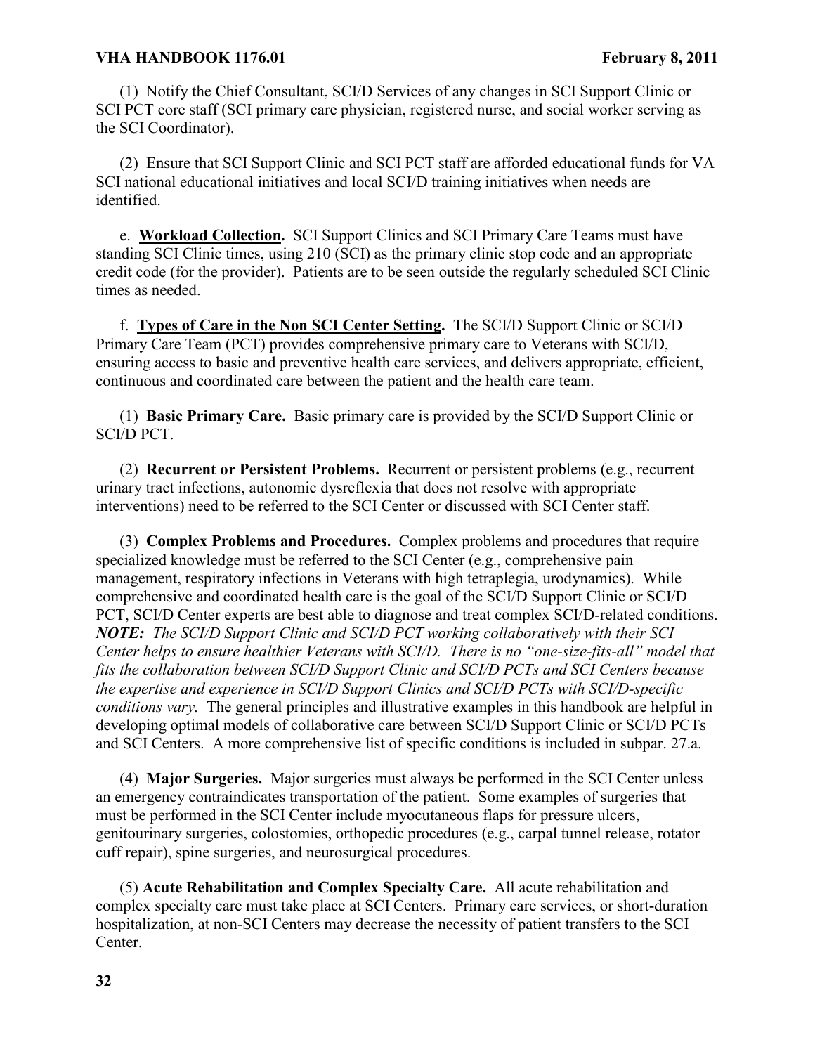(1) Notify the Chief Consultant, SCI/D Services of any changes in SCI Support Clinic or SCI PCT core staff (SCI primary care physician, registered nurse, and social worker serving as the SCI Coordinator).

(2) Ensure that SCI Support Clinic and SCI PCT staff are afforded educational funds for VA SCI national educational initiatives and local SCI/D training initiatives when needs are identified.

e. **Workload Collection.** SCI Support Clinics and SCI Primary Care Teams must have standing SCI Clinic times, using 210 (SCI) as the primary clinic stop code and an appropriate credit code (for the provider). Patients are to be seen outside the regularly scheduled SCI Clinic times as needed.

f. **Types of Care in the Non SCI Center Setting.** The SCI/D Support Clinic or SCI/D Primary Care Team (PCT) provides comprehensive primary care to Veterans with SCI/D, ensuring access to basic and preventive health care services, and delivers appropriate, efficient, continuous and coordinated care between the patient and the health care team.

(1) **Basic Primary Care.** Basic primary care is provided by the SCI/D Support Clinic or SCI/D PCT.

(2) **Recurrent or Persistent Problems.** Recurrent or persistent problems (e.g., recurrent urinary tract infections, autonomic dysreflexia that does not resolve with appropriate interventions) need to be referred to the SCI Center or discussed with SCI Center staff.

(3) **Complex Problems and Procedures.** Complex problems and procedures that require specialized knowledge must be referred to the SCI Center (e.g., comprehensive pain management, respiratory infections in Veterans with high tetraplegia, urodynamics). While comprehensive and coordinated health care is the goal of the SCI/D Support Clinic or SCI/D PCT, SCI/D Center experts are best able to diagnose and treat complex SCI/D-related conditions. ***NOTE:*** *The SCI/D Support Clinic and SCI/D PCT working collaboratively with their SCI Center helps to ensure healthier Veterans with SCI/D. There is no "one-size-fits-all" model that fits the collaboration between SCI/D Support Clinic and SCI/D PCTs and SCI Centers because the expertise and experience in SCI/D Support Clinics and SCI/D PCTs with SCI/D-specific conditions vary.* The general principles and illustrative examples in this handbook are helpful in developing optimal models of collaborative care between SCI/D Support Clinic or SCI/D PCTs and SCI Centers. A more comprehensive list of specific conditions is included in subpar. 27.a.

(4) **Major Surgeries.** Major surgeries must always be performed in the SCI Center unless an emergency contraindicates transportation of the patient. Some examples of surgeries that must be performed in the SCI Center include myocutaneous flaps for pressure ulcers, genitourinary surgeries, colostomies, orthopedic procedures (e.g., carpal tunnel release, rotator cuff repair), spine surgeries, and neurosurgical procedures.

(5) **Acute Rehabilitation and Complex Specialty Care.** All acute rehabilitation and complex specialty care must take place at SCI Centers. Primary care services, or short-duration hospitalization, at non-SCI Centers may decrease the necessity of patient transfers to the SCI Center.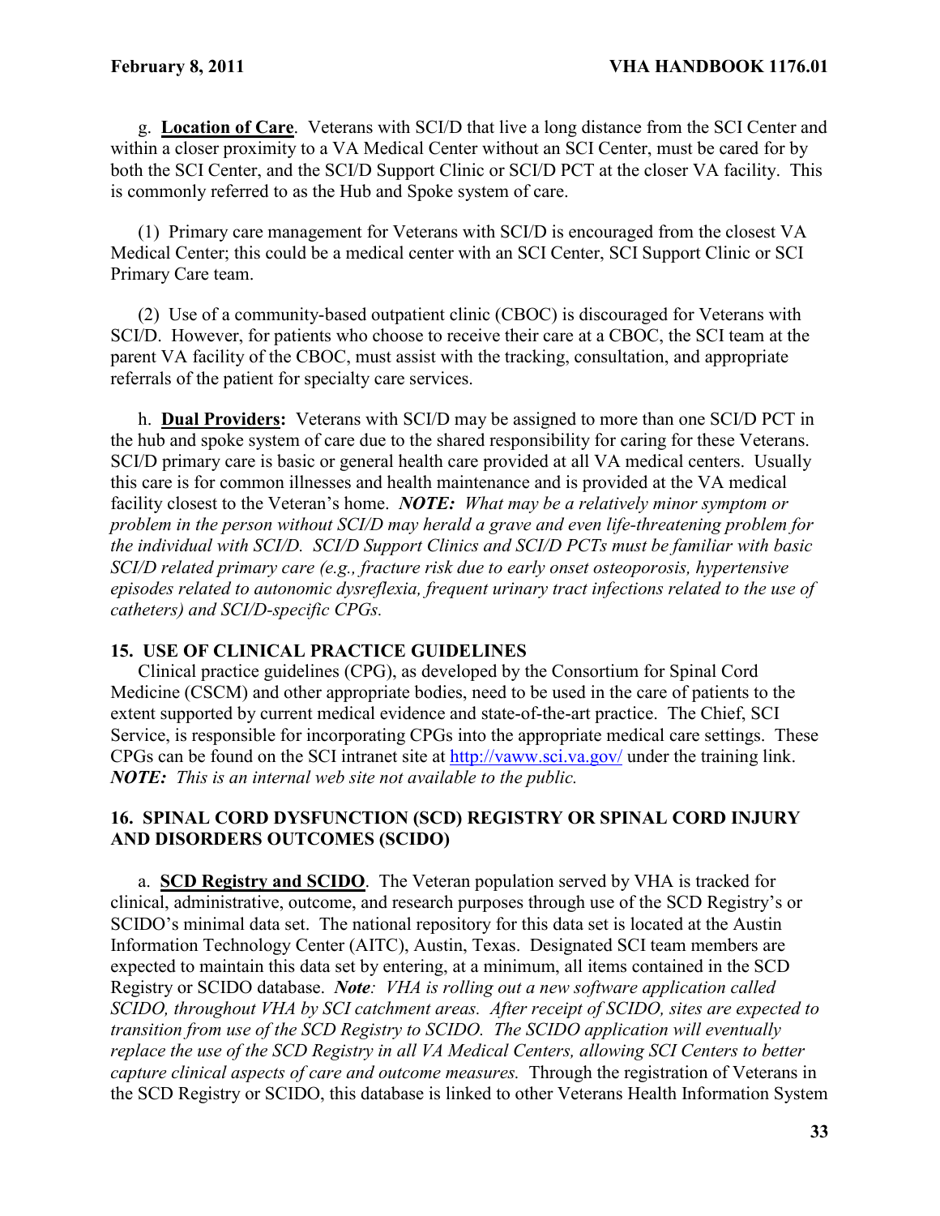g. **Location of Care**. Veterans with SCI/D that live a long distance from the SCI Center and within a closer proximity to a VA Medical Center without an SCI Center, must be cared for by both the SCI Center, and the SCI/D Support Clinic or SCI/D PCT at the closer VA facility. This is commonly referred to as the Hub and Spoke system of care.

(1) Primary care management for Veterans with SCI/D is encouraged from the closest VA Medical Center; this could be a medical center with an SCI Center, SCI Support Clinic or SCI Primary Care team.

(2) Use of a community-based outpatient clinic (CBOC) is discouraged for Veterans with SCI/D. However, for patients who choose to receive their care at a CBOC, the SCI team at the parent VA facility of the CBOC, must assist with the tracking, consultation, and appropriate referrals of the patient for specialty care services.

h. **Dual Providers:** Veterans with SCI/D may be assigned to more than one SCI/D PCT in the hub and spoke system of care due to the shared responsibility for caring for these Veterans. SCI/D primary care is basic or general health care provided at all VA medical centers. Usually this care is for common illnesses and health maintenance and is provided at the VA medical facility closest to the Veteran's home. ***NOTE:*** *What may be a relatively minor symptom or problem in the person without SCI/D may herald a grave and even life-threatening problem for the individual with SCI/D. SCI/D Support Clinics and SCI/D PCTs must be familiar with basic SCI/D related primary care (e.g., fracture risk due to early onset osteoporosis, hypertensive episodes related to autonomic dysreflexia, frequent urinary tract infections related to the use of catheters) and SCI/D-specific CPGs.*

## 15. USE OF CLINICAL PRACTICE GUIDELINES

Clinical practice guidelines (CPG), as developed by the Consortium for Spinal Cord Medicine (CSCM) and other appropriate bodies, need to be used in the care of patients to the extent supported by current medical evidence and state-of-the-art practice. The Chief, SCI Service, is responsible for incorporating CPGs into the appropriate medical care settings. These CPGs can be found on the SCI intranet site at http://vaww.sci.va.gov/ under the training link. ***NOTE:*** *This is an internal web site not available to the public.*

## 16. SPINAL CORD DYSFUNCTION (SCD) REGISTRY OR SPINAL CORD INJURY AND DISORDERS OUTCOMES (SCIDO)

a. **SCD Registry and SCIDO**. The Veteran population served by VHA is tracked for clinical, administrative, outcome, and research purposes through use of the SCD Registry's or SCIDO's minimal data set. The national repository for this data set is located at the Austin Information Technology Center (AITC), Austin, Texas. Designated SCI team members are expected to maintain this data set by entering, at a minimum, all items contained in the SCD Registry or SCIDO database. ***Note****: VHA is rolling out a new software application called SCIDO, throughout VHA by SCI catchment areas. After receipt of SCIDO, sites are expected to transition from use of the SCD Registry to SCIDO. The SCIDO application will eventually replace the use of the SCD Registry in all VA Medical Centers, allowing SCI Centers to better capture clinical aspects of care and outcome measures.* Through the registration of Veterans in the SCD Registry or SCIDO, this database is linked to other Veterans Health Information System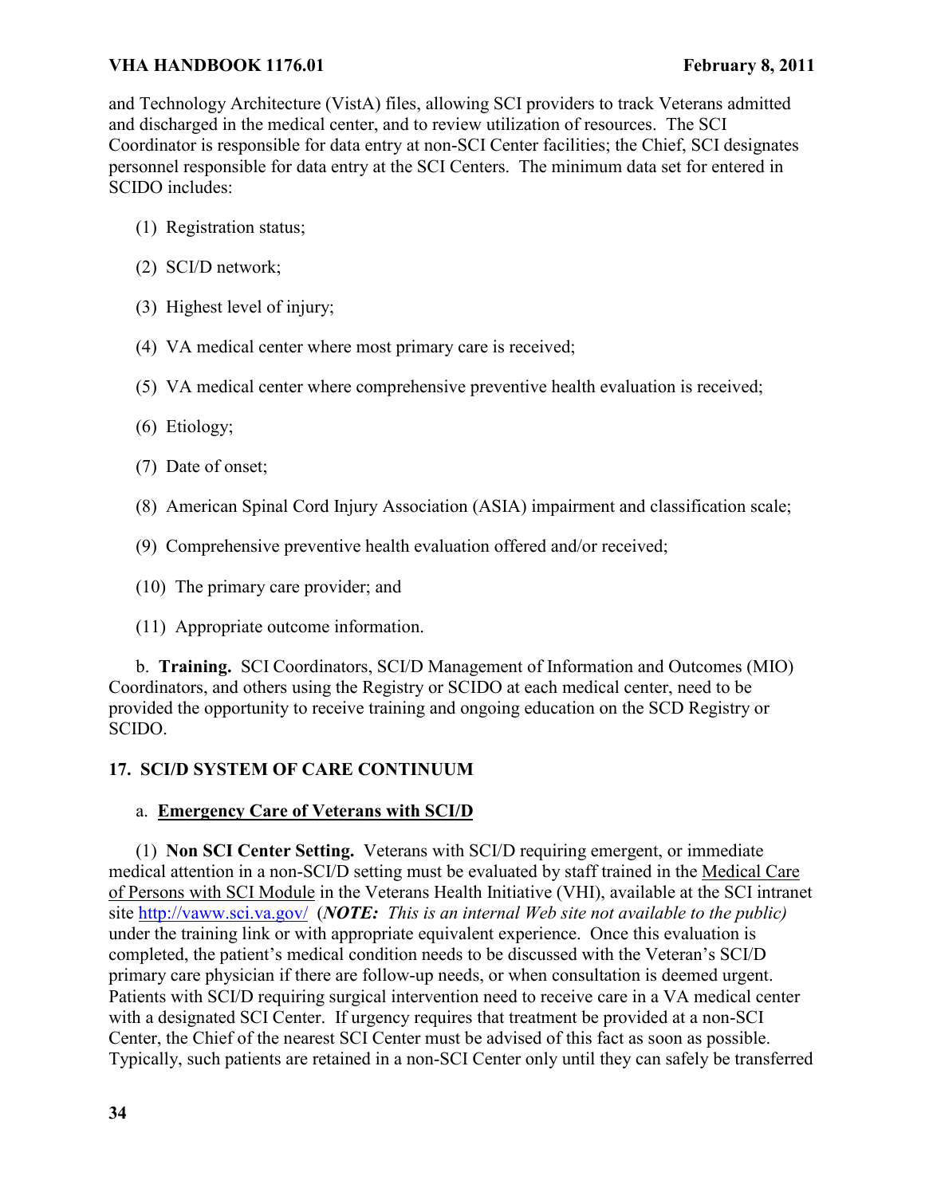and Technology Architecture (VistA) files, allowing SCI providers to track Veterans admitted and discharged in the medical center, and to review utilization of resources. The SCI Coordinator is responsible for data entry at non-SCI Center facilities; the Chief, SCI designates personnel responsible for data entry at the SCI Centers. The minimum data set for entered in SCIDO includes:

(1) Registration status;

(2) SCI/D network;

(3) Highest level of injury;

(4) VA medical center where most primary care is received;

(5) VA medical center where comprehensive preventive health evaluation is received;

(6) Etiology;

(7) Date of onset;

(8) American Spinal Cord Injury Association (ASIA) impairment and classification scale;

(9) Comprehensive preventive health evaluation offered and/or received;

(10) The primary care provider; and

(11) Appropriate outcome information.

b. **Training.** SCI Coordinators, SCI/D Management of Information and Outcomes (MIO) Coordinators, and others using the Registry or SCIDO at each medical center, need to be provided the opportunity to receive training and ongoing education on the SCD Registry or SCIDO.

## 17. SCI/D SYSTEM OF CARE CONTINUUM

a. **Emergency Care of Veterans with SCI/D**

(1) **Non SCI Center Setting.** Veterans with SCI/D requiring emergent, or immediate medical attention in a non-SCI/D setting must be evaluated by staff trained in the Medical Care of Persons with SCI Module in the Veterans Health Initiative (VHI), available at the SCI intranet site http://vaww.sci.va.gov/ (***NOTE:*** *This is an internal Web site not available to the public)* under the training link or with appropriate equivalent experience. Once this evaluation is completed, the patient's medical condition needs to be discussed with the Veteran's SCI/D primary care physician if there are follow-up needs, or when consultation is deemed urgent. Patients with SCI/D requiring surgical intervention need to receive care in a VA medical center with a designated SCI Center. If urgency requires that treatment be provided at a non-SCI Center, the Chief of the nearest SCI Center must be advised of this fact as soon as possible. Typically, such patients are retained in a non-SCI Center only until they can safely be transferred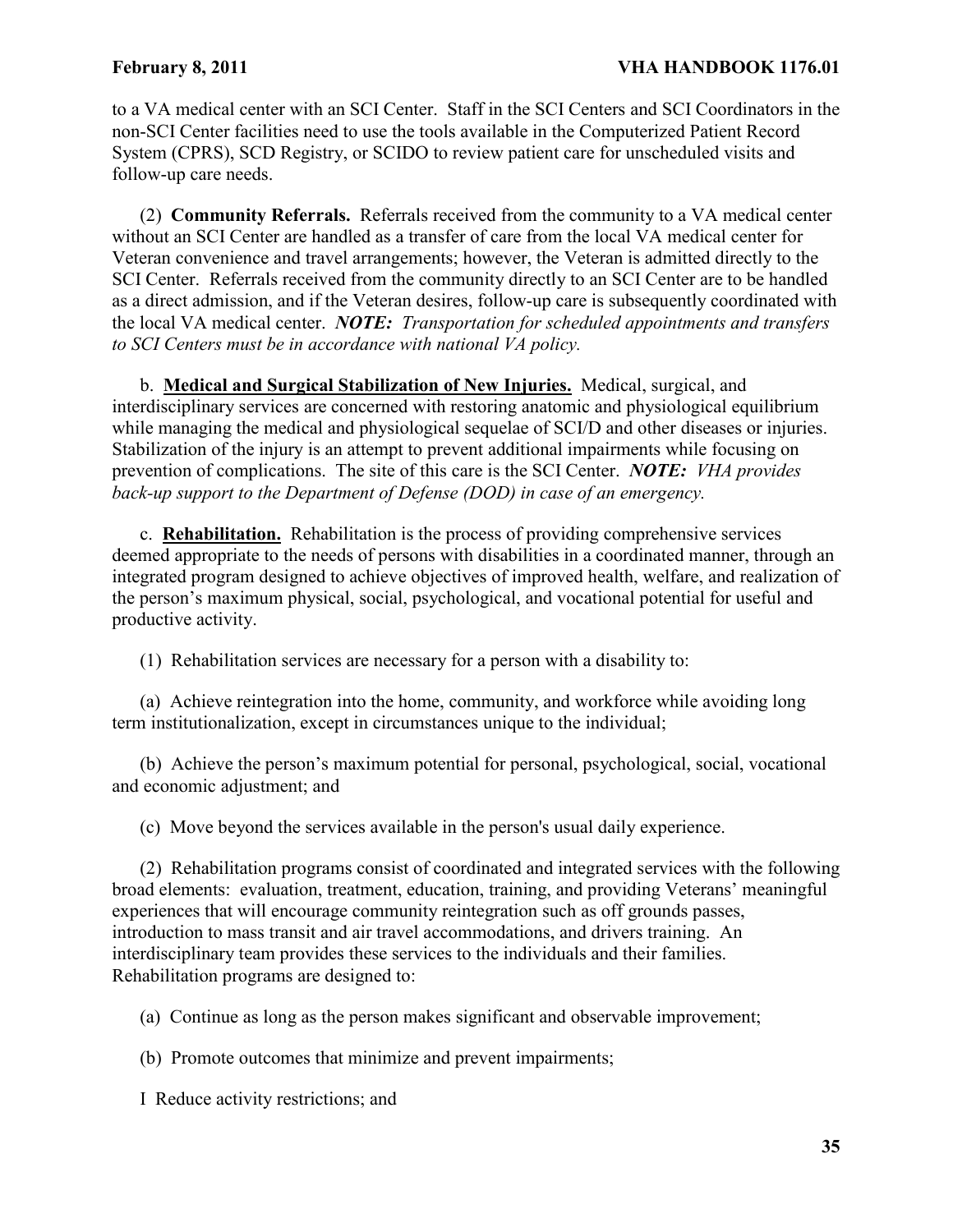to a VA medical center with an SCI Center. Staff in the SCI Centers and SCI Coordinators in the non-SCI Center facilities need to use the tools available in the Computerized Patient Record System (CPRS), SCD Registry, or SCIDO to review patient care for unscheduled visits and follow-up care needs.

(2) **Community Referrals.** Referrals received from the community to a VA medical center without an SCI Center are handled as a transfer of care from the local VA medical center for Veteran convenience and travel arrangements; however, the Veteran is admitted directly to the SCI Center. Referrals received from the community directly to an SCI Center are to be handled as a direct admission, and if the Veteran desires, follow-up care is subsequently coordinated with the local VA medical center. ***NOTE:*** *Transportation for scheduled appointments and transfers to SCI Centers must be in accordance with national VA policy.*

b. **Medical and Surgical Stabilization of New Injuries.** Medical, surgical, and interdisciplinary services are concerned with restoring anatomic and physiological equilibrium while managing the medical and physiological sequelae of SCI/D and other diseases or injuries. Stabilization of the injury is an attempt to prevent additional impairments while focusing on prevention of complications. The site of this care is the SCI Center. ***NOTE:*** *VHA provides back-up support to the Department of Defense (DOD) in case of an emergency.*

c. **Rehabilitation.** Rehabilitation is the process of providing comprehensive services deemed appropriate to the needs of persons with disabilities in a coordinated manner, through an integrated program designed to achieve objectives of improved health, welfare, and realization of the person's maximum physical, social, psychological, and vocational potential for useful and productive activity.

(1) Rehabilitation services are necessary for a person with a disability to:

(a) Achieve reintegration into the home, community, and workforce while avoiding long term institutionalization, except in circumstances unique to the individual;

(b) Achieve the person's maximum potential for personal, psychological, social, vocational and economic adjustment; and

(c) Move beyond the services available in the person's usual daily experience.

(2) Rehabilitation programs consist of coordinated and integrated services with the following broad elements: evaluation, treatment, education, training, and providing Veterans' meaningful experiences that will encourage community reintegration such as off grounds passes, introduction to mass transit and air travel accommodations, and drivers training. An interdisciplinary team provides these services to the individuals and their families. Rehabilitation programs are designed to:

(a) Continue as long as the person makes significant and observable improvement;

(b) Promote outcomes that minimize and prevent impairments;

I Reduce activity restrictions; and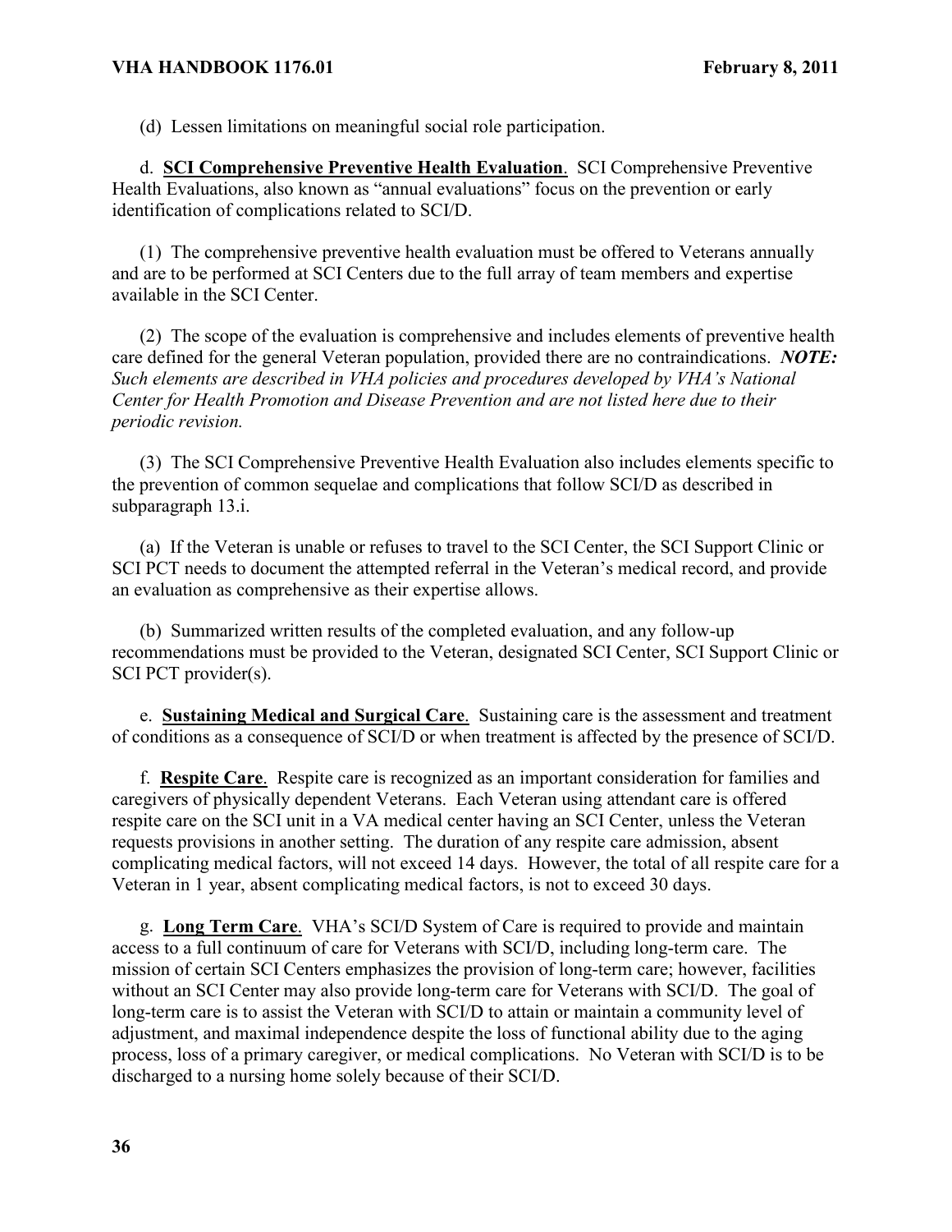(d) Lessen limitations on meaningful social role participation.

d. **SCI Comprehensive Preventive Health Evaluation**. SCI Comprehensive Preventive Health Evaluations, also known as "annual evaluations" focus on the prevention or early identification of complications related to SCI/D.

(1) The comprehensive preventive health evaluation must be offered to Veterans annually and are to be performed at SCI Centers due to the full array of team members and expertise available in the SCI Center.

(2) The scope of the evaluation is comprehensive and includes elements of preventive health care defined for the general Veteran population, provided there are no contraindications. ***NOTE:*** *Such elements are described in VHA policies and procedures developed by VHA's National Center for Health Promotion and Disease Prevention and are not listed here due to their periodic revision.*

(3) The SCI Comprehensive Preventive Health Evaluation also includes elements specific to the prevention of common sequelae and complications that follow SCI/D as described in subparagraph 13.i.

(a) If the Veteran is unable or refuses to travel to the SCI Center, the SCI Support Clinic or SCI PCT needs to document the attempted referral in the Veteran's medical record, and provide an evaluation as comprehensive as their expertise allows.

(b) Summarized written results of the completed evaluation, and any follow-up recommendations must be provided to the Veteran, designated SCI Center, SCI Support Clinic or SCI PCT provider(s).

e. **Sustaining Medical and Surgical Care**. Sustaining care is the assessment and treatment of conditions as a consequence of SCI/D or when treatment is affected by the presence of SCI/D.

f. **Respite Care**. Respite care is recognized as an important consideration for families and caregivers of physically dependent Veterans. Each Veteran using attendant care is offered respite care on the SCI unit in a VA medical center having an SCI Center, unless the Veteran requests provisions in another setting. The duration of any respite care admission, absent complicating medical factors, will not exceed 14 days. However, the total of all respite care for a Veteran in 1 year, absent complicating medical factors, is not to exceed 30 days.

g. **Long Term Care**. VHA's SCI/D System of Care is required to provide and maintain access to a full continuum of care for Veterans with SCI/D, including long-term care. The mission of certain SCI Centers emphasizes the provision of long-term care; however, facilities without an SCI Center may also provide long-term care for Veterans with SCI/D. The goal of long-term care is to assist the Veteran with SCI/D to attain or maintain a community level of adjustment, and maximal independence despite the loss of functional ability due to the aging process, loss of a primary caregiver, or medical complications. No Veteran with SCI/D is to be discharged to a nursing home solely because of their SCI/D.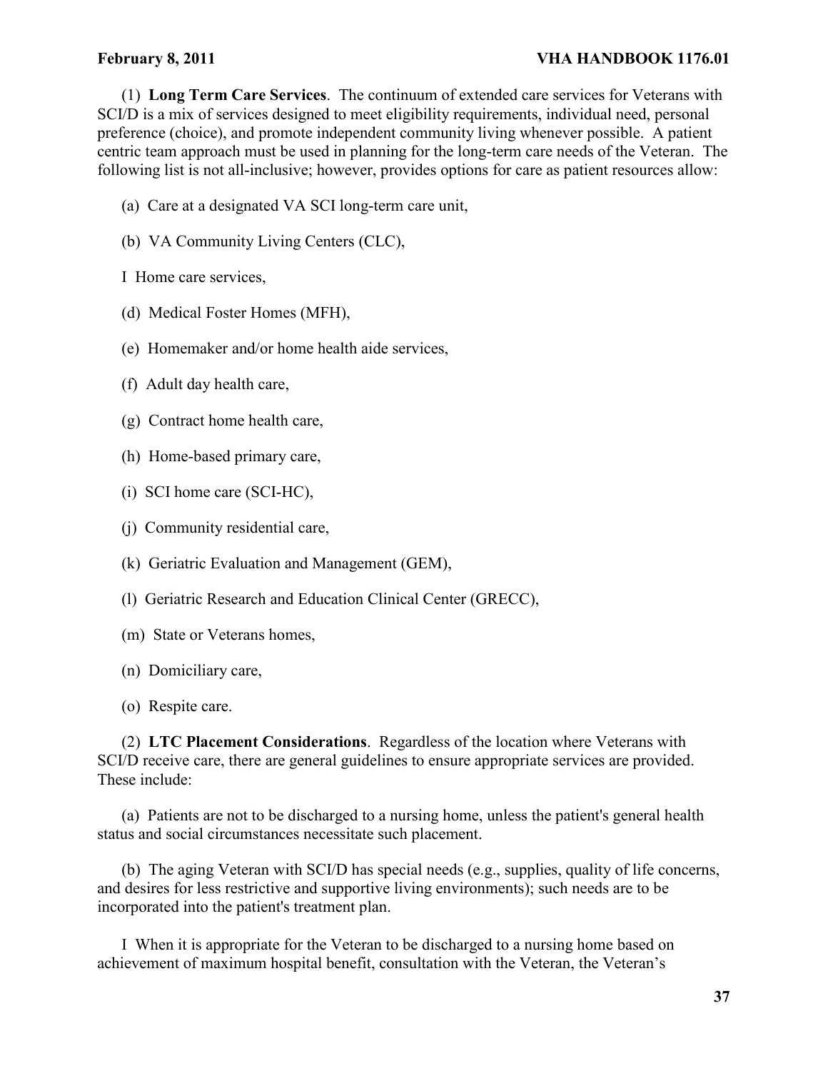(1) **Long Term Care Services**. The continuum of extended care services for Veterans with SCI/D is a mix of services designed to meet eligibility requirements, individual need, personal preference (choice), and promote independent community living whenever possible. A patient centric team approach must be used in planning for the long-term care needs of the Veteran. The following list is not all-inclusive; however, provides options for care as patient resources allow:

(a) Care at a designated VA SCI long-term care unit,

(b) VA Community Living Centers (CLC),

I Home care services,

(d) Medical Foster Homes (MFH),

(e) Homemaker and/or home health aide services,

(f) Adult day health care,

(g) Contract home health care,

(h) Home-based primary care,

(i) SCI home care (SCI-HC),

(j) Community residential care,

(k) Geriatric Evaluation and Management (GEM),

(l) Geriatric Research and Education Clinical Center (GRECC),

(m) State or Veterans homes,

(n) Domiciliary care,

(o) Respite care.

(2) **LTC Placement Considerations**. Regardless of the location where Veterans with SCI/D receive care, there are general guidelines to ensure appropriate services are provided. These include:

(a) Patients are not to be discharged to a nursing home, unless the patient's general health status and social circumstances necessitate such placement.

(b) The aging Veteran with SCI/D has special needs (e.g., supplies, quality of life concerns, and desires for less restrictive and supportive living environments); such needs are to be incorporated into the patient's treatment plan.

I When it is appropriate for the Veteran to be discharged to a nursing home based on achievement of maximum hospital benefit, consultation with the Veteran, the Veteran's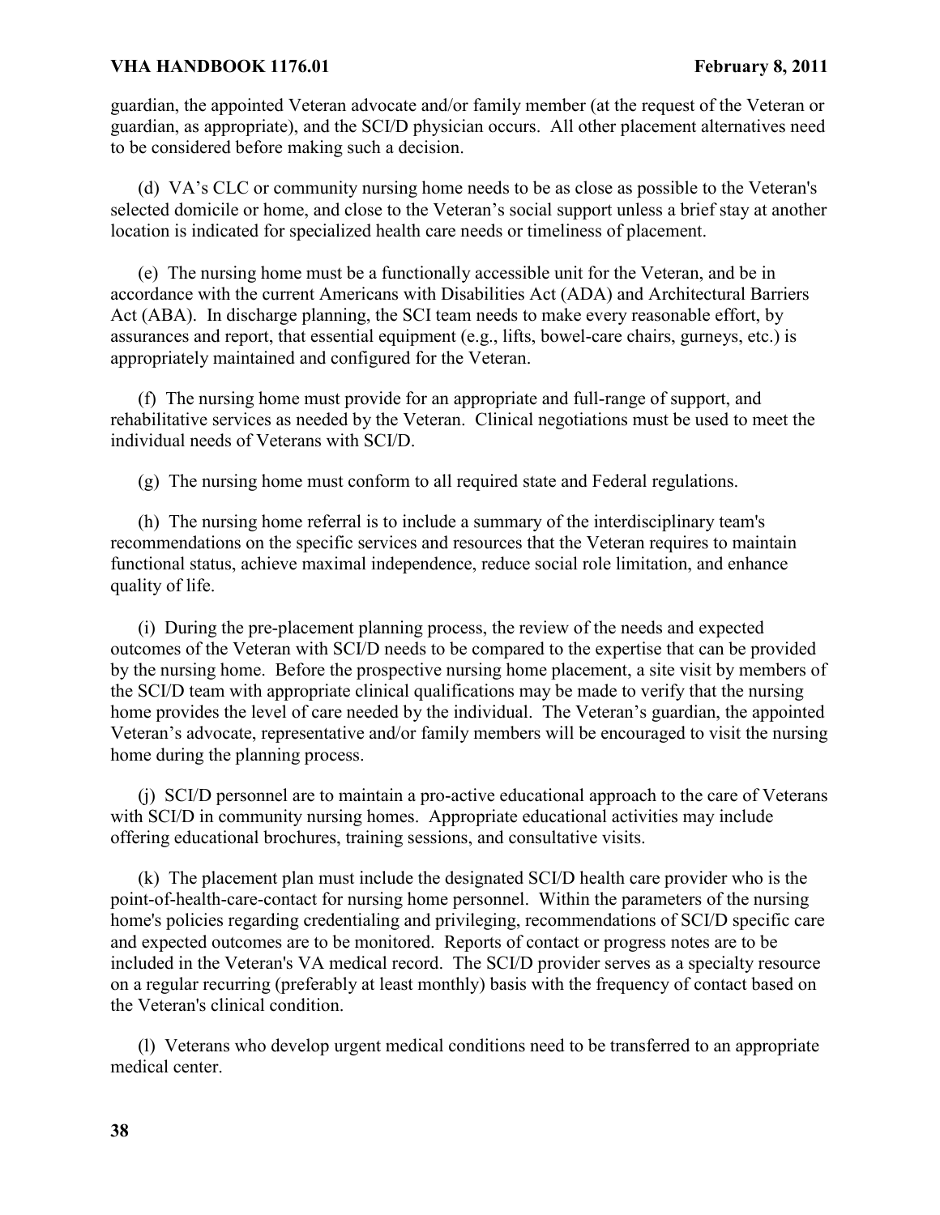guardian, the appointed Veteran advocate and/or family member (at the request of the Veteran or guardian, as appropriate), and the SCI/D physician occurs. All other placement alternatives need to be considered before making such a decision.

(d) VA's CLC or community nursing home needs to be as close as possible to the Veteran's selected domicile or home, and close to the Veteran's social support unless a brief stay at another location is indicated for specialized health care needs or timeliness of placement.

(e) The nursing home must be a functionally accessible unit for the Veteran, and be in accordance with the current Americans with Disabilities Act (ADA) and Architectural Barriers Act (ABA). In discharge planning, the SCI team needs to make every reasonable effort, by assurances and report, that essential equipment (e.g., lifts, bowel-care chairs, gurneys, etc.) is appropriately maintained and configured for the Veteran.

(f) The nursing home must provide for an appropriate and full-range of support, and rehabilitative services as needed by the Veteran. Clinical negotiations must be used to meet the individual needs of Veterans with SCI/D.

(g) The nursing home must conform to all required state and Federal regulations.

(h) The nursing home referral is to include a summary of the interdisciplinary team's recommendations on the specific services and resources that the Veteran requires to maintain functional status, achieve maximal independence, reduce social role limitation, and enhance quality of life.

(i) During the pre-placement planning process, the review of the needs and expected outcomes of the Veteran with SCI/D needs to be compared to the expertise that can be provided by the nursing home. Before the prospective nursing home placement, a site visit by members of the SCI/D team with appropriate clinical qualifications may be made to verify that the nursing home provides the level of care needed by the individual. The Veteran's guardian, the appointed Veteran's advocate, representative and/or family members will be encouraged to visit the nursing home during the planning process.

(j) SCI/D personnel are to maintain a pro-active educational approach to the care of Veterans with SCI/D in community nursing homes. Appropriate educational activities may include offering educational brochures, training sessions, and consultative visits.

(k) The placement plan must include the designated SCI/D health care provider who is the point-of-health-care-contact for nursing home personnel. Within the parameters of the nursing home's policies regarding credentialing and privileging, recommendations of SCI/D specific care and expected outcomes are to be monitored. Reports of contact or progress notes are to be included in the Veteran's VA medical record. The SCI/D provider serves as a specialty resource on a regular recurring (preferably at least monthly) basis with the frequency of contact based on the Veteran's clinical condition.

(l) Veterans who develop urgent medical conditions need to be transferred to an appropriate medical center.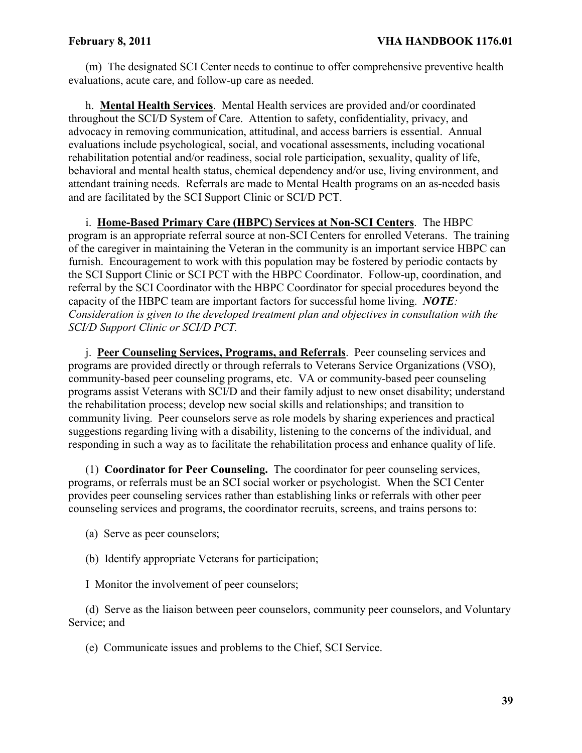(m) The designated SCI Center needs to continue to offer comprehensive preventive health evaluations, acute care, and follow-up care as needed.

h. **Mental Health Services**. Mental Health services are provided and/or coordinated throughout the SCI/D System of Care. Attention to safety, confidentiality, privacy, and advocacy in removing communication, attitudinal, and access barriers is essential. Annual evaluations include psychological, social, and vocational assessments, including vocational rehabilitation potential and/or readiness, social role participation, sexuality, quality of life, behavioral and mental health status, chemical dependency and/or use, living environment, and attendant training needs. Referrals are made to Mental Health programs on an as-needed basis and are facilitated by the SCI Support Clinic or SCI/D PCT.

i. **Home-Based Primary Care (HBPC) Services at Non-SCI Centers**. The HBPC program is an appropriate referral source at non-SCI Centers for enrolled Veterans. The training of the caregiver in maintaining the Veteran in the community is an important service HBPC can furnish. Encouragement to work with this population may be fostered by periodic contacts by the SCI Support Clinic or SCI PCT with the HBPC Coordinator. Follow-up, coordination, and referral by the SCI Coordinator with the HBPC Coordinator for special procedures beyond the capacity of the HBPC team are important factors for successful home living. ***NOTE****: Consideration is given to the developed treatment plan and objectives in consultation with the SCI/D Support Clinic or SCI/D PCT.*

j. **Peer Counseling Services, Programs, and Referrals**. Peer counseling services and programs are provided directly or through referrals to Veterans Service Organizations (VSO), community-based peer counseling programs, etc. VA or community-based peer counseling programs assist Veterans with SCI/D and their family adjust to new onset disability; understand the rehabilitation process; develop new social skills and relationships; and transition to community living. Peer counselors serve as role models by sharing experiences and practical suggestions regarding living with a disability, listening to the concerns of the individual, and responding in such a way as to facilitate the rehabilitation process and enhance quality of life.

(1) **Coordinator for Peer Counseling.** The coordinator for peer counseling services, programs, or referrals must be an SCI social worker or psychologist. When the SCI Center provides peer counseling services rather than establishing links or referrals with other peer counseling services and programs, the coordinator recruits, screens, and trains persons to:

(a) Serve as peer counselors;

(b) Identify appropriate Veterans for participation;

I Monitor the involvement of peer counselors;

(d) Serve as the liaison between peer counselors, community peer counselors, and Voluntary Service; and

(e) Communicate issues and problems to the Chief, SCI Service.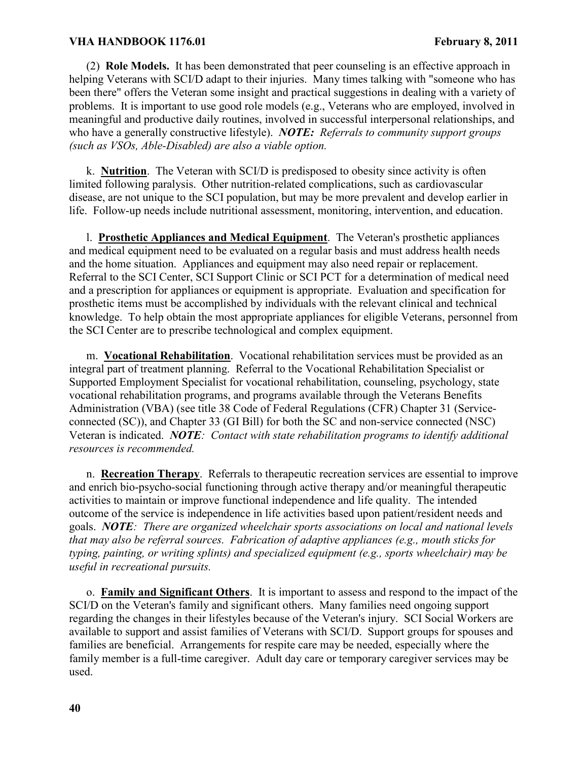(2) **Role Models.** It has been demonstrated that peer counseling is an effective approach in helping Veterans with SCI/D adapt to their injuries. Many times talking with "someone who has been there" offers the Veteran some insight and practical suggestions in dealing with a variety of problems. It is important to use good role models (e.g., Veterans who are employed, involved in meaningful and productive daily routines, involved in successful interpersonal relationships, and who have a generally constructive lifestyle). ***NOTE:*** *Referrals to community support groups (such as VSOs, Able-Disabled) are also a viable option.*

k. **Nutrition**. The Veteran with SCI/D is predisposed to obesity since activity is often limited following paralysis. Other nutrition-related complications, such as cardiovascular disease, are not unique to the SCI population, but may be more prevalent and develop earlier in life. Follow-up needs include nutritional assessment, monitoring, intervention, and education.

l. **Prosthetic Appliances and Medical Equipment**. The Veteran's prosthetic appliances and medical equipment need to be evaluated on a regular basis and must address health needs and the home situation. Appliances and equipment may also need repair or replacement. Referral to the SCI Center, SCI Support Clinic or SCI PCT for a determination of medical need and a prescription for appliances or equipment is appropriate. Evaluation and specification for prosthetic items must be accomplished by individuals with the relevant clinical and technical knowledge. To help obtain the most appropriate appliances for eligible Veterans, personnel from the SCI Center are to prescribe technological and complex equipment.

m. **Vocational Rehabilitation**. Vocational rehabilitation services must be provided as an integral part of treatment planning. Referral to the Vocational Rehabilitation Specialist or Supported Employment Specialist for vocational rehabilitation, counseling, psychology, state vocational rehabilitation programs, and programs available through the Veterans Benefits Administration (VBA) (see title 38 Code of Federal Regulations (CFR) Chapter 31 (Service-connected (SC)), and Chapter 33 (GI Bill) for both the SC and non-service connected (NSC) Veteran is indicated. ***NOTE****: Contact with state rehabilitation programs to identify additional resources is recommended.*

n. **Recreation Therapy**. Referrals to therapeutic recreation services are essential to improve and enrich bio-psycho-social functioning through active therapy and/or meaningful therapeutic activities to maintain or improve functional independence and life quality. The intended outcome of the service is independence in life activities based upon patient/resident needs and goals. ***NOTE****: There are organized wheelchair sports associations on local and national levels that may also be referral sources. Fabrication of adaptive appliances (e.g., mouth sticks for typing, painting, or writing splints) and specialized equipment (e.g., sports wheelchair) may be useful in recreational pursuits.*

o. **Family and Significant Others**. It is important to assess and respond to the impact of the SCI/D on the Veteran's family and significant others. Many families need ongoing support regarding the changes in their lifestyles because of the Veteran's injury. SCI Social Workers are available to support and assist families of Veterans with SCI/D. Support groups for spouses and families are beneficial. Arrangements for respite care may be needed, especially where the family member is a full-time caregiver. Adult day care or temporary caregiver services may be used.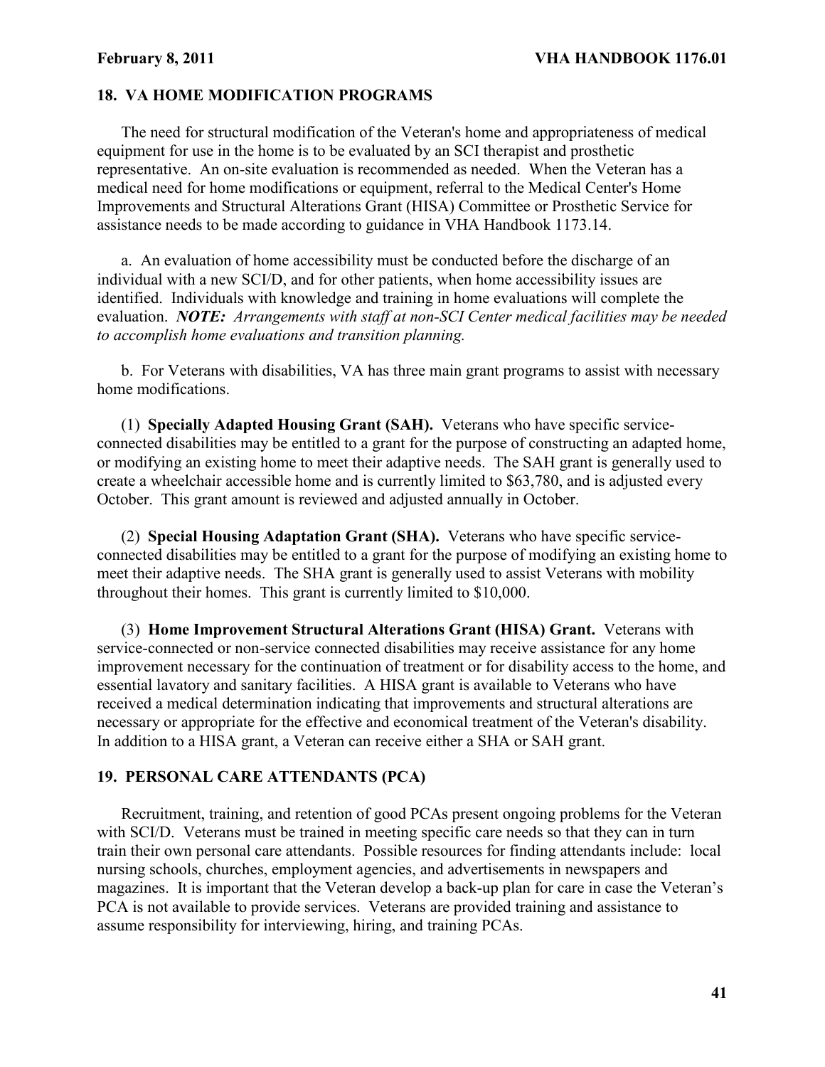## 18. VA HOME MODIFICATION PROGRAMS

The need for structural modification of the Veteran's home and appropriateness of medical equipment for use in the home is to be evaluated by an SCI therapist and prosthetic representative. An on-site evaluation is recommended as needed. When the Veteran has a medical need for home modifications or equipment, referral to the Medical Center's Home Improvements and Structural Alterations Grant (HISA) Committee or Prosthetic Service for assistance needs to be made according to guidance in VHA Handbook 1173.14.

a. An evaluation of home accessibility must be conducted before the discharge of an individual with a new SCI/D, and for other patients, when home accessibility issues are identified. Individuals with knowledge and training in home evaluations will complete the evaluation. ***NOTE:*** *Arrangements with staff at non-SCI Center medical facilities may be needed to accomplish home evaluations and transition planning.*

b. For Veterans with disabilities, VA has three main grant programs to assist with necessary home modifications.

(1) **Specially Adapted Housing Grant (SAH).** Veterans who have specific service-connected disabilities may be entitled to a grant for the purpose of constructing an adapted home, or modifying an existing home to meet their adaptive needs. The SAH grant is generally used to create a wheelchair accessible home and is currently limited to $63,780, and is adjusted every October. This grant amount is reviewed and adjusted annually in October.

(2) **Special Housing Adaptation Grant (SHA).** Veterans who have specific service-connected disabilities may be entitled to a grant for the purpose of modifying an existing home to meet their adaptive needs. The SHA grant is generally used to assist Veterans with mobility throughout their homes. This grant is currently limited to $10,000.

(3) **Home Improvement Structural Alterations Grant (HISA) Grant.** Veterans with service-connected or non-service connected disabilities may receive assistance for any home improvement necessary for the continuation of treatment or for disability access to the home, and essential lavatory and sanitary facilities. A HISA grant is available to Veterans who have received a medical determination indicating that improvements and structural alterations are necessary or appropriate for the effective and economical treatment of the Veteran's disability. In addition to a HISA grant, a Veteran can receive either a SHA or SAH grant.

## 19. PERSONAL CARE ATTENDANTS (PCA)

Recruitment, training, and retention of good PCAs present ongoing problems for the Veteran with SCI/D. Veterans must be trained in meeting specific care needs so that they can in turn train their own personal care attendants. Possible resources for finding attendants include: local nursing schools, churches, employment agencies, and advertisements in newspapers and magazines. It is important that the Veteran develop a back-up plan for care in case the Veteran's PCA is not available to provide services. Veterans are provided training and assistance to assume responsibility for interviewing, hiring, and training PCAs.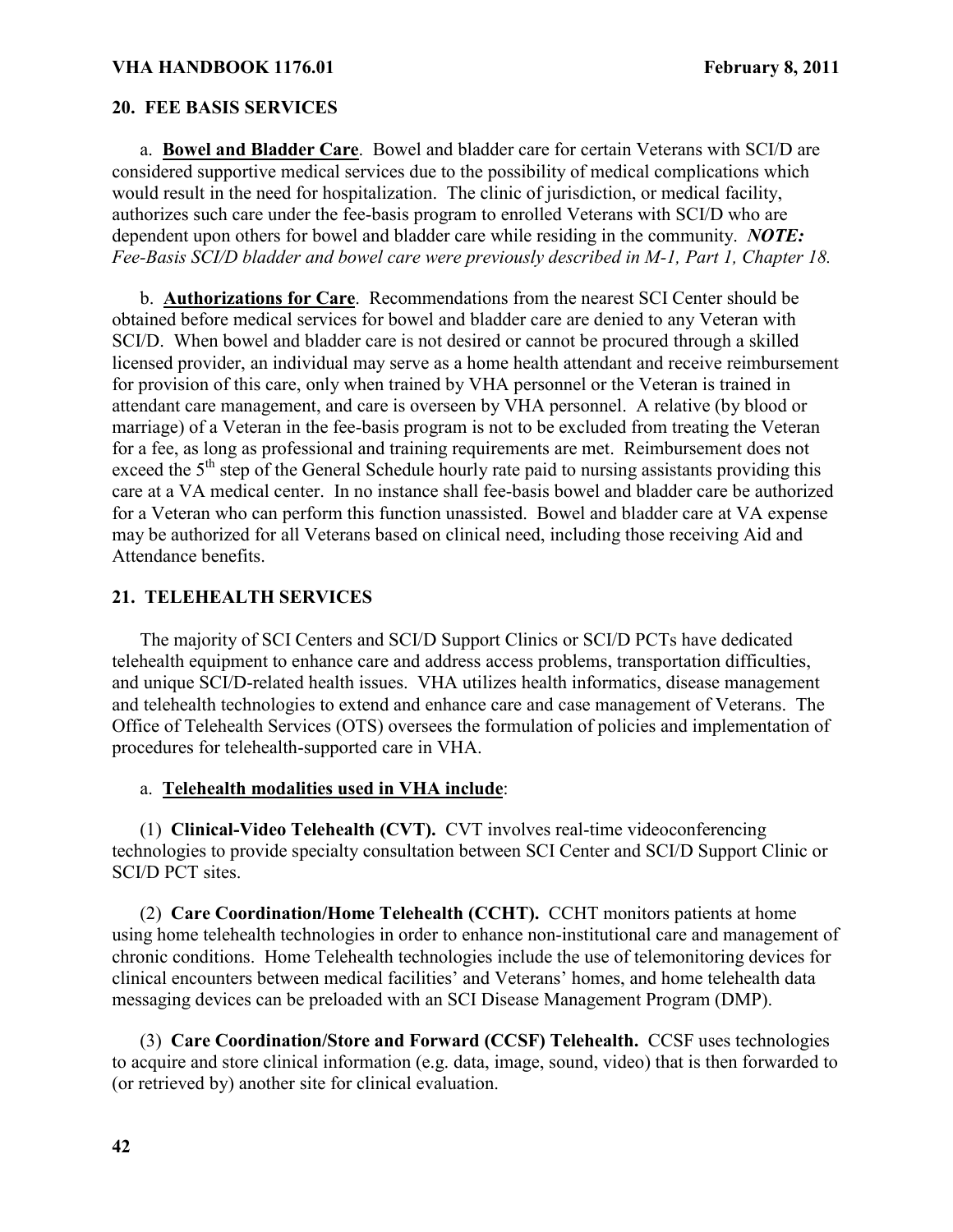## 20. FEE BASIS SERVICES

a. **Bowel and Bladder Care**. Bowel and bladder care for certain Veterans with SCI/D are considered supportive medical services due to the possibility of medical complications which would result in the need for hospitalization. The clinic of jurisdiction, or medical facility, authorizes such care under the fee-basis program to enrolled Veterans with SCI/D who are dependent upon others for bowel and bladder care while residing in the community. ***NOTE:*** *Fee-Basis SCI/D bladder and bowel care were previously described in M-1, Part 1, Chapter 18.*

b. **Authorizations for Care**. Recommendations from the nearest SCI Center should be obtained before medical services for bowel and bladder care are denied to any Veteran with SCI/D. When bowel and bladder care is not desired or cannot be procured through a skilled licensed provider, an individual may serve as a home health attendant and receive reimbursement for provision of this care, only when trained by VHA personnel or the Veteran is trained in attendant care management, and care is overseen by VHA personnel. A relative (by blood or marriage) of a Veteran in the fee-basis program is not to be excluded from treating the Veteran for a fee, as long as professional and training requirements are met. Reimbursement does not exceed the 5th step of the General Schedule hourly rate paid to nursing assistants providing this care at a VA medical center. In no instance shall fee-basis bowel and bladder care be authorized for a Veteran who can perform this function unassisted. Bowel and bladder care at VA expense may be authorized for all Veterans based on clinical need, including those receiving Aid and Attendance benefits.

## 21. TELEHEALTH SERVICES

The majority of SCI Centers and SCI/D Support Clinics or SCI/D PCTs have dedicated telehealth equipment to enhance care and address access problems, transportation difficulties, and unique SCI/D-related health issues. VHA utilizes health informatics, disease management and telehealth technologies to extend and enhance care and case management of Veterans. The Office of Telehealth Services (OTS) oversees the formulation of policies and implementation of procedures for telehealth-supported care in VHA.

a. **Telehealth modalities used in VHA include**:

(1) **Clinical-Video Telehealth (CVT).** CVT involves real-time videoconferencing technologies to provide specialty consultation between SCI Center and SCI/D Support Clinic or SCI/D PCT sites.

(2) **Care Coordination/Home Telehealth (CCHT).** CCHT monitors patients at home using home telehealth technologies in order to enhance non-institutional care and management of chronic conditions. Home Telehealth technologies include the use of telemonitoring devices for clinical encounters between medical facilities' and Veterans' homes, and home telehealth data messaging devices can be preloaded with an SCI Disease Management Program (DMP).

(3) **Care Coordination/Store and Forward (CCSF) Telehealth.** CCSF uses technologies to acquire and store clinical information (e.g. data, image, sound, video) that is then forwarded to (or retrieved by) another site for clinical evaluation.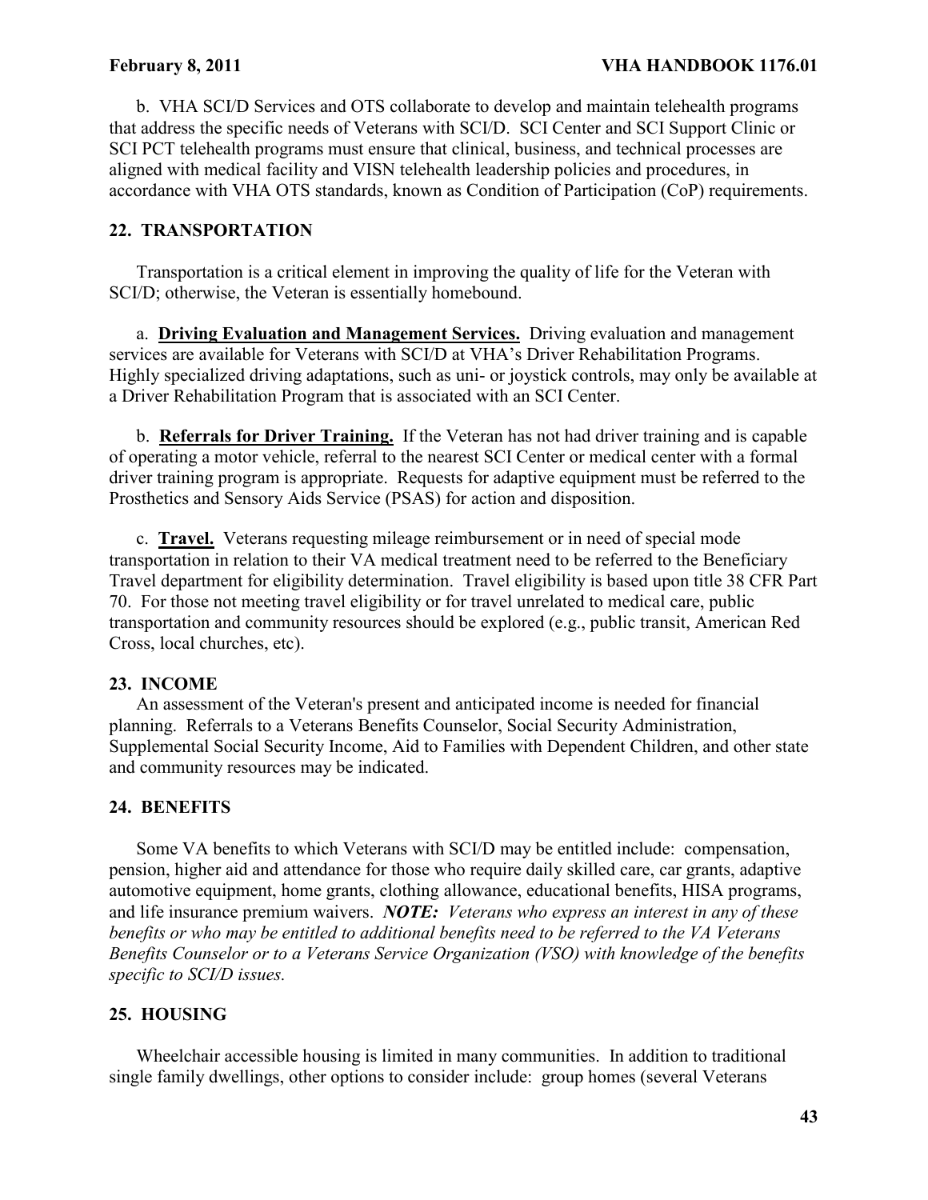b. VHA SCI/D Services and OTS collaborate to develop and maintain telehealth programs that address the specific needs of Veterans with SCI/D. SCI Center and SCI Support Clinic or SCI PCT telehealth programs must ensure that clinical, business, and technical processes are aligned with medical facility and VISN telehealth leadership policies and procedures, in accordance with VHA OTS standards, known as Condition of Participation (CoP) requirements.

## 22. TRANSPORTATION

Transportation is a critical element in improving the quality of life for the Veteran with SCI/D; otherwise, the Veteran is essentially homebound.

a. **Driving Evaluation and Management Services.** Driving evaluation and management services are available for Veterans with SCI/D at VHA's Driver Rehabilitation Programs. Highly specialized driving adaptations, such as uni- or joystick controls, may only be available at a Driver Rehabilitation Program that is associated with an SCI Center.

b. **Referrals for Driver Training.** If the Veteran has not had driver training and is capable of operating a motor vehicle, referral to the nearest SCI Center or medical center with a formal driver training program is appropriate. Requests for adaptive equipment must be referred to the Prosthetics and Sensory Aids Service (PSAS) for action and disposition.

c. **Travel.** Veterans requesting mileage reimbursement or in need of special mode transportation in relation to their VA medical treatment need to be referred to the Beneficiary Travel department for eligibility determination. Travel eligibility is based upon title 38 CFR Part 70. For those not meeting travel eligibility or for travel unrelated to medical care, public transportation and community resources should be explored (e.g., public transit, American Red Cross, local churches, etc).

## 23. INCOME

An assessment of the Veteran's present and anticipated income is needed for financial planning. Referrals to a Veterans Benefits Counselor, Social Security Administration, Supplemental Social Security Income, Aid to Families with Dependent Children, and other state and community resources may be indicated.

## 24. BENEFITS

Some VA benefits to which Veterans with SCI/D may be entitled include: compensation, pension, higher aid and attendance for those who require daily skilled care, car grants, adaptive automotive equipment, home grants, clothing allowance, educational benefits, HISA programs, and life insurance premium waivers. ***NOTE:*** *Veterans who express an interest in any of these benefits or who may be entitled to additional benefits need to be referred to the VA Veterans Benefits Counselor or to a Veterans Service Organization (VSO) with knowledge of the benefits specific to SCI/D issues.*

## 25. HOUSING

Wheelchair accessible housing is limited in many communities. In addition to traditional single family dwellings, other options to consider include: group homes (several Veterans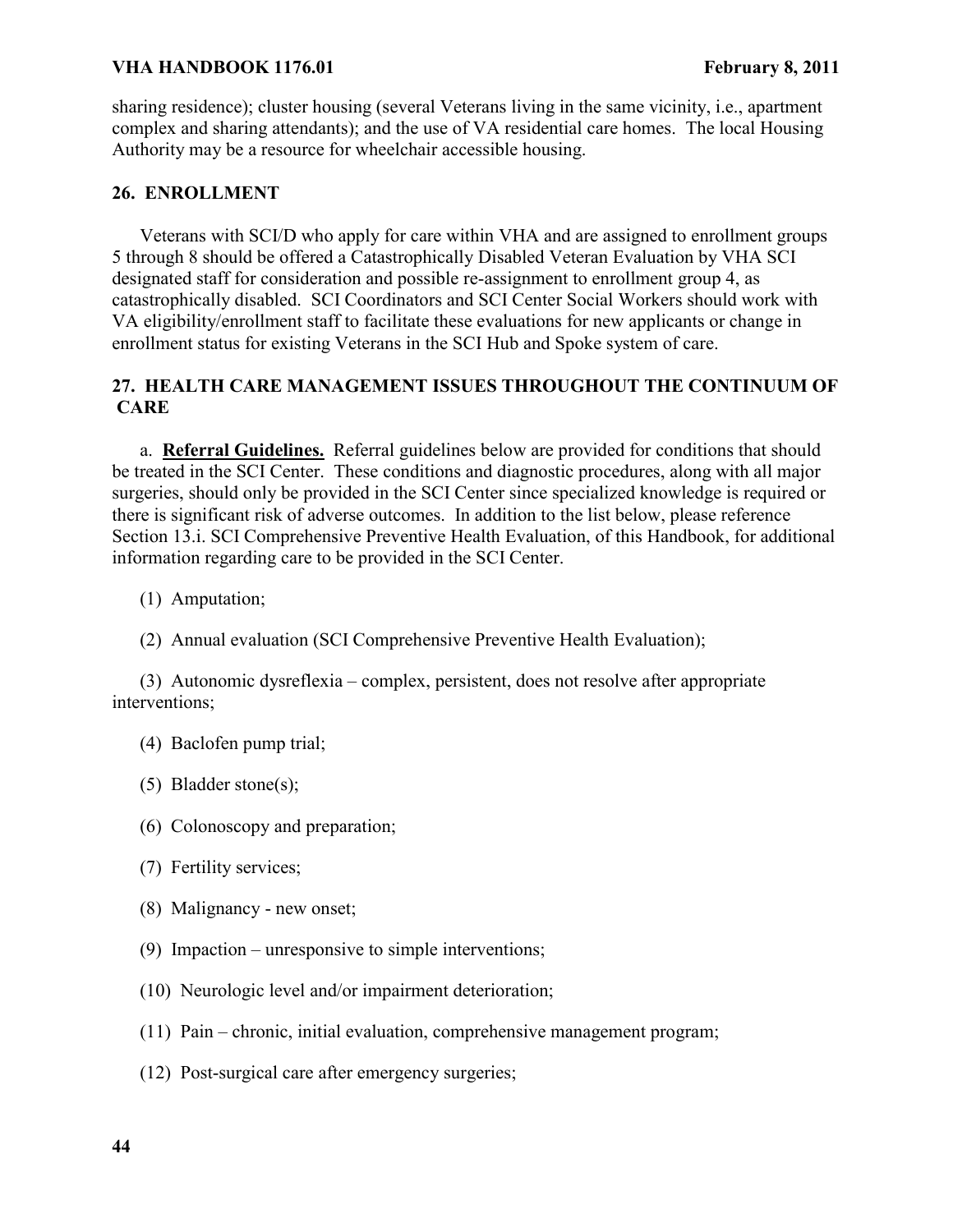sharing residence); cluster housing (several Veterans living in the same vicinity, i.e., apartment complex and sharing attendants); and the use of VA residential care homes. The local Housing Authority may be a resource for wheelchair accessible housing.

## 26. ENROLLMENT

Veterans with SCI/D who apply for care within VHA and are assigned to enrollment groups 5 through 8 should be offered a Catastrophically Disabled Veteran Evaluation by VHA SCI designated staff for consideration and possible re-assignment to enrollment group 4, as catastrophically disabled. SCI Coordinators and SCI Center Social Workers should work with VA eligibility/enrollment staff to facilitate these evaluations for new applicants or change in enrollment status for existing Veterans in the SCI Hub and Spoke system of care.

## 27. HEALTH CARE MANAGEMENT ISSUES THROUGHOUT THE CONTINUUM OF CARE

a. **Referral Guidelines.** Referral guidelines below are provided for conditions that should be treated in the SCI Center. These conditions and diagnostic procedures, along with all major surgeries, should only be provided in the SCI Center since specialized knowledge is required or there is significant risk of adverse outcomes. In addition to the list below, please reference Section 13.i. SCI Comprehensive Preventive Health Evaluation, of this Handbook, for additional information regarding care to be provided in the SCI Center.

(1) Amputation;

(2) Annual evaluation (SCI Comprehensive Preventive Health Evaluation);

(3) Autonomic dysreflexia – complex, persistent, does not resolve after appropriate interventions;

(4) Baclofen pump trial;

(5) Bladder stone(s);

(6) Colonoscopy and preparation;

(7) Fertility services;

(8) Malignancy - new onset;

(9) Impaction – unresponsive to simple interventions;

(10) Neurologic level and/or impairment deterioration;

(11) Pain – chronic, initial evaluation, comprehensive management program;

(12) Post-surgical care after emergency surgeries;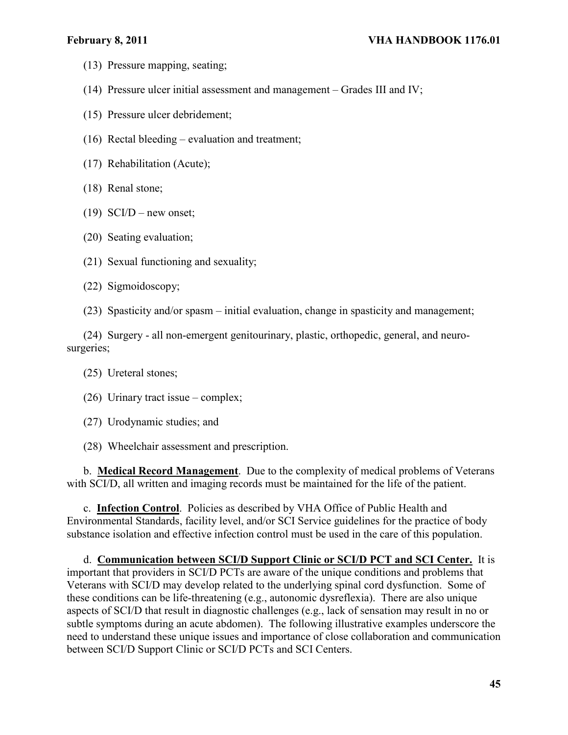(13) Pressure mapping, seating;

(14) Pressure ulcer initial assessment and management – Grades III and IV;

(15) Pressure ulcer debridement;

(16) Rectal bleeding – evaluation and treatment;

(17) Rehabilitation (Acute);

(18) Renal stone;

(19) SCI/D – new onset;

(20) Seating evaluation;

(21) Sexual functioning and sexuality;

(22) Sigmoidoscopy;

(23) Spasticity and/or spasm – initial evaluation, change in spasticity and management;

(24) Surgery - all non-emergent genitourinary, plastic, orthopedic, general, and neuro-surgeries;

(25) Ureteral stones;

(26) Urinary tract issue – complex;

(27) Urodynamic studies; and

(28) Wheelchair assessment and prescription.

b. **Medical Record Management**. Due to the complexity of medical problems of Veterans with SCI/D, all written and imaging records must be maintained for the life of the patient.

c. **Infection Control**. Policies as described by VHA Office of Public Health and Environmental Standards, facility level, and/or SCI Service guidelines for the practice of body substance isolation and effective infection control must be used in the care of this population.

d. **Communication between SCI/D Support Clinic or SCI/D PCT and SCI Center.** It is important that providers in SCI/D PCTs are aware of the unique conditions and problems that Veterans with SCI/D may develop related to the underlying spinal cord dysfunction. Some of these conditions can be life-threatening (e.g., autonomic dysreflexia). There are also unique aspects of SCI/D that result in diagnostic challenges (e.g., lack of sensation may result in no or subtle symptoms during an acute abdomen). The following illustrative examples underscore the need to understand these unique issues and importance of close collaboration and communication between SCI/D Support Clinic or SCI/D PCTs and SCI Centers.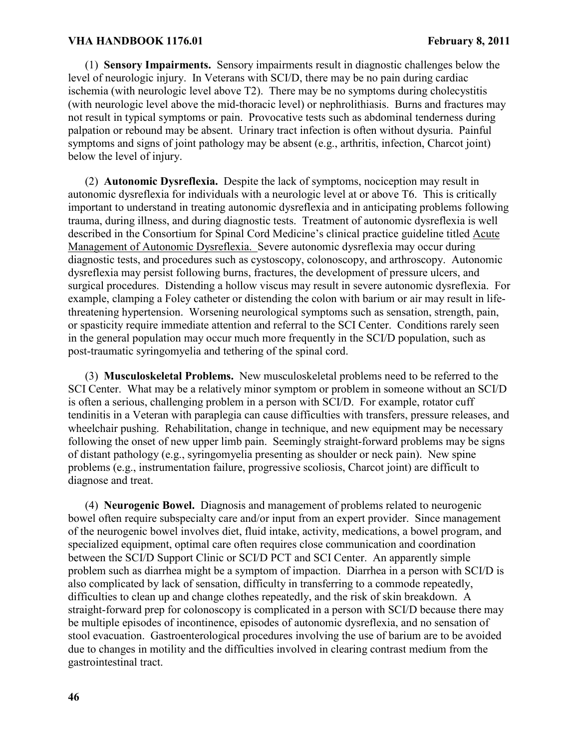(1) **Sensory Impairments.** Sensory impairments result in diagnostic challenges below the level of neurologic injury. In Veterans with SCI/D, there may be no pain during cardiac ischemia (with neurologic level above T2). There may be no symptoms during cholecystitis (with neurologic level above the mid-thoracic level) or nephrolithiasis. Burns and fractures may not result in typical symptoms or pain. Provocative tests such as abdominal tenderness during palpation or rebound may be absent. Urinary tract infection is often without dysuria. Painful symptoms and signs of joint pathology may be absent (e.g., arthritis, infection, Charcot joint) below the level of injury.

(2) **Autonomic Dysreflexia.** Despite the lack of symptoms, nociception may result in autonomic dysreflexia for individuals with a neurologic level at or above T6. This is critically important to understand in treating autonomic dysreflexia and in anticipating problems following trauma, during illness, and during diagnostic tests. Treatment of autonomic dysreflexia is well described in the Consortium for Spinal Cord Medicine's clinical practice guideline titled Acute Management of Autonomic Dysreflexia. Severe autonomic dysreflexia may occur during diagnostic tests, and procedures such as cystoscopy, colonoscopy, and arthroscopy. Autonomic dysreflexia may persist following burns, fractures, the development of pressure ulcers, and surgical procedures. Distending a hollow viscus may result in severe autonomic dysreflexia. For example, clamping a Foley catheter or distending the colon with barium or air may result in life-threatening hypertension. Worsening neurological symptoms such as sensation, strength, pain, or spasticity require immediate attention and referral to the SCI Center. Conditions rarely seen in the general population may occur much more frequently in the SCI/D population, such as post-traumatic syringomyelia and tethering of the spinal cord.

(3) **Musculoskeletal Problems.** New musculoskeletal problems need to be referred to the SCI Center. What may be a relatively minor symptom or problem in someone without an SCI/D is often a serious, challenging problem in a person with SCI/D. For example, rotator cuff tendinitis in a Veteran with paraplegia can cause difficulties with transfers, pressure releases, and wheelchair pushing. Rehabilitation, change in technique, and new equipment may be necessary following the onset of new upper limb pain. Seemingly straight-forward problems may be signs of distant pathology (e.g., syringomyelia presenting as shoulder or neck pain). New spine problems (e.g., instrumentation failure, progressive scoliosis, Charcot joint) are difficult to diagnose and treat.

(4) **Neurogenic Bowel.** Diagnosis and management of problems related to neurogenic bowel often require subspecialty care and/or input from an expert provider. Since management of the neurogenic bowel involves diet, fluid intake, activity, medications, a bowel program, and specialized equipment, optimal care often requires close communication and coordination between the SCI/D Support Clinic or SCI/D PCT and SCI Center. An apparently simple problem such as diarrhea might be a symptom of impaction. Diarrhea in a person with SCI/D is also complicated by lack of sensation, difficulty in transferring to a commode repeatedly, difficulties to clean up and change clothes repeatedly, and the risk of skin breakdown. A straight-forward prep for colonoscopy is complicated in a person with SCI/D because there may be multiple episodes of incontinence, episodes of autonomic dysreflexia, and no sensation of stool evacuation. Gastroenterological procedures involving the use of barium are to be avoided due to changes in motility and the difficulties involved in clearing contrast medium from the gastrointestinal tract.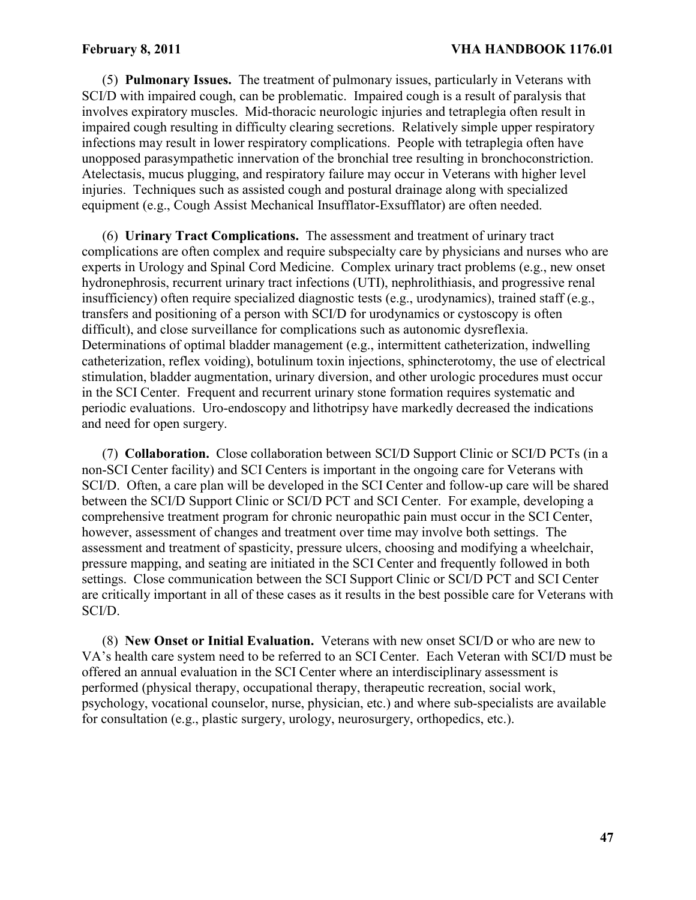(5) **Pulmonary Issues.** The treatment of pulmonary issues, particularly in Veterans with SCI/D with impaired cough, can be problematic. Impaired cough is a result of paralysis that involves expiratory muscles. Mid-thoracic neurologic injuries and tetraplegia often result in impaired cough resulting in difficulty clearing secretions. Relatively simple upper respiratory infections may result in lower respiratory complications. People with tetraplegia often have unopposed parasympathetic innervation of the bronchial tree resulting in bronchoconstriction. Atelectasis, mucus plugging, and respiratory failure may occur in Veterans with higher level injuries. Techniques such as assisted cough and postural drainage along with specialized equipment (e.g., Cough Assist Mechanical Insufflator-Exsufflator) are often needed.

(6) **Urinary Tract Complications.** The assessment and treatment of urinary tract complications are often complex and require subspecialty care by physicians and nurses who are experts in Urology and Spinal Cord Medicine. Complex urinary tract problems (e.g., new onset hydronephrosis, recurrent urinary tract infections (UTI), nephrolithiasis, and progressive renal insufficiency) often require specialized diagnostic tests (e.g., urodynamics), trained staff (e.g., transfers and positioning of a person with SCI/D for urodynamics or cystoscopy is often difficult), and close surveillance for complications such as autonomic dysreflexia. Determinations of optimal bladder management (e.g., intermittent catheterization, indwelling catheterization, reflex voiding), botulinum toxin injections, sphincterotomy, the use of electrical stimulation, bladder augmentation, urinary diversion, and other urologic procedures must occur in the SCI Center. Frequent and recurrent urinary stone formation requires systematic and periodic evaluations. Uro-endoscopy and lithotripsy have markedly decreased the indications and need for open surgery.

(7) **Collaboration.** Close collaboration between SCI/D Support Clinic or SCI/D PCTs (in a non-SCI Center facility) and SCI Centers is important in the ongoing care for Veterans with SCI/D. Often, a care plan will be developed in the SCI Center and follow-up care will be shared between the SCI/D Support Clinic or SCI/D PCT and SCI Center. For example, developing a comprehensive treatment program for chronic neuropathic pain must occur in the SCI Center, however, assessment of changes and treatment over time may involve both settings. The assessment and treatment of spasticity, pressure ulcers, choosing and modifying a wheelchair, pressure mapping, and seating are initiated in the SCI Center and frequently followed in both settings. Close communication between the SCI Support Clinic or SCI/D PCT and SCI Center are critically important in all of these cases as it results in the best possible care for Veterans with SCI/D.

(8) **New Onset or Initial Evaluation.** Veterans with new onset SCI/D or who are new to VA's health care system need to be referred to an SCI Center. Each Veteran with SCI/D must be offered an annual evaluation in the SCI Center where an interdisciplinary assessment is performed (physical therapy, occupational therapy, therapeutic recreation, social work, psychology, vocational counselor, nurse, physician, etc.) and where sub-specialists are available for consultation (e.g., plastic surgery, urology, neurosurgery, orthopedics, etc.).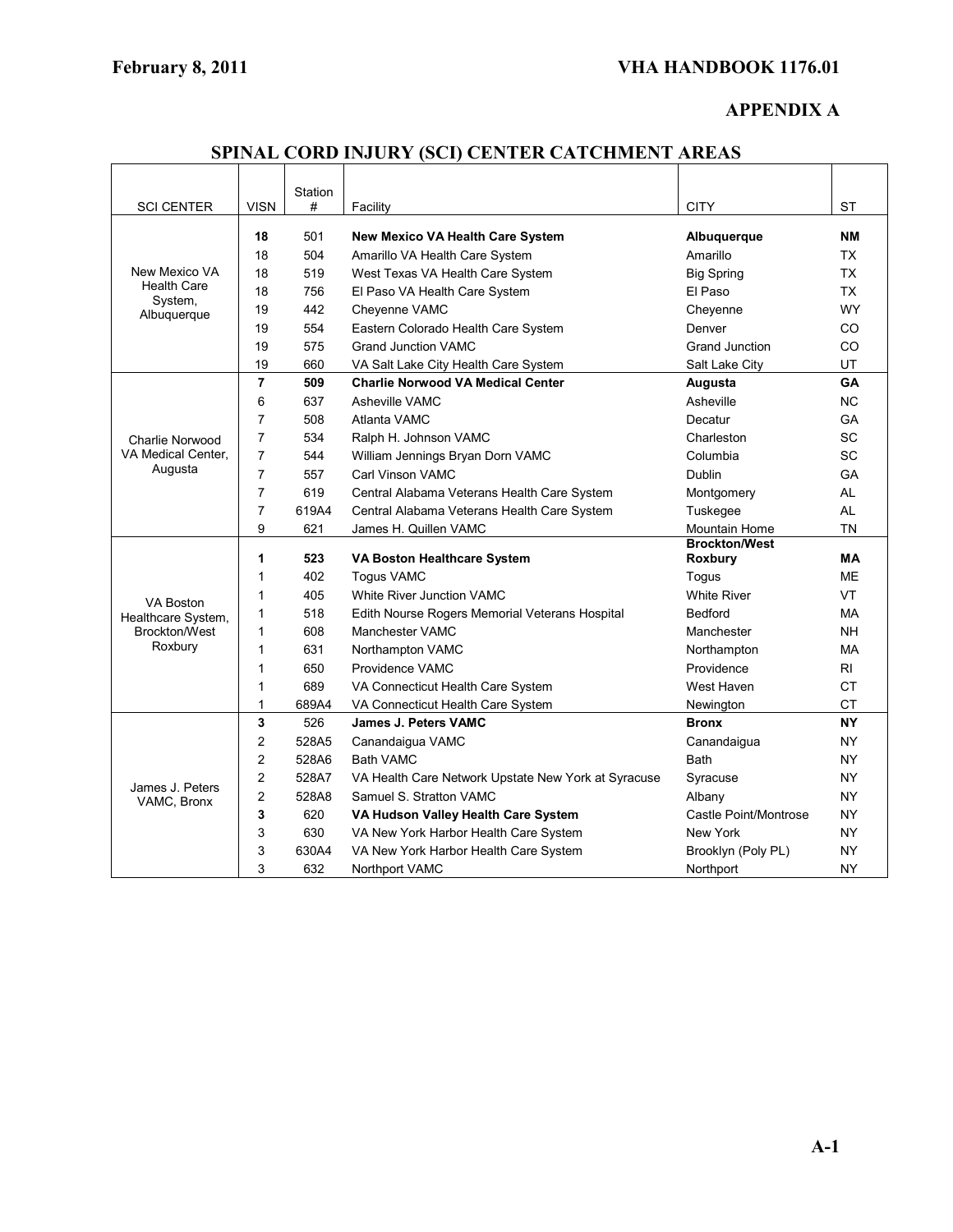## APPENDIX A

## SPINAL CORD INJURY (SCI) CENTER CATCHMENT AREAS

| SCI CENTER | VISN | Station # | Facility | CITY | ST |
|---|---|---|---|---|---|
| New Mexico VA Health Care System, Albuquerque | **18** | 501 | **New Mexico VA Health Care System** | **Albuquerque** | **NM** |
| | 18 | 504 | Amarillo VA Health Care System | Amarillo | TX |
| | 18 | 519 | West Texas VA Health Care System | Big Spring | TX |
| | 18 | 756 | El Paso VA Health Care System | El Paso | TX |
| | 19 | 442 | Cheyenne VAMC | Cheyenne | WY |
| | 19 | 554 | Eastern Colorado Health Care System | Denver | CO |
| | 19 | 575 | Grand Junction VAMC | Grand Junction | CO |
| | 19 | 660 | VA Salt Lake City Health Care System | Salt Lake City | UT |
| Charlie Norwood VA Medical Center, Augusta | **7** | **509** | **Charlie Norwood VA Medical Center** | **Augusta** | **GA** |
| | 6 | 637 | Asheville VAMC | Asheville | NC |
| | 7 | 508 | Atlanta VAMC | Decatur | GA |
| | 7 | 534 | Ralph H. Johnson VAMC | Charleston | SC |
| | 7 | 544 | William Jennings Bryan Dorn VAMC | Columbia | SC |
| | 7 | 557 | Carl Vinson VAMC | Dublin | GA |
| | 7 | 619 | Central Alabama Veterans Health Care System | Montgomery | AL |
| | 7 | 619A4 | Central Alabama Veterans Health Care System | Tuskegee | AL |
| | 9 | 621 | James H. Quillen VAMC | Mountain Home | TN |
| VA Boston Healthcare System, Brockton/West Roxbury | **1** | **523** | **VA Boston Healthcare System** | **Brockton/West Roxbury** | **MA** |
| | 1 | 402 | Togus VAMC | Togus | ME |
| | 1 | 405 | White River Junction VAMC | White River | VT |
| | 1 | 518 | Edith Nourse Rogers Memorial Veterans Hospital | Bedford | MA |
| | 1 | 608 | Manchester VAMC | Manchester | NH |
| | 1 | 631 | Northampton VAMC | Northampton | MA |
| | 1 | 650 | Providence VAMC | Providence | RI |
| | 1 | 689 | VA Connecticut Health Care System | West Haven | CT |
| | 1 | 689A4 | VA Connecticut Health Care System | Newington | CT |
| James J. Peters VAMC, Bronx | **3** | 526 | **James J. Peters VAMC** | **Bronx** | **NY** |
| | 2 | 528A5 | Canandaigua VAMC | Canandaigua | NY |
| | 2 | 528A6 | Bath VAMC | Bath | NY |
| | 2 | 528A7 | VA Health Care Network Upstate New York at Syracuse | Syracuse | NY |
| | 2 | 528A8 | Samuel S. Stratton VAMC | Albany | NY |
| | **3** | 620 | **VA Hudson Valley Health Care System** | Castle Point/Montrose | NY |
| | 3 | 630 | VA New York Harbor Health Care System | New York | NY |
| | 3 | 630A4 | VA New York Harbor Health Care System | Brooklyn (Poly PL) | NY |
| | 3 | 632 | Northport VAMC | Northport | NY |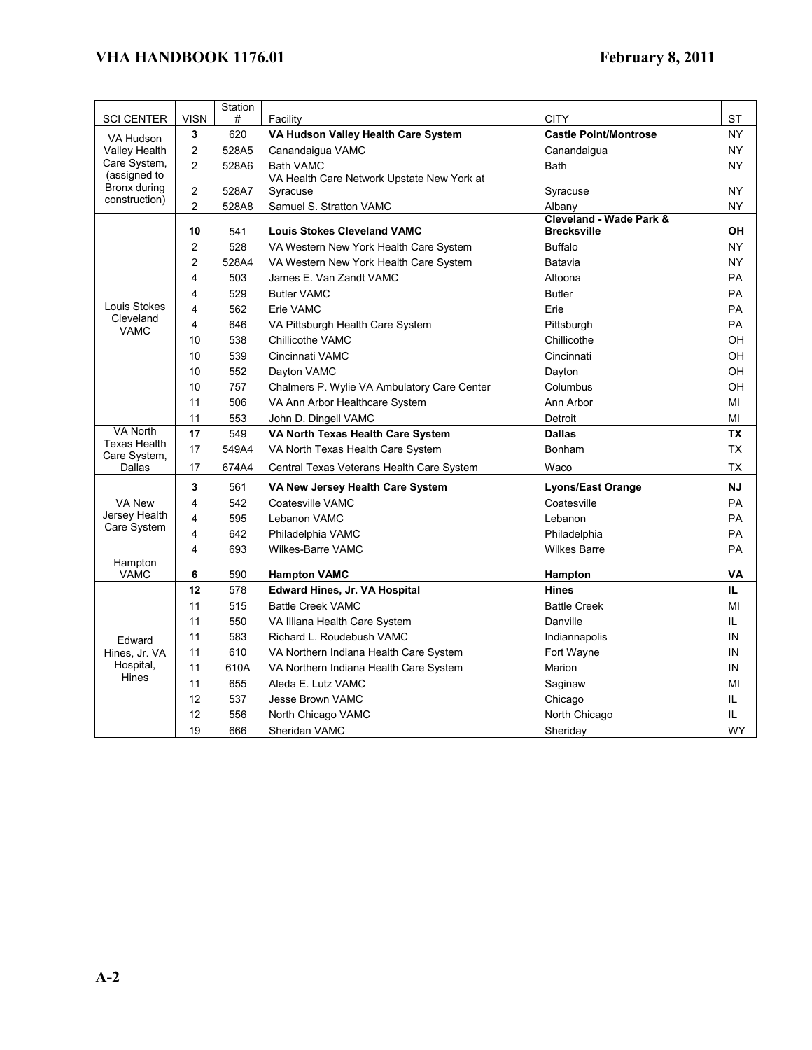| SCI CENTER | VISN | Station # | Facility | CITY | ST |
|---|---|---|---|---|---|
| VA Hudson Valley Health Care System, (assigned to Bronx during construction) | **3** | 620 | **VA Hudson Valley Health Care System** | **Castle Point/Montrose** | NY |
| | 2 | 528A5 | Canandaigua VAMC | Canandaigua | NY |
| | 2 | 528A6 | Bath VAMC | Bath | NY |
| | 2 | 528A7 | VA Health Care Network Upstate New York at Syracuse | Syracuse | NY |
| | 2 | 528A8 | Samuel S. Stratton VAMC | Albany | NY |
| Louis Stokes Cleveland VAMC | **10** | 541 | **Louis Stokes Cleveland VAMC** | **Cleveland - Wade Park & Brecksville** | **OH** |
| | 2 | 528 | VA Western New York Health Care System | Buffalo | NY |
| | 2 | 528A4 | VA Western New York Health Care System | Batavia | NY |
| | 4 | 503 | James E. Van Zandt VAMC | Altoona | PA |
| | 4 | 529 | Butler VAMC | Butler | PA |
| | 4 | 562 | Erie VAMC | Erie | PA |
| | 4 | 646 | VA Pittsburgh Health Care System | Pittsburgh | PA |
| | 10 | 538 | Chillicothe VAMC | Chillicothe | OH |
| | 10 | 539 | Cincinnati VAMC | Cincinnati | OH |
| | 10 | 552 | Dayton VAMC | Dayton | OH |
| | 10 | 757 | Chalmers P. Wylie VA Ambulatory Care Center | Columbus | OH |
| | 11 | 506 | VA Ann Arbor Healthcare System | Ann Arbor | MI |
| | 11 | 553 | John D. Dingell VAMC | Detroit | MI |
| VA North Texas Health Care System, Dallas | **17** | 549 | **VA North Texas Health Care System** | **Dallas** | **TX** |
| | 17 | 549A4 | VA North Texas Health Care System | Bonham | TX |
| | 17 | 674A4 | Central Texas Veterans Health Care System | Waco | TX |
| VA New Jersey Health Care System | **3** | 561 | **VA New Jersey Health Care System** | **Lyons/East Orange** | **NJ** |
| | 4 | 542 | Coatesville VAMC | Coatesville | PA |
| | 4 | 595 | Lebanon VAMC | Lebanon | PA |
| | 4 | 642 | Philadelphia VAMC | Philadelphia | PA |
| | 4 | 693 | Wilkes-Barre VAMC | Wilkes Barre | PA |
| Hampton VAMC | **6** | 590 | **Hampton VAMC** | **Hampton** | **VA** |
| Edward Hines, Jr. VA Hospital, Hines | **12** | 578 | **Edward Hines, Jr. VA Hospital** | **Hines** | **IL** |
| | 11 | 515 | Battle Creek VAMC | Battle Creek | MI |
| | 11 | 550 | VA Illiana Health Care System | Danville | IL |
| | 11 | 583 | Richard L. Roudebush VAMC | Indiannapolis | IN |
| | 11 | 610 | VA Northern Indiana Health Care System | Fort Wayne | IN |
| | 11 | 610A | VA Northern Indiana Health Care System | Marion | IN |
| | 11 | 655 | Aleda E. Lutz VAMC | Saginaw | MI |
| | 12 | 537 | Jesse Brown VAMC | Chicago | IL |
| | 12 | 556 | North Chicago VAMC | North Chicago | IL |
| | 19 | 666 | Sheridan VAMC | Sheriday | WY |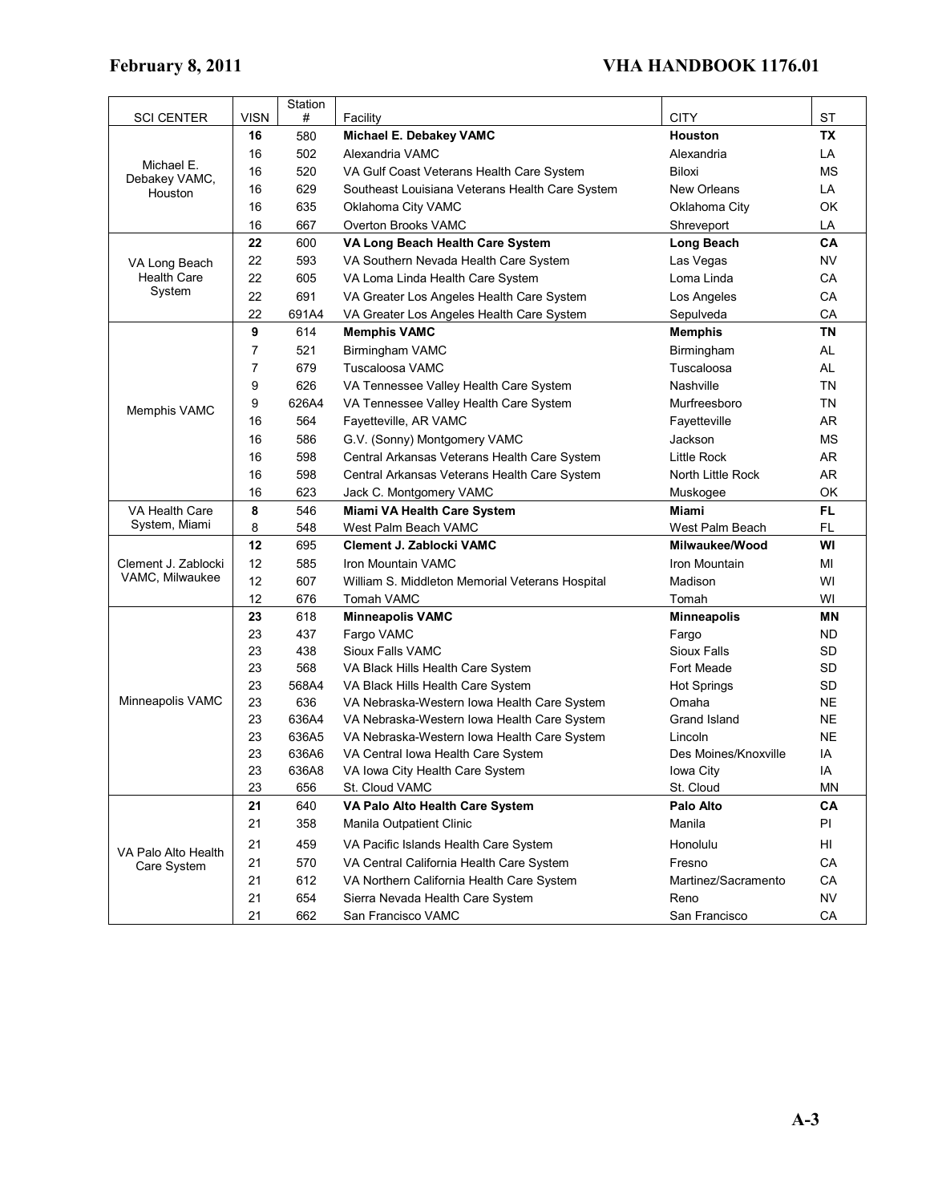| SCI CENTER | VISN | Station # | Facility | CITY | ST |
|---|---|---|---|---|---|
| Michael E. Debakey VAMC, Houston | **16** | 580 | **Michael E. Debakey VAMC** | **Houston** | **TX** |
| | 16 | 502 | Alexandria VAMC | Alexandria | LA |
| | 16 | 520 | VA Gulf Coast Veterans Health Care System | Biloxi | MS |
| | 16 | 629 | Southeast Louisiana Veterans Health Care System | New Orleans | LA |
| | 16 | 635 | Oklahoma City VAMC | Oklahoma City | OK |
| | 16 | 667 | Overton Brooks VAMC | Shreveport | LA |
| VA Long Beach Health Care System | **22** | 600 | **VA Long Beach Health Care System** | **Long Beach** | **CA** |
| | 22 | 593 | VA Southern Nevada Health Care System | Las Vegas | NV |
| | 22 | 605 | VA Loma Linda Health Care System | Loma Linda | CA |
| | 22 | 691 | VA Greater Los Angeles Health Care System | Los Angeles | CA |
| | 22 | 691A4 | VA Greater Los Angeles Health Care System | Sepulveda | CA |
| Memphis VAMC | **9** | 614 | **Memphis VAMC** | **Memphis** | **TN** |
| | 7 | 521 | Birmingham VAMC | Birmingham | AL |
| | 7 | 679 | Tuscaloosa VAMC | Tuscaloosa | AL |
| | 9 | 626 | VA Tennessee Valley Health Care System | Nashville | TN |
| | 9 | 626A4 | VA Tennessee Valley Health Care System | Murfreesboro | TN |
| | 16 | 564 | Fayetteville, AR VAMC | Fayetteville | AR |
| | 16 | 586 | G.V. (Sonny) Montgomery VAMC | Jackson | MS |
| | 16 | 598 | Central Arkansas Veterans Health Care System | Little Rock | AR |
| | 16 | 598 | Central Arkansas Veterans Health Care System | North Little Rock | AR |
| | 16 | 623 | Jack C. Montgomery VAMC | Muskogee | OK |
| VA Health Care System, Miami | **8** | 546 | **Miami VA Health Care System** | **Miami** | **FL** |
| | 8 | 548 | West Palm Beach VAMC | West Palm Beach | FL |
| Clement J. Zablocki VAMC, Milwaukee | **12** | 695 | **Clement J. Zablocki VAMC** | **Milwaukee/Wood** | **WI** |
| | 12 | 585 | Iron Mountain VAMC | Iron Mountain | MI |
| | 12 | 607 | William S. Middleton Memorial Veterans Hospital | Madison | WI |
| | 12 | 676 | Tomah VAMC | Tomah | WI |
| Minneapolis VAMC | **23** | 618 | **Minneapolis VAMC** | **Minneapolis** | **MN** |
| | 23 | 437 | Fargo VAMC | Fargo | ND |
| | 23 | 438 | Sioux Falls VAMC | Sioux Falls | SD |
| | 23 | 568 | VA Black Hills Health Care System | Fort Meade | SD |
| | 23 | 568A4 | VA Black Hills Health Care System | Hot Springs | SD |
| | 23 | 636 | VA Nebraska-Western Iowa Health Care System | Omaha | NE |
| | 23 | 636A4 | VA Nebraska-Western Iowa Health Care System | Grand Island | NE |
| | 23 | 636A5 | VA Nebraska-Western Iowa Health Care System | Lincoln | NE |
| | 23 | 636A6 | VA Central Iowa Health Care System | Des Moines/Knoxville | IA |
| | 23 | 636A8 | VA Iowa City Health Care System | Iowa City | IA |
| | 23 | 656 | St. Cloud VAMC | St. Cloud | MN |
| VA Palo Alto Health Care System | **21** | 640 | **VA Palo Alto Health Care System** | **Palo Alto** | **CA** |
| | 21 | 358 | Manila Outpatient Clinic | Manila | PI |
| | 21 | 459 | VA Pacific Islands Health Care System | Honolulu | HI |
| | 21 | 570 | VA Central California Health Care System | Fresno | CA |
| | 21 | 612 | VA Northern California Health Care System | Martinez/Sacramento | CA |
| | 21 | 654 | Sierra Nevada Health Care System | Reno | NV |
| | 21 | 662 | San Francisco VAMC | San Francisco | CA |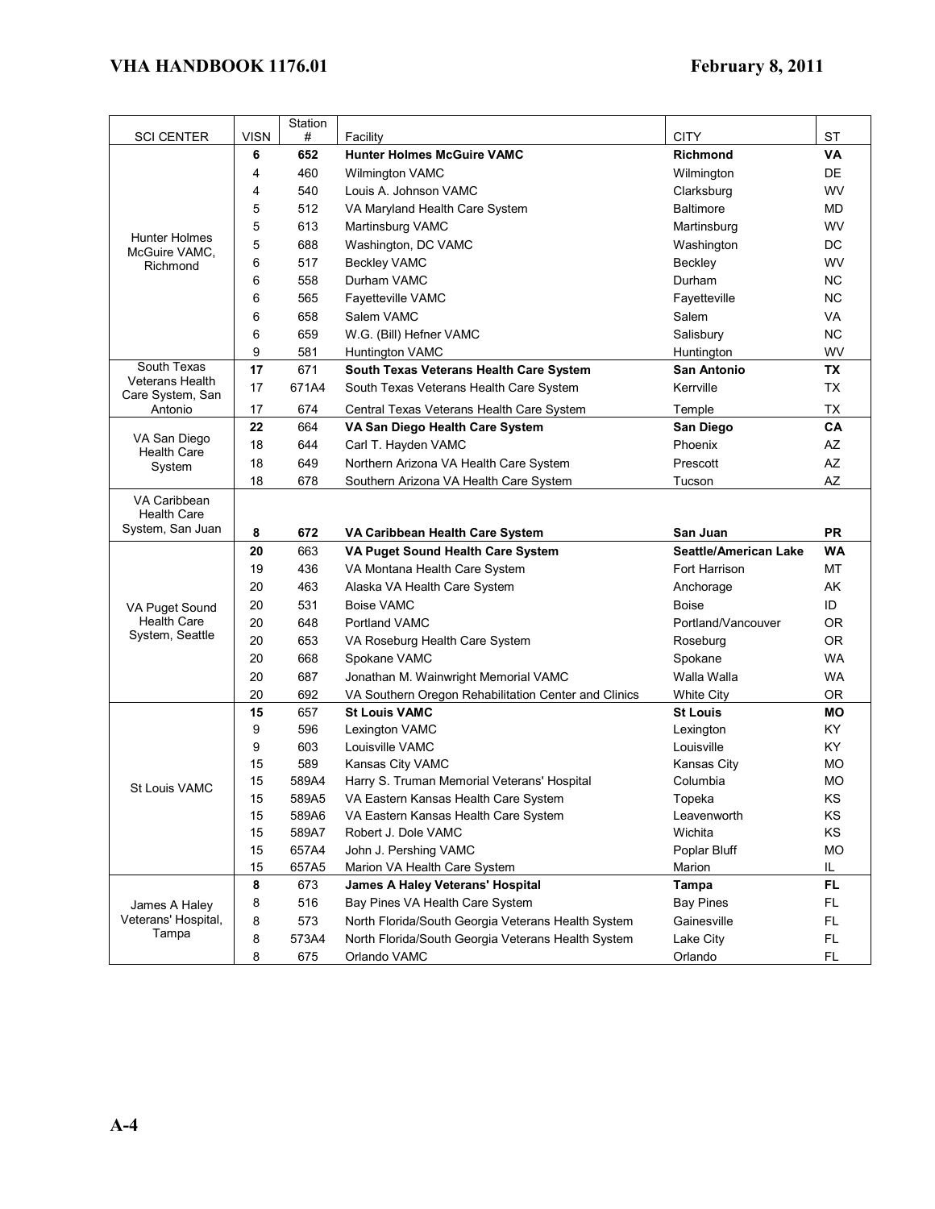| SCI CENTER | VISN | Station # | Facility | CITY | ST |
|---|---|---|---|---|---|
| Hunter Holmes McGuire VAMC, Richmond | **6** | **652** | **Hunter Holmes McGuire VAMC** | **Richmond** | **VA** |
| | 4 | 460 | Wilmington VAMC | Wilmington | DE |
| | 4 | 540 | Louis A. Johnson VAMC | Clarksburg | WV |
| | 5 | 512 | VA Maryland Health Care System | Baltimore | MD |
| | 5 | 613 | Martinsburg VAMC | Martinsburg | WV |
| | 5 | 688 | Washington, DC VAMC | Washington | DC |
| | 6 | 517 | Beckley VAMC | Beckley | WV |
| | 6 | 558 | Durham VAMC | Durham | NC |
| | 6 | 565 | Fayetteville VAMC | Fayetteville | NC |
| | 6 | 658 | Salem VAMC | Salem | VA |
| | 6 | 659 | W.G. (Bill) Hefner VAMC | Salisbury | NC |
| | 9 | 581 | Huntington VAMC | Huntington | WV |
| South Texas Veterans Health Care System, San Antonio | **17** | **671** | **South Texas Veterans Health Care System** | **San Antonio** | **TX** |
| | 17 | 671A4 | South Texas Veterans Health Care System | Kerrville | TX |
| | 17 | 674 | Central Texas Veterans Health Care System | Temple | TX |
| VA San Diego Health Care System | **22** | **664** | **VA San Diego Health Care System** | **San Diego** | **CA** |
| | 18 | 644 | Carl T. Hayden VAMC | Phoenix | AZ |
| | 18 | 649 | Northern Arizona VA Health Care System | Prescott | AZ |
| | 18 | 678 | Southern Arizona VA Health Care System | Tucson | AZ |
| VA Caribbean Health Care System, San Juan | **8** | **672** | **VA Caribbean Health Care System** | **San Juan** | **PR** |
| VA Puget Sound Health Care System, Seattle | **20** | **663** | **VA Puget Sound Health Care System** | **Seattle/American Lake** | **WA** |
| | 19 | 436 | VA Montana Health Care System | Fort Harrison | MT |
| | 20 | 463 | Alaska VA Health Care System | Anchorage | AK |
| | 20 | 531 | Boise VAMC | Boise | ID |
| | 20 | 648 | Portland VAMC | Portland/Vancouver | OR |
| | 20 | 653 | VA Roseburg Health Care System | Roseburg | OR |
| | 20 | 668 | Spokane VAMC | Spokane | WA |
| | 20 | 687 | Jonathan M. Wainwright Memorial VAMC | Walla Walla | WA |
| | 20 | 692 | VA Southern Oregon Rehabilitation Center and Clinics | White City | OR |
| St Louis VAMC | **15** | **657** | **St Louis VAMC** | **St Louis** | **MO** |
| | 9 | 596 | Lexington VAMC | Lexington | KY |
| | 9 | 603 | Louisville VAMC | Louisville | KY |
| | 15 | 589 | Kansas City VAMC | Kansas City | MO |
| | 15 | 589A4 | Harry S. Truman Memorial Veterans' Hospital | Columbia | MO |
| | 15 | 589A5 | VA Eastern Kansas Health Care System | Topeka | KS |
| | 15 | 589A6 | VA Eastern Kansas Health Care System | Leavenworth | KS |
| | 15 | 589A7 | Robert J. Dole VAMC | Wichita | KS |
| | 15 | 657A4 | John J. Pershing VAMC | Poplar Bluff | MO |
| | 15 | 657A5 | Marion VA Health Care System | Marion | IL |
| James A Haley Veterans' Hospital, Tampa | **8** | **673** | **James A Haley Veterans' Hospital** | **Tampa** | **FL** |
| | 8 | 516 | Bay Pines VA Health Care System | Bay Pines | FL |
| | 8 | 573 | North Florida/South Georgia Veterans Health System | Gainesville | FL |
| | 8 | 573A4 | North Florida/South Georgia Veterans Health System | Lake City | FL |
| | 8 | 675 | Orlando VAMC | Orlando | FL |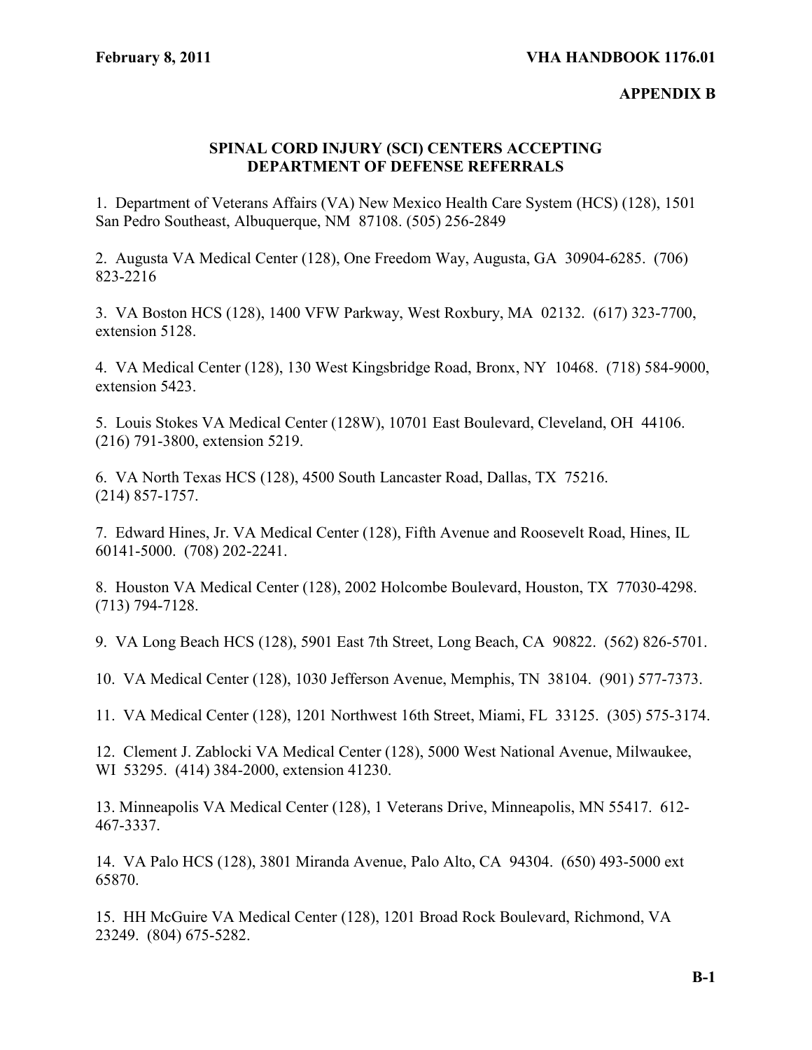**APPENDIX B**

## SPINAL CORD INJURY (SCI) CENTERS ACCEPTING DEPARTMENT OF DEFENSE REFERRALS

1. Department of Veterans Affairs (VA) New Mexico Health Care System (HCS) (128), 1501 San Pedro Southeast, Albuquerque, NM 87108. (505) 256-2849

2. Augusta VA Medical Center (128), One Freedom Way, Augusta, GA 30904-6285. (706) 823-2216

3. VA Boston HCS (128), 1400 VFW Parkway, West Roxbury, MA 02132. (617) 323-7700, extension 5128.

4. VA Medical Center (128), 130 West Kingsbridge Road, Bronx, NY 10468. (718) 584-9000, extension 5423.

5. Louis Stokes VA Medical Center (128W), 10701 East Boulevard, Cleveland, OH 44106. (216) 791-3800, extension 5219.

6. VA North Texas HCS (128), 4500 South Lancaster Road, Dallas, TX 75216. (214) 857-1757.

7. Edward Hines, Jr. VA Medical Center (128), Fifth Avenue and Roosevelt Road, Hines, IL 60141-5000. (708) 202-2241.

8. Houston VA Medical Center (128), 2002 Holcombe Boulevard, Houston, TX 77030-4298. (713) 794-7128.

9. VA Long Beach HCS (128), 5901 East 7th Street, Long Beach, CA 90822. (562) 826-5701.

10. VA Medical Center (128), 1030 Jefferson Avenue, Memphis, TN 38104. (901) 577-7373.

11. VA Medical Center (128), 1201 Northwest 16th Street, Miami, FL 33125. (305) 575-3174.

12. Clement J. Zablocki VA Medical Center (128), 5000 West National Avenue, Milwaukee, WI 53295. (414) 384-2000, extension 41230.

13. Minneapolis VA Medical Center (128), 1 Veterans Drive, Minneapolis, MN 55417. 612-467-3337.

14. VA Palo HCS (128), 3801 Miranda Avenue, Palo Alto, CA 94304. (650) 493-5000 ext 65870.

15. HH McGuire VA Medical Center (128), 1201 Broad Rock Boulevard, Richmond, VA 23249. (804) 675-5282.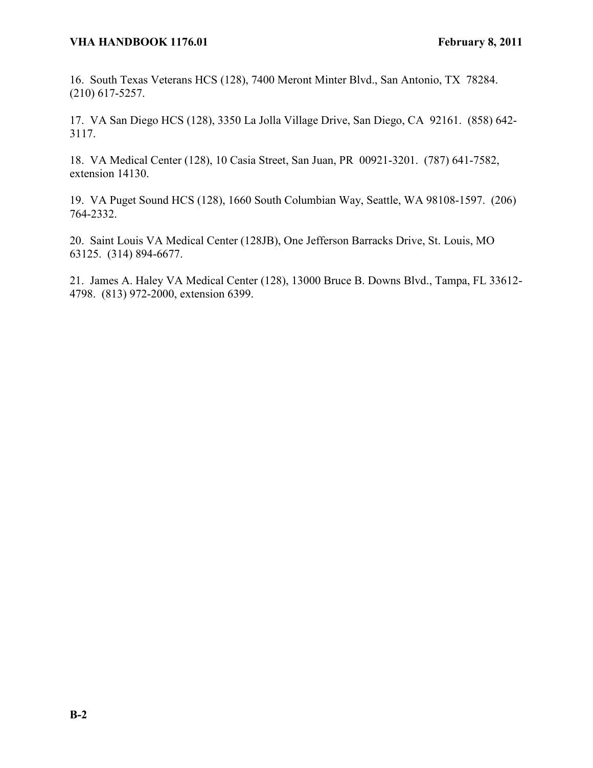16. South Texas Veterans HCS (128), 7400 Meront Minter Blvd., San Antonio, TX 78284. (210) 617-5257.

17. VA San Diego HCS (128), 3350 La Jolla Village Drive, San Diego, CA 92161. (858) 642-3117.

18. VA Medical Center (128), 10 Casia Street, San Juan, PR 00921-3201. (787) 641-7582, extension 14130.

19. VA Puget Sound HCS (128), 1660 South Columbian Way, Seattle, WA 98108-1597. (206) 764-2332.

20. Saint Louis VA Medical Center (128JB), One Jefferson Barracks Drive, St. Louis, MO 63125. (314) 894-6677.

21. James A. Haley VA Medical Center (128), 13000 Bruce B. Downs Blvd., Tampa, FL 33612-4798. (813) 972-2000, extension 6399.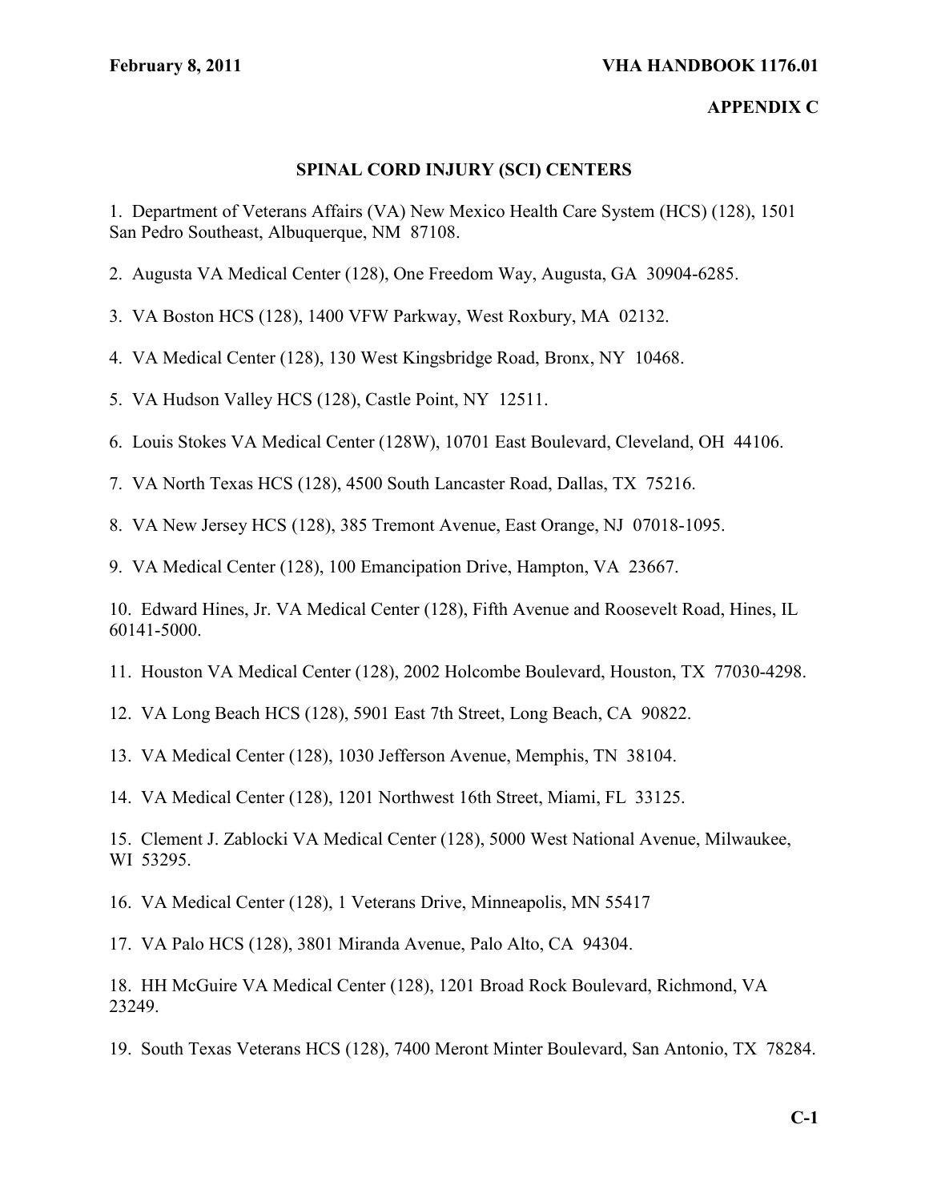## APPENDIX C

## SPINAL CORD INJURY (SCI) CENTERS

1. Department of Veterans Affairs (VA) New Mexico Health Care System (HCS) (128), 1501 San Pedro Southeast, Albuquerque, NM 87108.

2. Augusta VA Medical Center (128), One Freedom Way, Augusta, GA 30904-6285.

3. VA Boston HCS (128), 1400 VFW Parkway, West Roxbury, MA 02132.

4. VA Medical Center (128), 130 West Kingsbridge Road, Bronx, NY 10468.

5. VA Hudson Valley HCS (128), Castle Point, NY 12511.

6. Louis Stokes VA Medical Center (128W), 10701 East Boulevard, Cleveland, OH 44106.

7. VA North Texas HCS (128), 4500 South Lancaster Road, Dallas, TX 75216.

8. VA New Jersey HCS (128), 385 Tremont Avenue, East Orange, NJ 07018-1095.

9. VA Medical Center (128), 100 Emancipation Drive, Hampton, VA 23667.

10. Edward Hines, Jr. VA Medical Center (128), Fifth Avenue and Roosevelt Road, Hines, IL 60141-5000.

11. Houston VA Medical Center (128), 2002 Holcombe Boulevard, Houston, TX 77030-4298.

12. VA Long Beach HCS (128), 5901 East 7th Street, Long Beach, CA 90822.

13. VA Medical Center (128), 1030 Jefferson Avenue, Memphis, TN 38104.

14. VA Medical Center (128), 1201 Northwest 16th Street, Miami, FL 33125.

15. Clement J. Zablocki VA Medical Center (128), 5000 West National Avenue, Milwaukee, WI 53295.

16. VA Medical Center (128), 1 Veterans Drive, Minneapolis, MN 55417

17. VA Palo HCS (128), 3801 Miranda Avenue, Palo Alto, CA 94304.

18. HH McGuire VA Medical Center (128), 1201 Broad Rock Boulevard, Richmond, VA 23249.

19. South Texas Veterans HCS (128), 7400 Meront Minter Boulevard, San Antonio, TX 78284.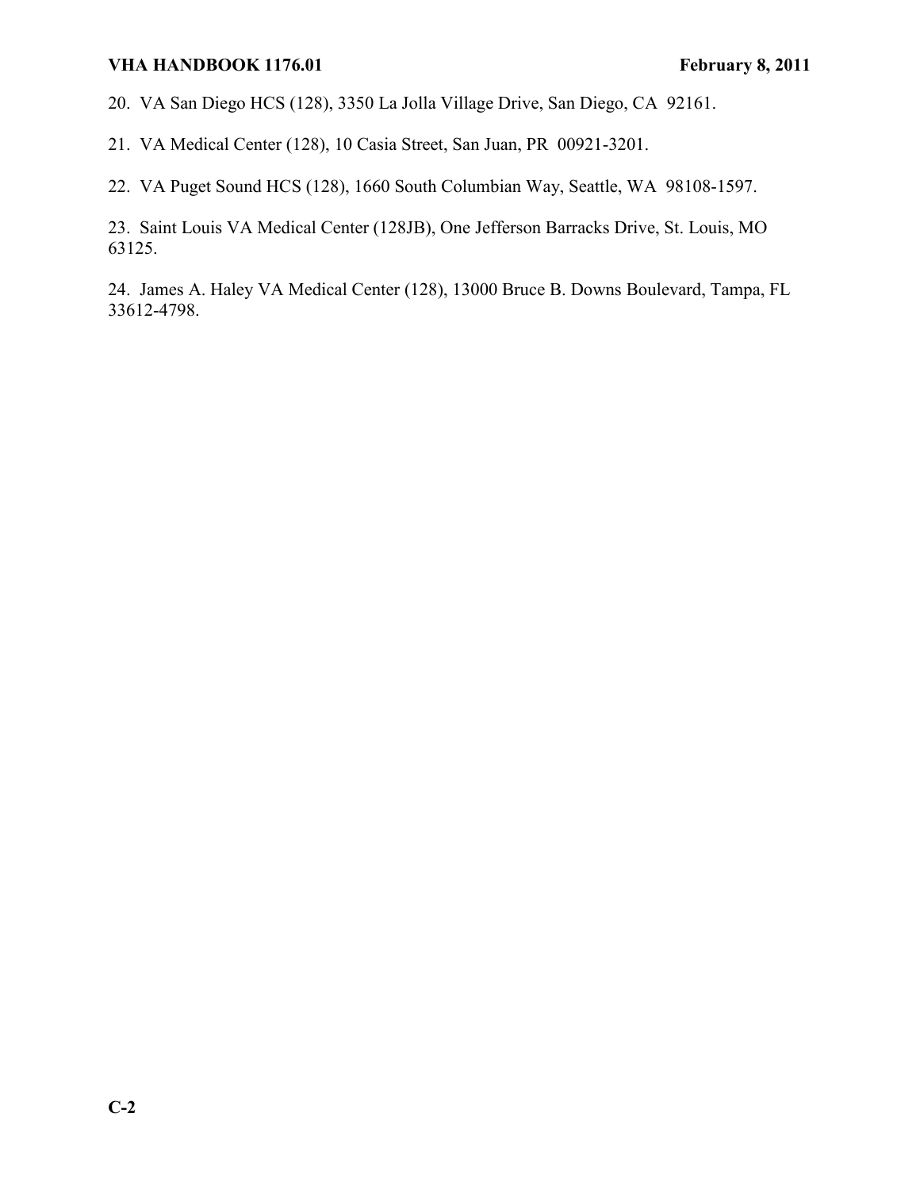20. VA San Diego HCS (128), 3350 La Jolla Village Drive, San Diego, CA 92161.

21. VA Medical Center (128), 10 Casia Street, San Juan, PR 00921-3201.

22. VA Puget Sound HCS (128), 1660 South Columbian Way, Seattle, WA 98108-1597.

23. Saint Louis VA Medical Center (128JB), One Jefferson Barracks Drive, St. Louis, MO 63125.

24. James A. Haley VA Medical Center (128), 13000 Bruce B. Downs Boulevard, Tampa, FL 33612-4798.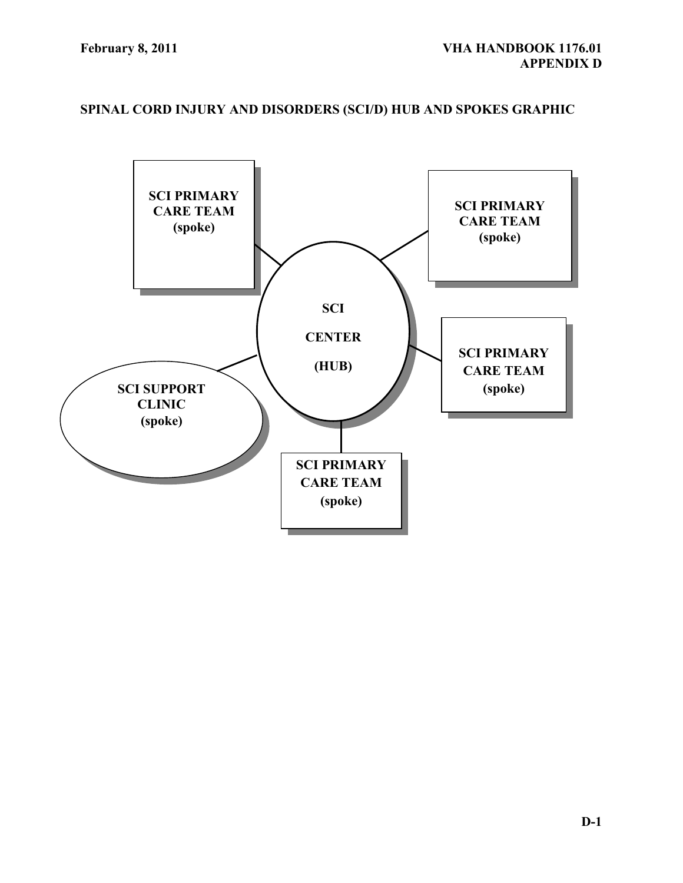## SPINAL CORD INJURY AND DISORDERS (SCI/D) HUB AND SPOKES GRAPHIC

SCI PRIMARY CARE TEAM (spoke)

SCI PRIMARY CARE TEAM (spoke)

SCI CENTER (HUB)

SCI PRIMARY CARE TEAM (spoke)

SCI SUPPORT CLINIC (spoke)

SCI PRIMARY CARE TEAM (spoke)